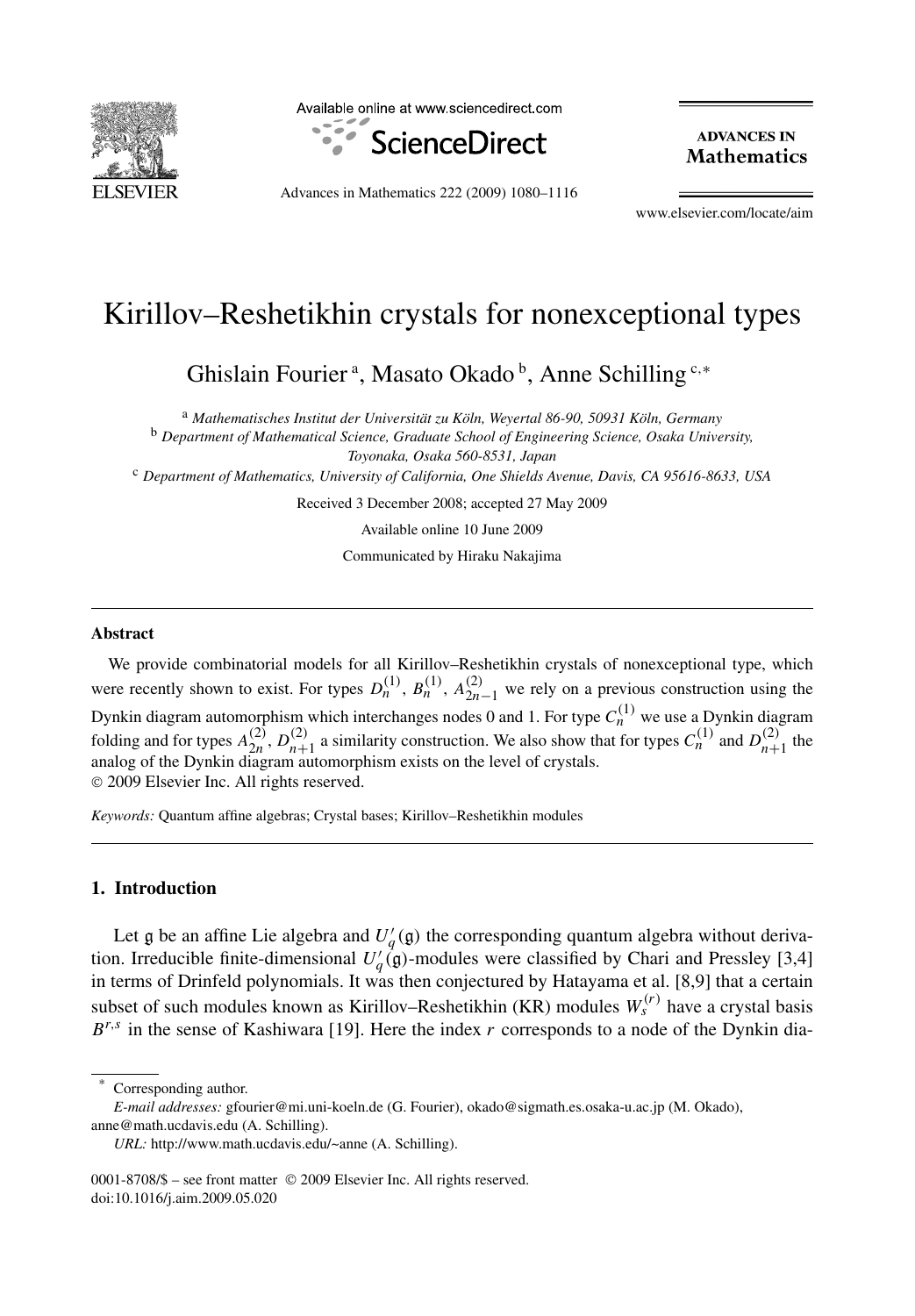# Kirillov–Reshetikhin crystals for nonexceptional types

Ghislain Fourier [a], Masato Okado [b], Anne Schilling [c,*]

[a] *Mathematisches Institut der Universität zu Köln, Weyertal 86-90, 50931 Köln, Germany*
[b] *Department of Mathematical Science, Graduate School of Engineering Science, Osaka University, Toyonaka, Osaka 560-8531, Japan*
[c] *Department of Mathematics, University of California, One Shields Avenue, Davis, CA 95616-8633, USA*

Received 3 December 2008; accepted 27 May 2009

Available online 10 June 2009

Communicated by Hiraku Nakajima

---

**Abstract**

We provide combinatorial models for all Kirillov–Reshetikhin crystals of nonexceptional type, which were recently shown to exist. For types $D_n^{(1)}$, $B_n^{(1)}$, $A_{2n-1}^{(2)}$ we rely on a previous construction using the Dynkin diagram automorphism which interchanges nodes 0 and 1. For type $C_n^{(1)}$ we use a Dynkin diagram folding and for types $A_{2n}^{(2)}$, $D_{n+1}^{(2)}$ a similarity construction. We also show that for types $C_n^{(1)}$ and $D_{n+1}^{(2)}$ the analog of the Dynkin diagram automorphism exists on the level of crystals.
© 2009 Elsevier Inc. All rights reserved.

*Keywords:* Quantum affine algebras; Crystal bases; Kirillov–Reshetikhin modules

---

## 1. Introduction

Let $\mathfrak{g}$ be an affine Lie algebra and $U_q'(\mathfrak{g})$ the corresponding quantum algebra without derivation. Irreducible finite-dimensional $U_q'(\mathfrak{g})$-modules were classified by Chari and Pressley [3,4] in terms of Drinfeld polynomials. It was then conjectured by Hatayama et al. [8,9] that a certain subset of such modules known as Kirillov–Reshetikhin (KR) modules $W_s^{(r)}$ have a crystal basis $B^{r,s}$ in the sense of Kashiwara [19]. Here the index $r$ corresponds to a node of the Dynkin dia-

---

\* Corresponding author.
*E-mail addresses:* gfourier@mi.uni-koeln.de (G. Fourier), okado@sigmath.es.osaka-u.ac.jp (M. Okado), anne@math.ucdavis.edu (A. Schilling).
*URL:* http://www.math.ucdavis.edu/~anne (A. Schilling).

0001-8708/$ – see front matter © 2009 Elsevier Inc. All rights reserved.
doi:10.1016/j.aim.2009.05.020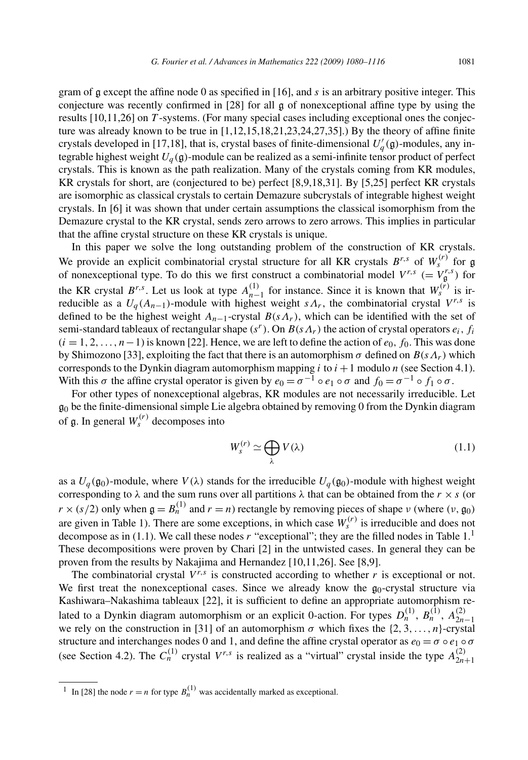gram of $\mathfrak{g}$ except the affine node 0 as specified in [16], and $s$ is an arbitrary positive integer. This conjecture was recently confirmed in [28] for all $\mathfrak{g}$ of nonexceptional affine type by using the results [10,11,26] on $T$-systems. (For many special cases including exceptional ones the conjecture was already known to be true in [1,12,15,18,21,23,24,27,35].) By the theory of affine finite crystals developed in [17,18], that is, crystal bases of finite-dimensional $U_q'(\mathfrak{g})$-modules, any integrable highest weight $U_q(\mathfrak{g})$-module can be realized as a semi-infinite tensor product of perfect crystals. This is known as the path realization. Many of the crystals coming from KR modules, KR crystals for short, are (conjectured to be) perfect [8,9,18,31]. By [5,25] perfect KR crystals are isomorphic as classical crystals to certain Demazure subcrystals of integrable highest weight crystals. In [6] it was shown that under certain assumptions the classical isomorphism from the Demazure crystal to the KR crystal, sends zero arrows to zero arrows. This implies in particular that the affine crystal structure on these KR crystals is unique.

In this paper we solve the long outstanding problem of the construction of KR crystals. We provide an explicit combinatorial crystal structure for all KR crystals $B^{r,s}$ of $W_s^{(r)}$ for $\mathfrak{g}$ of nonexceptional type. To do this we first construct a combinatorial model $V^{r,s}$ $(= V_{\mathfrak{g}}^{r,s})$ for the KR crystal $B^{r,s}$. Let us look at type $A_{n-1}^{(1)}$ for instance. Since it is known that $W_s^{(r)}$ is irreducible as a $U_q(A_{n-1})$-module with highest weight $s\Lambda_r$, the combinatorial crystal $V^{r,s}$ is defined to be the highest weight $A_{n-1}$-crystal $B(s\Lambda_r)$, which can be identified with the set of semi-standard tableaux of rectangular shape $(s^r)$. On $B(s\Lambda_r)$ the action of crystal operators $e_i$, $f_i$ $(i = 1, 2, \ldots, n-1)$ is known [22]. Hence, we are left to define the action of $e_0$, $f_0$. This was done by Shimozono [33], exploiting the fact that there is an automorphism $\sigma$ defined on $B(s\Lambda_r)$ which corresponds to the Dynkin diagram automorphism mapping $i$ to $i+1$ modulo $n$ (see Section 4.1). With this $\sigma$ the affine crystal operator is given by $e_0 = \sigma^{-1} \circ e_1 \circ \sigma$ and $f_0 = \sigma^{-1} \circ f_1 \circ \sigma$.

For other types of nonexceptional algebras, KR modules are not necessarily irreducible. Let $\mathfrak{g}_0$ be the finite-dimensional simple Lie algebra obtained by removing 0 from the Dynkin diagram of $\mathfrak{g}$. In general $W_s^{(r)}$ decomposes into

$$W_s^{(r)} \simeq \bigoplus_{\lambda} V(\lambda) \tag{1.1}$$

as a $U_q(\mathfrak{g}_0)$-module, where $V(\lambda)$ stands for the irreducible $U_q(\mathfrak{g}_0)$-module with highest weight corresponding to $\lambda$ and the sum runs over all partitions $\lambda$ that can be obtained from the $r \times s$ (or $r \times (s/2)$ only when $\mathfrak{g} = B_n^{(1)}$ and $r = n$) rectangle by removing pieces of shape $\nu$ (where $(\nu, \mathfrak{g}_0)$ are given in Table 1). There are some exceptions, in which case $W_s^{(r)}$ is irreducible and does not decompose as in (1.1). We call these nodes $r$ "exceptional"; they are the filled nodes in Table 1.[1] These decompositions were proven by Chari [2] in the untwisted cases. In general they can be proven from the results by Nakajima and Hernandez [10,11,26]. See [8,9].

The combinatorial crystal $V^{r,s}$ is constructed according to whether $r$ is exceptional or not. We first treat the nonexceptional cases. Since we already know the $\mathfrak{g}_0$-crystal structure via Kashiwara–Nakashima tableaux [22], it is sufficient to define an appropriate automorphism related to a Dynkin diagram automorphism or an explicit 0-action. For types $D_n^{(1)}$, $B_n^{(1)}$, $A_{2n-1}^{(2)}$ we rely on the construction in [31] of an automorphism $\sigma$ which fixes the $\{2, 3, \ldots, n\}$-crystal structure and interchanges nodes 0 and 1, and define the affine crystal operator as $e_0 = \sigma \circ e_1 \circ \sigma$ (see Section 4.2). The $C_n^{(1)}$ crystal $V^{r,s}$ is realized as a "virtual" crystal inside the type $A_{2n+1}^{(2)}$

[1] In [28] the node $r = n$ for type $B_n^{(1)}$ was accidentally marked as exceptional.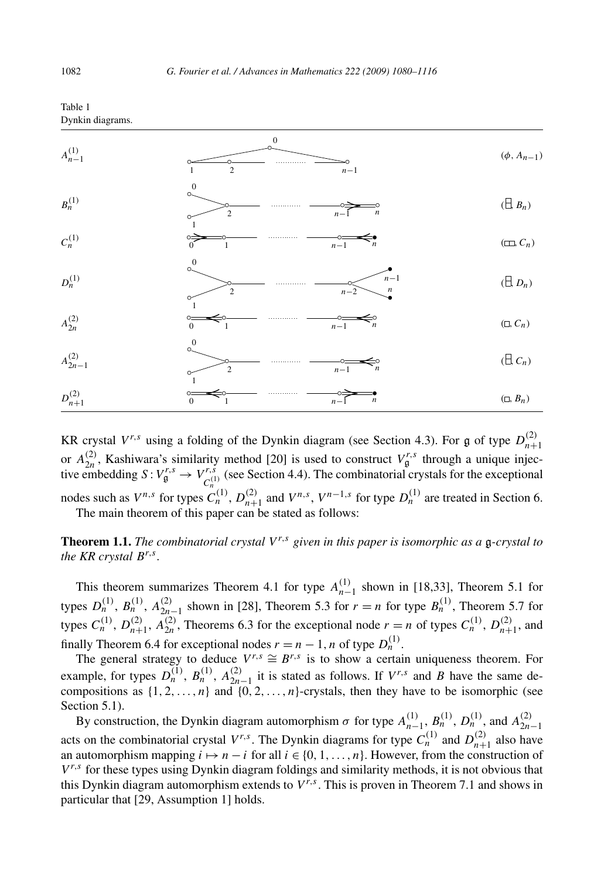Table 1
Dynkin diagrams.

| Type | Diagram | |
|---|---|---|
| $A_{n-1}^{(1)}$ | | $(\phi, A_{n-1})$ |
| $B_n^{(1)}$ | | $(\Box\!\!\Box, B_n)$ |
| $C_n^{(1)}$ | | $(\Box\Box, C_n)$ |
| $D_n^{(1)}$ | | $(\Box\!\!\Box, D_n)$ |
| $A_{2n}^{(2)}$ | | $(\Box, C_n)$ |
| $A_{2n-1}^{(2)}$ | | $(\Box\!\!\Box, C_n)$ |
| $D_{n+1}^{(2)}$ | | $(\Box, B_n)$ |

KR crystal $V^{r,s}$ using a folding of the Dynkin diagram (see Section 4.3). For $\mathfrak{g}$ of type $D_{n+1}^{(2)}$ or $A_{2n}^{(2)}$, Kashiwara's similarity method [20] is used to construct $V_{\mathfrak{g}}^{r,s}$ through a unique injective embedding $S : V_{\mathfrak{g}}^{r,s} \to V_{C_n^{(1)}}^{r,s}$ (see Section 4.4). The combinatorial crystals for the exceptional nodes such as $V^{n,s}$ for types $C_n^{(1)}$, $D_{n+1}^{(2)}$ and $V^{n,s}$, $V^{n-1,s}$ for type $D_n^{(1)}$ are treated in Section 6.

The main theorem of this paper can be stated as follows:

**Theorem 1.1.** *The combinatorial crystal $V^{r,s}$ given in this paper is isomorphic as a $\mathfrak{g}$-crystal to the KR crystal $B^{r,s}$.*

This theorem summarizes Theorem 4.1 for type $A_{n-1}^{(1)}$ shown in [18,33], Theorem 5.1 for types $D_n^{(1)}$, $B_n^{(1)}$, $A_{2n-1}^{(2)}$ shown in [28], Theorem 5.3 for $r = n$ for type $B_n^{(1)}$, Theorem 5.7 for types $C_n^{(1)}$, $D_{n+1}^{(2)}$, $A_{2n}^{(2)}$, Theorems 6.3 for the exceptional node $r = n$ of types $C_n^{(1)}$, $D_{n+1}^{(2)}$, and finally Theorem 6.4 for exceptional nodes $r = n-1, n$ of type $D_n^{(1)}$.

The general strategy to deduce $V^{r,s} \cong B^{r,s}$ is to show a certain uniqueness theorem. For example, for types $D_n^{(1)}$, $B_n^{(1)}$, $A_{2n-1}^{(2)}$ it is stated as follows. If $V^{r,s}$ and $B$ have the same decompositions as $\{1, 2, \ldots, n\}$ and $\{0, 2, \ldots, n\}$-crystals, then they have to be isomorphic (see Section 5.1).

By construction, the Dynkin diagram automorphism $\sigma$ for type $A_{n-1}^{(1)}$, $B_n^{(1)}$, $D_n^{(1)}$, and $A_{2n-1}^{(2)}$ acts on the combinatorial crystal $V^{r,s}$. The Dynkin diagrams for type $C_n^{(1)}$ and $D_{n+1}^{(2)}$ also have an automorphism mapping $i \mapsto n - i$ for all $i \in \{0, 1, \ldots, n\}$. However, from the construction of $V^{r,s}$ for these types using Dynkin diagram foldings and similarity methods, it is not obvious that this Dynkin diagram automorphism extends to $V^{r,s}$. This is proven in Theorem 7.1 and shows in particular that [29, Assumption 1] holds.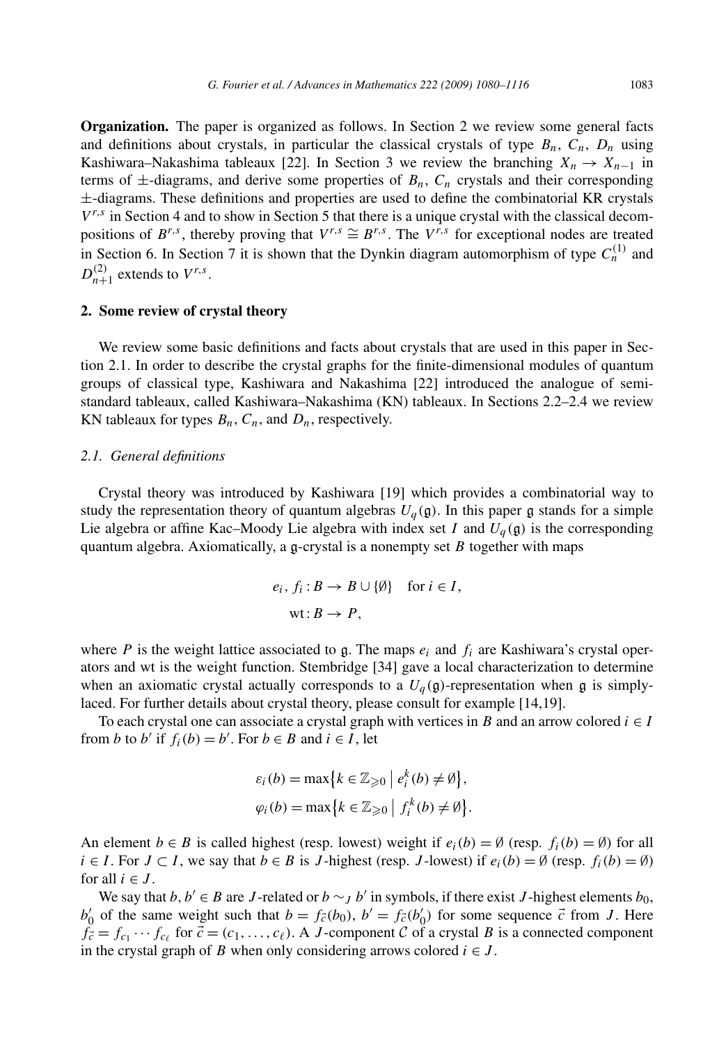**Organization.** The paper is organized as follows. In Section 2 we review some general facts and definitions about crystals, in particular the classical crystals of type $B_n$, $C_n$, $D_n$ using Kashiwara–Nakashima tableaux [22]. In Section 3 we review the branching $X_n \to X_{n-1}$ in terms of $\pm$-diagrams, and derive some properties of $B_n$, $C_n$ crystals and their corresponding $\pm$-diagrams. These definitions and properties are used to define the combinatorial KR crystals $V^{r,s}$ in Section 4 and to show in Section 5 that there is a unique crystal with the classical decompositions of $B^{r,s}$, thereby proving that $V^{r,s} \cong B^{r,s}$. The $V^{r,s}$ for exceptional nodes are treated in Section 6. In Section 7 it is shown that the Dynkin diagram automorphism of type $C_n^{(1)}$ and $D_{n+1}^{(2)}$ extends to $V^{r,s}$.

## 2. Some review of crystal theory

We review some basic definitions and facts about crystals that are used in this paper in Section 2.1. In order to describe the crystal graphs for the finite-dimensional modules of quantum groups of classical type, Kashiwara and Nakashima [22] introduced the analogue of semistandard tableaux, called Kashiwara–Nakashima (KN) tableaux. In Sections 2.2–2.4 we review KN tableaux for types $B_n$, $C_n$, and $D_n$, respectively.

### *2.1. General definitions*

Crystal theory was introduced by Kashiwara [19] which provides a combinatorial way to study the representation theory of quantum algebras $U_q(\mathfrak{g})$. In this paper $\mathfrak{g}$ stands for a simple Lie algebra or affine Kac–Moody Lie algebra with index set $I$ and $U_q(\mathfrak{g})$ is the corresponding quantum algebra. Axiomatically, a $\mathfrak{g}$-crystal is a nonempty set $B$ together with maps

$$e_i,\, f_i : B \to B \cup \{\emptyset\} \quad \text{for } i \in I,$$
$$\mathrm{wt} : B \to P,$$

where $P$ is the weight lattice associated to $\mathfrak{g}$. The maps $e_i$ and $f_i$ are Kashiwara's crystal operators and wt is the weight function. Stembridge [34] gave a local characterization to determine when an axiomatic crystal actually corresponds to a $U_q(\mathfrak{g})$-representation when $\mathfrak{g}$ is simply-laced. For further details about crystal theory, please consult for example [14,19].

To each crystal one can associate a crystal graph with vertices in $B$ and an arrow colored $i \in I$ from $b$ to $b'$ if $f_i(b) = b'$. For $b \in B$ and $i \in I$, let

$$\varepsilon_i(b) = \max\{k \in \mathbb{Z}_{\geqslant 0} \mid e_i^k(b) \neq \emptyset\},$$
$$\varphi_i(b) = \max\{k \in \mathbb{Z}_{\geqslant 0} \mid f_i^k(b) \neq \emptyset\}.$$

An element $b \in B$ is called highest (resp. lowest) weight if $e_i(b) = \emptyset$ (resp. $f_i(b) = \emptyset$) for all $i \in I$. For $J \subset I$, we say that $b \in B$ is $J$-highest (resp. $J$-lowest) if $e_i(b) = \emptyset$ (resp. $f_i(b) = \emptyset$) for all $i \in J$.

We say that $b, b' \in B$ are $J$-related or $b \sim_J b'$ in symbols, if there exist $J$-highest elements $b_0$, $b_0'$ of the same weight such that $b = f_{\vec{c}}(b_0)$, $b' = f_{\vec{c}}(b_0')$ for some sequence $\vec{c}$ from $J$. Here $f_{\vec{c}} = f_{c_1} \cdots f_{c_\ell}$ for $\vec{c} = (c_1, \ldots, c_\ell)$. A $J$-component $\mathcal{C}$ of a crystal $B$ is a connected component in the crystal graph of $B$ when only considering arrows colored $i \in J$.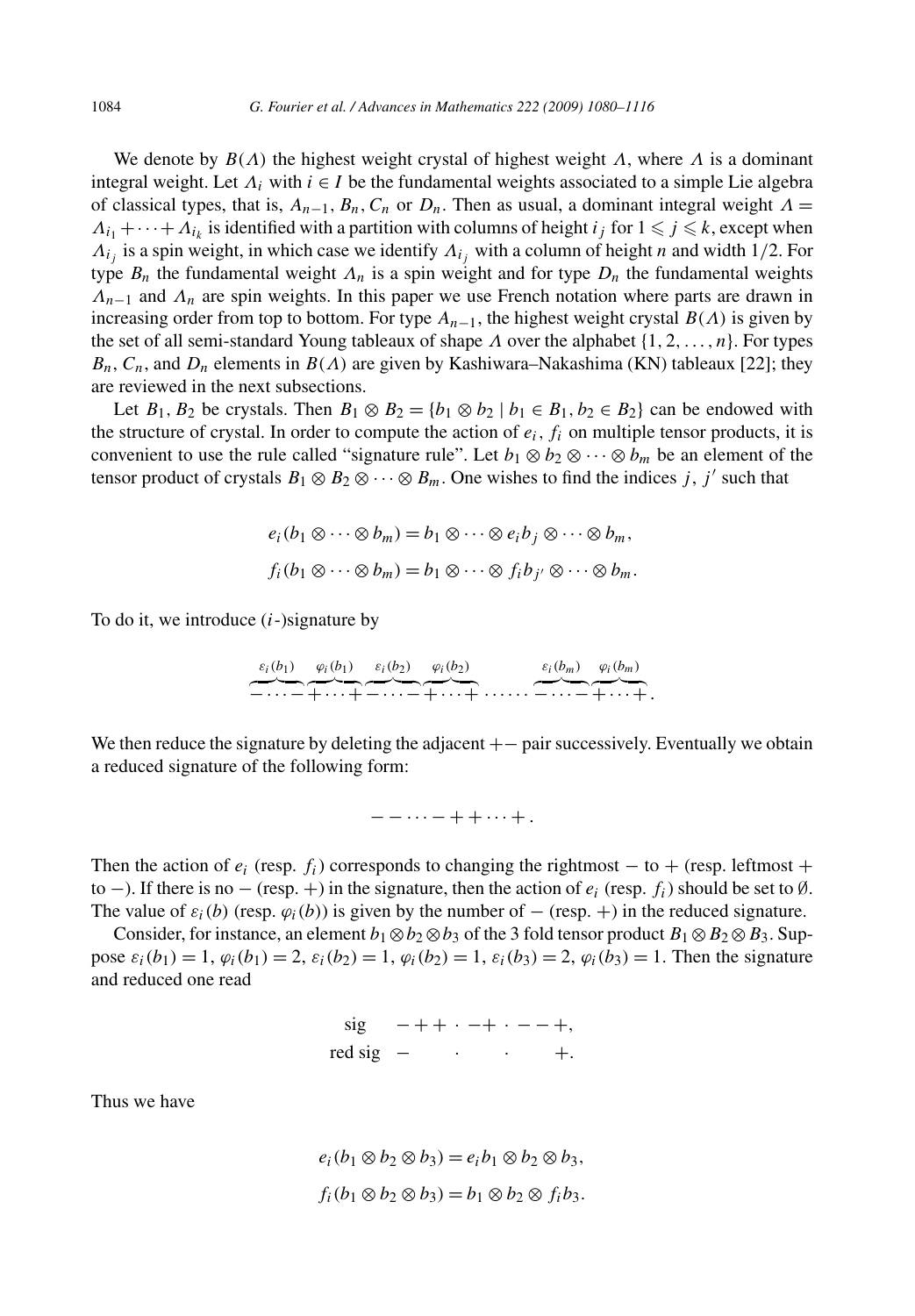We denote by $B(\Lambda)$ the highest weight crystal of highest weight $\Lambda$, where $\Lambda$ is a dominant integral weight. Let $\Lambda_i$ with $i \in I$ be the fundamental weights associated to a simple Lie algebra of classical types, that is, $A_{n-1}$, $B_n$, $C_n$ or $D_n$. Then as usual, a dominant integral weight $\Lambda = \Lambda_{i_1} + \cdots + \Lambda_{i_k}$ is identified with a partition with columns of height $i_j$ for $1 \leqslant j \leqslant k$, except when $\Lambda_{i_j}$ is a spin weight, in which case we identify $\Lambda_{i_j}$ with a column of height $n$ and width $1/2$. For type $B_n$ the fundamental weight $\Lambda_n$ is a spin weight and for type $D_n$ the fundamental weights $\Lambda_{n-1}$ and $\Lambda_n$ are spin weights. In this paper we use French notation where parts are drawn in increasing order from top to bottom. For type $A_{n-1}$, the highest weight crystal $B(\Lambda)$ is given by the set of all semi-standard Young tableaux of shape $\Lambda$ over the alphabet $\{1, 2, \ldots, n\}$. For types $B_n$, $C_n$, and $D_n$ elements in $B(\Lambda)$ are given by Kashiwara–Nakashima (KN) tableaux [22]; they are reviewed in the next subsections.

Let $B_1, B_2$ be crystals. Then $B_1 \otimes B_2 = \{b_1 \otimes b_2 \mid b_1 \in B_1, b_2 \in B_2\}$ can be endowed with the structure of crystal. In order to compute the action of $e_i, f_i$ on multiple tensor products, it is convenient to use the rule called "signature rule". Let $b_1 \otimes b_2 \otimes \cdots \otimes b_m$ be an element of the tensor product of crystals $B_1 \otimes B_2 \otimes \cdots \otimes B_m$. One wishes to find the indices $j$, $j'$ such that

$$e_i(b_1 \otimes \cdots \otimes b_m) = b_1 \otimes \cdots \otimes e_i b_j \otimes \cdots \otimes b_m,$$
$$f_i(b_1 \otimes \cdots \otimes b_m) = b_1 \otimes \cdots \otimes f_i b_{j'} \otimes \cdots \otimes b_m.$$

To do it, we introduce ($i$-)signature by

$$\overbrace{-\cdots-}^{\varepsilon_i(b_1)}\overbrace{+\cdots+}^{\varphi_i(b_1)}\overbrace{-\cdots-}^{\varepsilon_i(b_2)}\overbrace{+\cdots+}^{\varphi_i(b_2)}\cdots\cdots\overbrace{-\cdots-}^{\varepsilon_i(b_m)}\overbrace{+\cdots+}^{\varphi_i(b_m)}.$$

We then reduce the signature by deleting the adjacent $+-$ pair successively. Eventually we obtain a reduced signature of the following form:

$$--\cdots-++\cdots+.$$

Then the action of $e_i$ (resp. $f_i$) corresponds to changing the rightmost $-$ to $+$ (resp. leftmost $+$ to $-$). If there is no $-$ (resp. $+$) in the signature, then the action of $e_i$ (resp. $f_i$) should be set to $\emptyset$. The value of $\varepsilon_i(b)$ (resp. $\varphi_i(b)$) is given by the number of $-$ (resp. $+$) in the reduced signature.

Consider, for instance, an element $b_1 \otimes b_2 \otimes b_3$ of the 3 fold tensor product $B_1 \otimes B_2 \otimes B_3$. Suppose $\varepsilon_i(b_1) = 1$, $\varphi_i(b_1) = 2$, $\varepsilon_i(b_2) = 1$, $\varphi_i(b_2) = 1$, $\varepsilon_i(b_3) = 2$, $\varphi_i(b_3) = 1$. Then the signature and reduced one read

$$\begin{array}{ll} \text{sig} & -++\cdot-+\cdot--+, \\ \text{red sig} & -\qquad\cdot\qquad\cdot\qquad+. \end{array}$$

Thus we have

$$e_i(b_1 \otimes b_2 \otimes b_3) = e_i b_1 \otimes b_2 \otimes b_3,$$
$$f_i(b_1 \otimes b_2 \otimes b_3) = b_1 \otimes b_2 \otimes f_i b_3.$$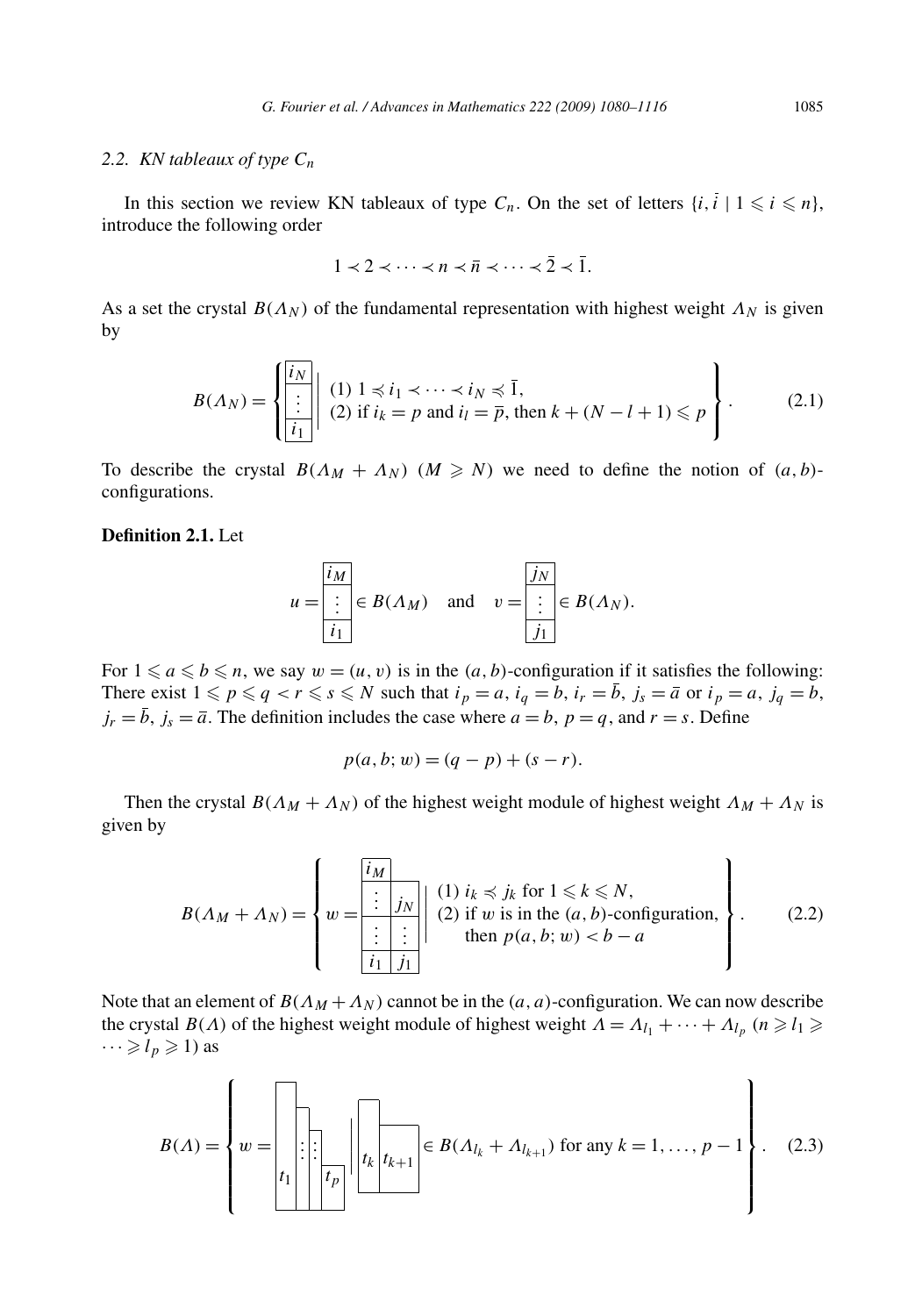### 2.2. KN tableaux of type $C_n$

In this section we review KN tableaux of type $C_n$. On the set of letters $\{i, \bar{i} \mid 1 \leqslant i \leqslant n\}$, introduce the following order

$$1 \prec 2 \prec \cdots \prec n \prec \bar{n} \prec \cdots \prec \bar{2} \prec \bar{1}.$$

As a set the crystal $B(\Lambda_N)$ of the fundamental representation with highest weight $\Lambda_N$ is given by

$$B(\Lambda_N) = \left\{ \begin{array}{|c|} \hline i_N \\ \hline \vdots \\ \hline i_1 \\ \hline \end{array} \;\middle|\; \begin{array}{l} (1)\ 1 \preccurlyeq i_1 \prec \cdots \prec i_N \preccurlyeq \bar{1}, \\ (2)\ \text{if } i_k = p \text{ and } i_l = \bar{p}, \text{ then } k + (N - l + 1) \leqslant p \end{array} \right\}. \tag{2.1}$$

To describe the crystal $B(\Lambda_M + \Lambda_N)$ $(M \geqslant N)$ we need to define the notion of $(a,b)$-configurations.

**Definition 2.1.** Let

$$u = \begin{array}{|c|} \hline i_M \\ \hline \vdots \\ \hline i_1 \\ \hline \end{array} \in B(\Lambda_M) \quad \text{and} \quad v = \begin{array}{|c|} \hline j_N \\ \hline \vdots \\ \hline j_1 \\ \hline \end{array} \in B(\Lambda_N).$$

For $1 \leqslant a \leqslant b \leqslant n$, we say $w = (u, v)$ is in the $(a,b)$-configuration if it satisfies the following: There exist $1 \leqslant p \leqslant q < r \leqslant s \leqslant N$ such that $i_p = a$, $i_q = b$, $i_r = \bar{b}$, $j_s = \bar{a}$ or $i_p = a$, $j_q = b$, $j_r = \bar{b}$, $j_s = \bar{a}$. The definition includes the case where $a = b$, $p = q$, and $r = s$. Define

$$p(a, b; w) = (q - p) + (s - r).$$

Then the crystal $B(\Lambda_M + \Lambda_N)$ of the highest weight module of highest weight $\Lambda_M + \Lambda_N$ is given by

$$B(\Lambda_M + \Lambda_N) = \left\{ w = \begin{array}{|c|c|} \hline i_M & \\ \hline \vdots & j_N \\ \hline \vdots & \vdots \\ \hline i_1 & j_1 \\ \hline \end{array} \;\middle|\; \begin{array}{l} (1)\ i_k \preccurlyeq j_k \text{ for } 1 \leqslant k \leqslant N, \\ (2)\ \text{if } w \text{ is in the } (a,b)\text{-configuration,} \\ \quad\ \text{then } p(a, b; w) < b - a \end{array} \right\}. \tag{2.2}$$

Note that an element of $B(\Lambda_M + \Lambda_N)$ cannot be in the $(a,a)$-configuration. We can now describe the crystal $B(\Lambda)$ of the highest weight module of highest weight $\Lambda = \Lambda_{l_1} + \cdots + \Lambda_{l_p}$ $(n \geqslant l_1 \geqslant \cdots \geqslant l_p \geqslant 1)$ as

$$B(\Lambda) = \left\{ w = \begin{array}{|c|c|c|} \hline t_1 & \vdots\vdots & t_p \\ \hline \end{array} \;\middle|\; \begin{array}{|c|c|} \hline t_k & t_{k+1} \\ \hline \end{array} \in B(\Lambda_{l_k} + \Lambda_{l_{k+1}}) \text{ for any } k = 1, \ldots, p-1 \right\}. \tag{2.3}$$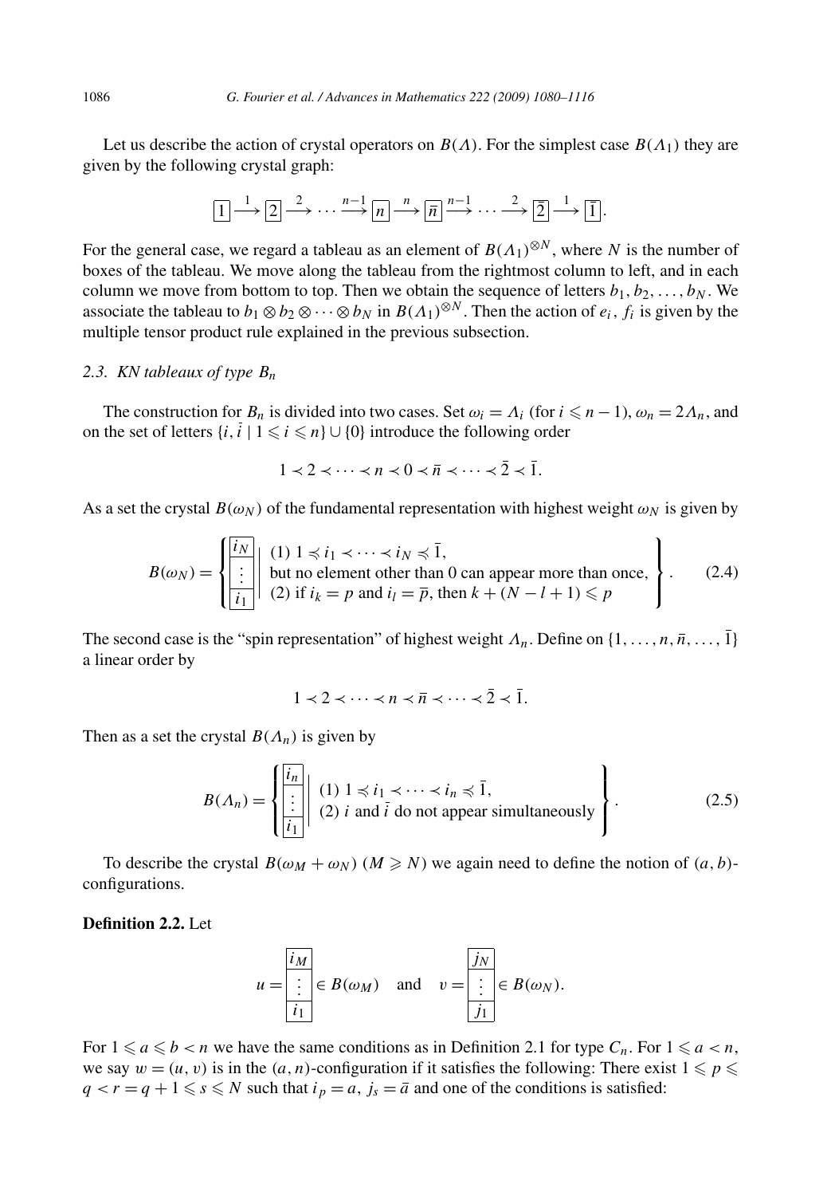Let us describe the action of crystal operators on $B(\Lambda)$. For the simplest case $B(\Lambda_1)$ they are given by the following crystal graph:

$$\boxed{1} \xrightarrow{1} \boxed{2} \xrightarrow{2} \cdots \xrightarrow{n-1} \boxed{n} \xrightarrow{n} \boxed{\bar{n}} \xrightarrow{n-1} \cdots \xrightarrow{2} \boxed{\bar{2}} \xrightarrow{1} \boxed{\bar{1}}.$$

For the general case, we regard a tableau as an element of $B(\Lambda_1)^{\otimes N}$, where $N$ is the number of boxes of the tableau. We move along the tableau from the rightmost column to left, and in each column we move from bottom to top. Then we obtain the sequence of letters $b_1, b_2, \ldots, b_N$. We associate the tableau to $b_1 \otimes b_2 \otimes \cdots \otimes b_N$ in $B(\Lambda_1)^{\otimes N}$. Then the action of $e_i$, $f_i$ is given by the multiple tensor product rule explained in the previous subsection.

### 2.3. KN tableaux of type $B_n$

The construction for $B_n$ is divided into two cases. Set $\omega_i = \Lambda_i$ (for $i \leqslant n-1$), $\omega_n = 2\Lambda_n$, and on the set of letters $\{i, \bar{i} \mid 1 \leqslant i \leqslant n\} \cup \{0\}$ introduce the following order

$$1 \prec 2 \prec \cdots \prec n \prec 0 \prec \bar{n} \prec \cdots \prec \bar{2} \prec \bar{1}.$$

As a set the crystal $B(\omega_N)$ of the fundamental representation with highest weight $\omega_N$ is given by

$$B(\omega_N) = \left\{ \begin{array}{|c|} \hline i_N \\ \hline \vdots \\ \hline i_1 \\ \hline \end{array} \;\middle|\; \begin{array}{l} (1)\ 1 \preccurlyeq i_1 \prec \cdots \prec i_N \preccurlyeq \bar{1}, \\ \text{but no element other than 0 can appear more than once,} \\ (2)\ \text{if } i_k = p \text{ and } i_l = \bar{p}, \text{ then } k + (N - l + 1) \leqslant p \end{array} \right\}. \tag{2.4}$$

The second case is the "spin representation" of highest weight $\Lambda_n$. Define on $\{1, \ldots, n, \bar{n}, \ldots, \bar{1}\}$ a linear order by

$$1 \prec 2 \prec \cdots \prec n \prec \bar{n} \prec \cdots \prec \bar{2} \prec \bar{1}.$$

Then as a set the crystal $B(\Lambda_n)$ is given by

$$B(\Lambda_n) = \left\{ \begin{array}{|c|} \hline i_n \\ \hline \vdots \\ \hline i_1 \\ \hline \end{array} \;\middle|\; \begin{array}{l} (1)\ 1 \preccurlyeq i_1 \prec \cdots \prec i_n \preccurlyeq \bar{1}, \\ (2)\ i \text{ and } \bar{i} \text{ do not appear simultaneously} \end{array} \right\}. \tag{2.5}$$

To describe the crystal $B(\omega_M + \omega_N)$ $(M \geqslant N)$ we again need to define the notion of $(a,b)$-configurations.

**Definition 2.2.** Let

$$u = \begin{array}{|c|} \hline i_M \\ \hline \vdots \\ \hline i_1 \\ \hline \end{array} \in B(\omega_M) \quad \text{and} \quad v = \begin{array}{|c|} \hline j_N \\ \hline \vdots \\ \hline j_1 \\ \hline \end{array} \in B(\omega_N).$$

For $1 \leqslant a \leqslant b < n$ we have the same conditions as in Definition 2.1 for type $C_n$. For $1 \leqslant a < n$, we say $w = (u, v)$ is in the $(a, n)$-configuration if it satisfies the following: There exist $1 \leqslant p \leqslant q < r = q + 1 \leqslant s \leqslant N$ such that $i_p = a$, $j_s = \bar{a}$ and one of the conditions is satisfied: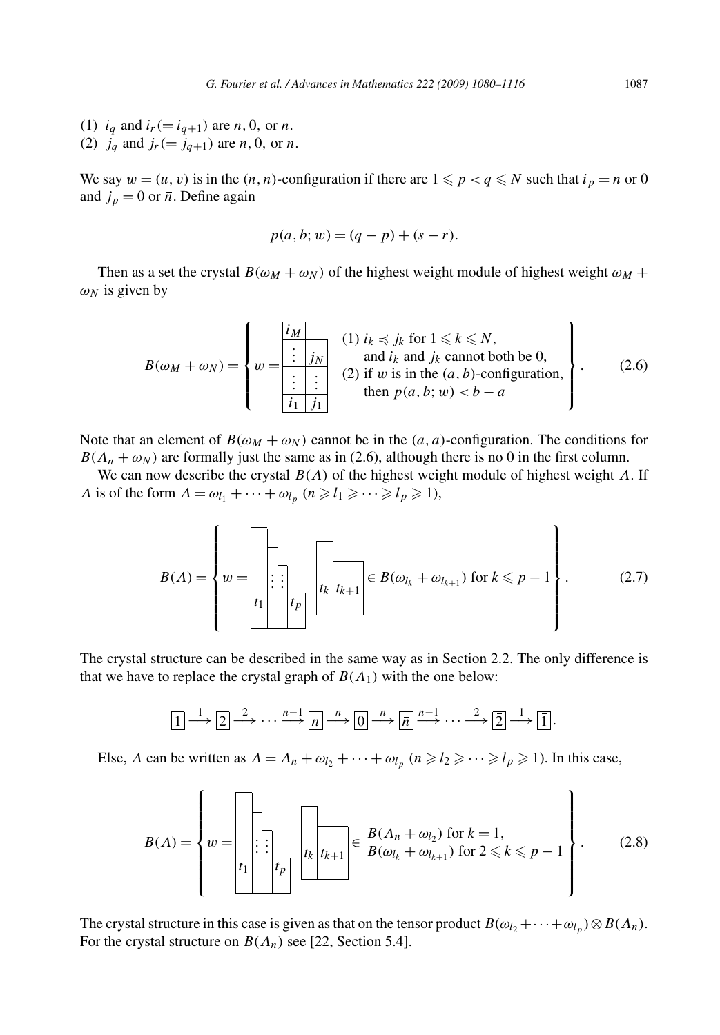(1) $i_q$ and $i_r (= i_{q+1})$ are $n, 0$, or $\bar{n}$.
(2) $j_q$ and $j_r (= j_{q+1})$ are $n, 0$, or $\bar{n}$.

We say $w = (u, v)$ is in the $(n, n)$-configuration if there are $1 \leqslant p < q \leqslant N$ such that $i_p = n$ or $0$ and $j_p = 0$ or $\bar{n}$. Define again

$$p(a, b; w) = (q - p) + (s - r).$$

Then as a set the crystal $B(\omega_M + \omega_N)$ of the highest weight module of highest weight $\omega_M + \omega_N$ is given by

$$B(\omega_M + \omega_N) = \left\{ w = \begin{array}{|c|c} \hline i_M & \\ \hline \vdots & \multicolumn{1}{|c|}{j_N} \\ \hline \vdots & \multicolumn{1}{|c|}{\vdots} \\ \hline i_1 & \multicolumn{1}{|c|}{j_1} \\ \hline \end{array} \;\middle|\; \begin{array}{l} (1)\ i_k \preccurlyeq j_k \text{ for } 1 \leqslant k \leqslant N, \\ \quad \text{and } i_k \text{ and } j_k \text{ cannot both be } 0, \\ (2) \text{ if } w \text{ is in the } (a, b)\text{-configuration,} \\ \quad \text{then } p(a, b; w) < b - a \end{array} \right\}. \tag{2.6}$$

Note that an element of $B(\omega_M + \omega_N)$ cannot be in the $(a, a)$-configuration. The conditions for $B(\Lambda_n + \omega_N)$ are formally just the same as in (2.6), although there is no 0 in the first column.

We can now describe the crystal $B(\Lambda)$ of the highest weight module of highest weight $\Lambda$. If $\Lambda$ is of the form $\Lambda = \omega_{l_1} + \cdots + \omega_{l_p}$ $(n \geqslant l_1 \geqslant \cdots \geqslant l_p \geqslant 1)$,

$$B(\Lambda) = \left\{ w = \boxed{t_1}\,\boxed{\vdots}\,\boxed{\vdots}\,\boxed{t_p} \;\middle|\; \boxed{t_k}\,\boxed{t_{k+1}} \in B(\omega_{l_k} + \omega_{l_{k+1}}) \text{ for } k \leqslant p - 1 \right\}. \tag{2.7}$$

The crystal structure can be described in the same way as in Section 2.2. The only difference is that we have to replace the crystal graph of $B(\Lambda_1)$ with the one below:

$$\boxed{1} \xrightarrow{1} \boxed{2} \xrightarrow{2} \cdots \xrightarrow{n-1} \boxed{n} \xrightarrow{n} \boxed{0} \xrightarrow{n} \boxed{\bar{n}} \xrightarrow{n-1} \cdots \xrightarrow{2} \boxed{\bar{2}} \xrightarrow{1} \boxed{\bar{1}}.$$

Else, $\Lambda$ can be written as $\Lambda = \Lambda_n + \omega_{l_2} + \cdots + \omega_{l_p}$ $(n \geqslant l_2 \geqslant \cdots \geqslant l_p \geqslant 1)$. In this case,

$$B(\Lambda) = \left\{ w = \boxed{t_1}\,\boxed{\vdots}\,\boxed{\vdots}\,\boxed{t_p} \;\middle|\; \boxed{t_k}\,\boxed{t_{k+1}} \in \begin{array}{l} B(\Lambda_n + \omega_{l_2}) \text{ for } k = 1, \\ B(\omega_{l_k} + \omega_{l_{k+1}}) \text{ for } 2 \leqslant k \leqslant p - 1 \end{array} \right\}. \tag{2.8}$$

The crystal structure in this case is given as that on the tensor product $B(\omega_{l_2} + \cdots + \omega_{l_p}) \otimes B(\Lambda_n)$. For the crystal structure on $B(\Lambda_n)$ see [22, Section 5.4].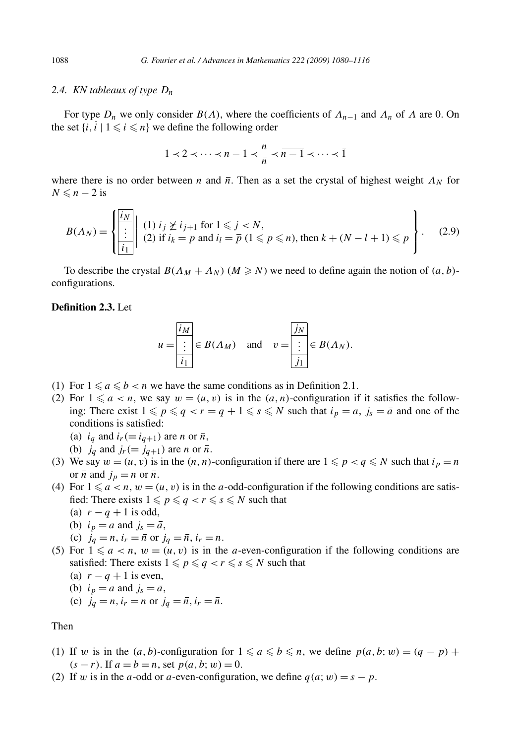### 2.4. KN tableaux of type $D_n$

For type $D_n$ we only consider $B(\Lambda)$, where the coefficients of $\Lambda_{n-1}$ and $\Lambda_n$ of $\Lambda$ are 0. On the set $\{i, \bar{i} \mid 1 \leqslant i \leqslant n\}$ we define the following order

$$1 \prec 2 \prec \cdots \prec n-1 \prec \begin{matrix} n \\ \bar{n} \end{matrix} \prec \overline{n-1} \prec \cdots \prec \bar{1}$$

where there is no order between $n$ and $\bar{n}$. Then as a set the crystal of highest weight $\Lambda_N$ for $N \leqslant n-2$ is

$$B(\Lambda_N) = \left\{ \begin{array}{|c|} \hline i_N \\ \hline \vdots \\ \hline i_1 \\ \hline \end{array} \;\middle|\; \begin{array}{l} (1)\ i_j \not\succeq i_{j+1} \text{ for } 1 \leqslant j < N, \\ (2)\ \text{if } i_k = p \text{ and } i_l = \bar{p}\ (1 \leqslant p \leqslant n), \text{ then } k + (N - l + 1) \leqslant p \end{array} \right\}. \tag{2.9}$$

To describe the crystal $B(\Lambda_M + \Lambda_N)$ $(M \geqslant N)$ we need to define again the notion of $(a, b)$-configurations.

**Definition 2.3.** Let

$$u = \begin{array}{|c|} \hline i_M \\ \hline \vdots \\ \hline i_1 \\ \hline \end{array} \in B(\Lambda_M) \quad \text{and} \quad v = \begin{array}{|c|} \hline j_N \\ \hline \vdots \\ \hline j_1 \\ \hline \end{array} \in B(\Lambda_N).$$

(1) For $1 \leqslant a \leqslant b < n$ we have the same conditions as in Definition 2.1.

(2) For $1 \leqslant a < n$, we say $w = (u, v)$ is in the $(a, n)$-configuration if it satisfies the following: There exist $1 \leqslant p \leqslant q < r = q + 1 \leqslant s \leqslant N$ such that $i_p = a$, $j_s = \bar{a}$ and one of the conditions is satisfied:
   (a) $i_q$ and $i_r (= i_{q+1})$ are $n$ or $\bar{n}$,
   (b) $j_q$ and $j_r (= j_{q+1})$ are $n$ or $\bar{n}$.

(3) We say $w = (u, v)$ is in the $(n, n)$-configuration if there are $1 \leqslant p < q \leqslant N$ such that $i_p = n$ or $\bar{n}$ and $j_p = n$ or $\bar{n}$.

(4) For $1 \leqslant a < n$, $w = (u, v)$ is in the $a$-odd-configuration if the following conditions are satisfied: There exists $1 \leqslant p \leqslant q < r \leqslant s \leqslant N$ such that
   (a) $r - q + 1$ is odd,
   (b) $i_p = a$ and $j_s = \bar{a}$,
   (c) $j_q = n$, $i_r = \bar{n}$ or $j_q = \bar{n}$, $i_r = n$.

(5) For $1 \leqslant a < n$, $w = (u, v)$ is in the $a$-even-configuration if the following conditions are satisfied: There exists $1 \leqslant p \leqslant q < r \leqslant s \leqslant N$ such that
   (a) $r - q + 1$ is even,
   (b) $i_p = a$ and $j_s = \bar{a}$,
   (c) $j_q = n$, $i_r = n$ or $j_q = \bar{n}$, $i_r = \bar{n}$.

Then

(1) If $w$ is in the $(a, b)$-configuration for $1 \leqslant a \leqslant b \leqslant n$, we define $p(a, b; w) = (q - p) + (s - r)$. If $a = b = n$, set $p(a, b; w) = 0$.

(2) If $w$ is in the $a$-odd or $a$-even-configuration, we define $q(a; w) = s - p$.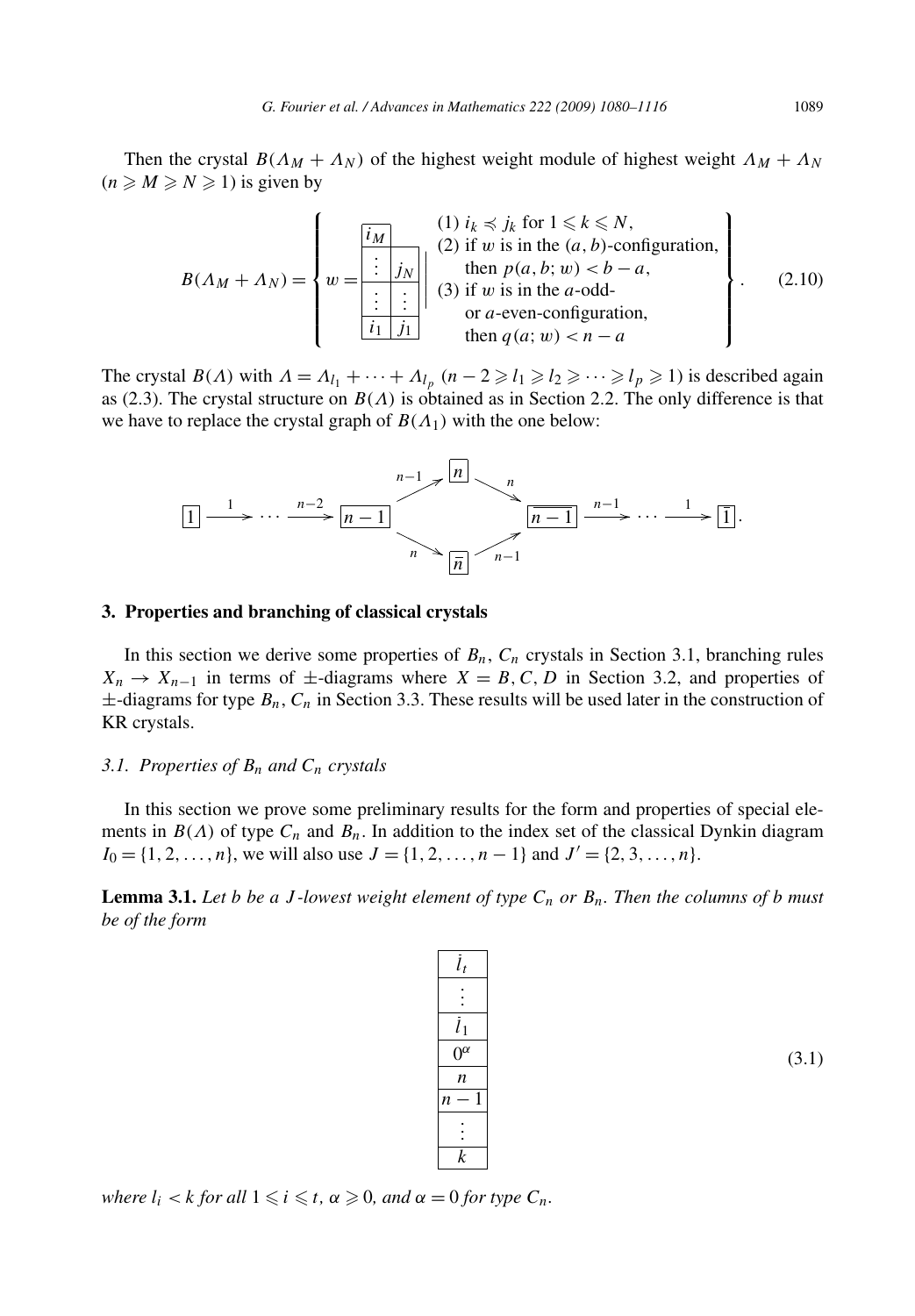Then the crystal $B(\Lambda_M + \Lambda_N)$ of the highest weight module of highest weight $\Lambda_M + \Lambda_N$ ($n \geqslant M \geqslant N \geqslant 1$) is given by

$$
B(\Lambda_M + \Lambda_N) = \left\{ w = \begin{array}{|c|c|} \hline i_M & \\ \cline{1-1} \vdots & j_N \\ \hline \vdots & \vdots \\ \hline i_1 & j_1 \\ \hline \end{array} \;\middle|\; \begin{array}{l} (1)\ i_k \preccurlyeq j_k \text{ for } 1 \leqslant k \leqslant N, \\ (2) \text{ if } w \text{ is in the } (a,b)\text{-configuration,} \\ \quad \text{then } p(a,b;w) < b-a, \\ (3) \text{ if } w \text{ is in the } a\text{-odd-} \\ \quad \text{or } a\text{-even-configuration,} \\ \quad \text{then } q(a;w) < n-a \end{array} \right\}. \tag{2.10}
$$

The crystal $B(\Lambda)$ with $\Lambda = \Lambda_{l_1} + \cdots + \Lambda_{l_p}$ ($n-2 \geqslant l_1 \geqslant l_2 \geqslant \cdots \geqslant l_p \geqslant 1$) is described again as (2.3). The crystal structure on $B(\Lambda)$ is obtained as in Section 2.2. The only difference is that we have to replace the crystal graph of $B(\Lambda_1)$ with the one below:

$$
\boxed{1} \xrightarrow{1} \cdots \xrightarrow{n-2} \boxed{n-1} \begin{array}{c} \overset{n-1}{\nearrow} \boxed{n} \overset{n}{\searrow} \\ \underset{n}{\searrow} \boxed{\bar{n}} \underset{n-1}{\nearrow} \end{array} \boxed{\overline{n-1}} \xrightarrow{n-1} \cdots \xrightarrow{1} \boxed{\bar{1}}.
$$

## 3. Properties and branching of classical crystals

In this section we derive some properties of $B_n$, $C_n$ crystals in Section 3.1, branching rules $X_n \to X_{n-1}$ in terms of $\pm$-diagrams where $X = B, C, D$ in Section 3.2, and properties of $\pm$-diagrams for type $B_n$, $C_n$ in Section 3.3. These results will be used later in the construction of KR crystals.

### 3.1. Properties of $B_n$ and $C_n$ crystals

In this section we prove some preliminary results for the form and properties of special elements in $B(\Lambda)$ of type $C_n$ and $B_n$. In addition to the index set of the classical Dynkin diagram $I_0 = \{1, 2, \ldots, n\}$, we will also use $J = \{1, 2, \ldots, n-1\}$ and $J' = \{2, 3, \ldots, n\}$.

**Lemma 3.1.** *Let $b$ be a $J$-lowest weight element of type $C_n$ or $B_n$. Then the columns of $b$ must be of the form*

$$
\begin{array}{|c|} \hline \bar{l}_t \\ \hline \vdots \\ \hline \bar{l}_1 \\ \hline 0^{\alpha} \\ \hline n \\ \hline n-1 \\ \hline \vdots \\ \hline k \\ \hline \end{array} \tag{3.1}
$$

*where $l_i < k$ for all $1 \leqslant i \leqslant t$, $\alpha \geqslant 0$, and $\alpha = 0$ for type $C_n$.*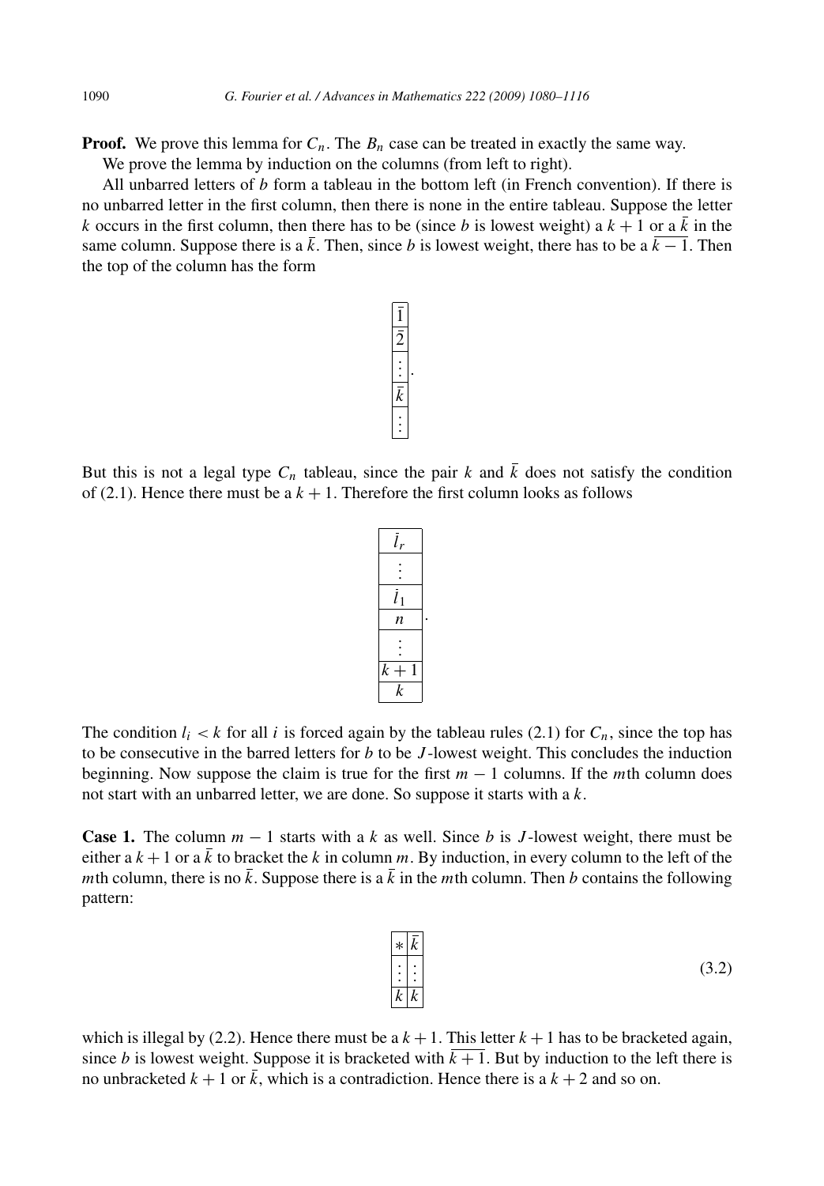**Proof.** We prove this lemma for $C_n$. The $B_n$ case can be treated in exactly the same way.

We prove the lemma by induction on the columns (from left to right).

All unbarred letters of $b$ form a tableau in the bottom left (in French convention). If there is no unbarred letter in the first column, then there is none in the entire tableau. Suppose the letter $k$ occurs in the first column, then there has to be (since $b$ is lowest weight) a $k+1$ or a $\bar{k}$ in the same column. Suppose there is a $\bar{k}$. Then, since $b$ is lowest weight, there has to be a $\overline{k-1}$. Then the top of the column has the form

$$\begin{array}{|c|}\hline \bar{1} \\ \hline \bar{2} \\ \hline \vdots \\ \hline \bar{k} \\ \hline \vdots \\ \hline \end{array}\,.$$

But this is not a legal type $C_n$ tableau, since the pair $k$ and $\bar{k}$ does not satisfy the condition of (2.1). Hence there must be a $k+1$. Therefore the first column looks as follows

$$\begin{array}{|c|}\hline \bar{l}_r \\ \hline \vdots \\ \hline \bar{l}_1 \\ \hline n \\ \hline \vdots \\ \hline k+1 \\ \hline k \\ \hline \end{array}\,.$$

The condition $l_i < k$ for all $i$ is forced again by the tableau rules (2.1) for $C_n$, since the top has to be consecutive in the barred letters for $b$ to be $J$-lowest weight. This concludes the induction beginning. Now suppose the claim is true for the first $m-1$ columns. If the $m$th column does not start with an unbarred letter, we are done. So suppose it starts with a $k$.

**Case 1.** The column $m-1$ starts with a $k$ as well. Since $b$ is $J$-lowest weight, there must be either a $k+1$ or a $\bar{k}$ to bracket the $k$ in column $m$. By induction, in every column to the left of the $m$th column, there is no $\bar{k}$. Suppose there is a $\bar{k}$ in the $m$th column. Then $b$ contains the following pattern:

$$\begin{array}{|c|c|}\hline * & \bar{k} \\ \hline \vdots & \vdots \\ \hline k & k \\ \hline \end{array} \tag{3.2}$$

which is illegal by (2.2). Hence there must be a $k+1$. This letter $k+1$ has to be bracketed again, since $b$ is lowest weight. Suppose it is bracketed with $\overline{k+1}$. But by induction to the left there is no unbracketed $k+1$ or $\bar{k}$, which is a contradiction. Hence there is a $k+2$ and so on.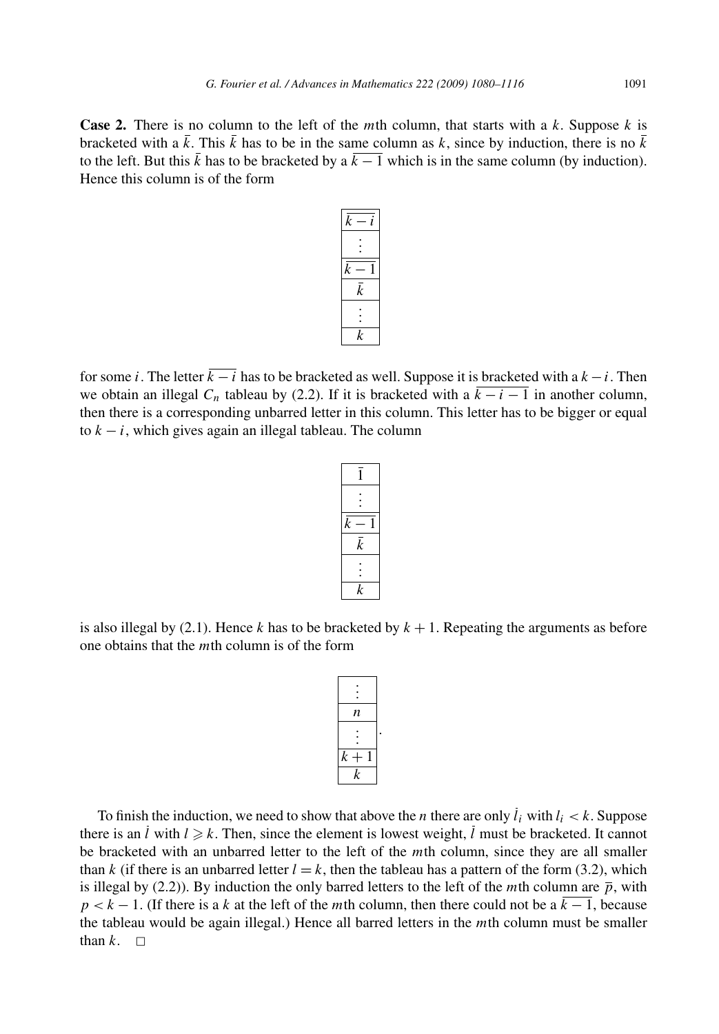**Case 2.** There is no column to the left of the $m$th column, that starts with a $k$. Suppose $k$ is bracketed with a $\bar{k}$. This $\bar{k}$ has to be in the same column as $k$, since by induction, there is no $\bar{k}$ to the left. But this $\bar{k}$ has to be bracketed by a $\overline{k-1}$ which is in the same column (by induction). Hence this column is of the form

$$\begin{array}{|c|}\hline \overline{k-i} \\ \hline \vdots \\ \hline \overline{k-1} \\ \hline \bar{k} \\ \hline \vdots \\ \hline k \\ \hline \end{array}$$

for some $i$. The letter $\overline{k-i}$ has to be bracketed as well. Suppose it is bracketed with a $k-i$. Then we obtain an illegal $C_n$ tableau by (2.2). If it is bracketed with a $\overline{k-i-1}$ in another column, then there is a corresponding unbarred letter in this column. This letter has to be bigger or equal to $k-i$, which gives again an illegal tableau. The column

$$\begin{array}{|c|}\hline \bar{1} \\ \hline \vdots \\ \hline \overline{k-1} \\ \hline \bar{k} \\ \hline \vdots \\ \hline k \\ \hline \end{array}$$

is also illegal by (2.1). Hence $k$ has to be bracketed by $k+1$. Repeating the arguments as before one obtains that the $m$th column is of the form

$$\begin{array}{|c|}\hline \vdots \\ \hline n \\ \hline \vdots \\ \hline k+1 \\ \hline k \\ \hline \end{array}.$$

To finish the induction, we need to show that above the $n$ there are only $\bar{l}_i$ with $l_i < k$. Suppose there is an $\bar{l}$ with $l \geqslant k$. Then, since the element is lowest weight, $\bar{l}$ must be bracketed. It cannot be bracketed with an unbarred letter to the left of the $m$th column, since they are all smaller than $k$ (if there is an unbarred letter $l = k$, then the tableau has a pattern of the form (3.2), which is illegal by (2.2)). By induction the only barred letters to the left of the $m$th column are $\overline{p}$, with $p < k-1$. (If there is a $k$ at the left of the $m$th column, then there could not be a $\overline{k-1}$, because the tableau would be again illegal.) Hence all barred letters in the $m$th column must be smaller than $k$. $\square$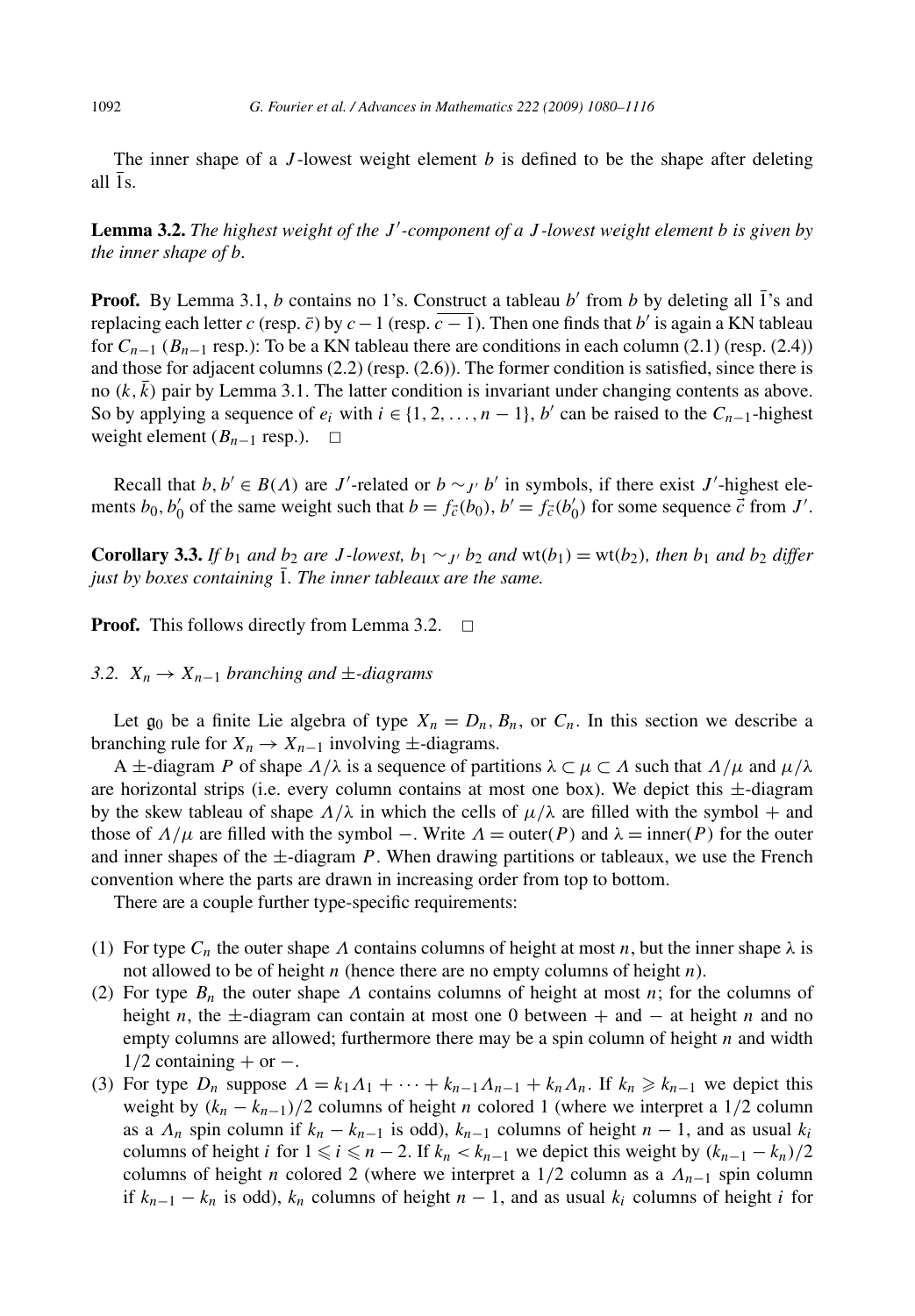The inner shape of a $J$-lowest weight element $b$ is defined to be the shape after deleting all $\bar{1}$s.

**Lemma 3.2.** *The highest weight of the $J'$-component of a $J$-lowest weight element $b$ is given by the inner shape of $b$.*

**Proof.** By Lemma 3.1, $b$ contains no 1's. Construct a tableau $b'$ from $b$ by deleting all $\bar{1}$'s and replacing each letter $c$ (resp. $\bar{c}$) by $c-1$ (resp. $\overline{c-1}$). Then one finds that $b'$ is again a KN tableau for $C_{n-1}$ ($B_{n-1}$ resp.): To be a KN tableau there are conditions in each column (2.1) (resp. (2.4)) and those for adjacent columns (2.2) (resp. (2.6)). The former condition is satisfied, since there is no $(k, \bar{k})$ pair by Lemma 3.1. The latter condition is invariant under changing contents as above. So by applying a sequence of $e_i$ with $i \in \{1, 2, \ldots, n-1\}$, $b'$ can be raised to the $C_{n-1}$-highest weight element ($B_{n-1}$ resp.). $\square$

Recall that $b, b' \in B(\Lambda)$ are $J'$-related or $b \sim_{J'} b'$ in symbols, if there exist $J'$-highest elements $b_0, b'_0$ of the same weight such that $b = f_{\vec{c}}(b_0)$, $b' = f_{\vec{c}}(b'_0)$ for some sequence $\vec{c}$ from $J'$.

**Corollary 3.3.** *If $b_1$ and $b_2$ are $J$-lowest, $b_1 \sim_{J'} b_2$ and $\mathrm{wt}(b_1) = \mathrm{wt}(b_2)$, then $b_1$ and $b_2$ differ just by boxes containing $\bar{1}$. The inner tableaux are the same.*

**Proof.** This follows directly from Lemma 3.2. $\square$

### 3.2. $X_n \to X_{n-1}$ branching and $\pm$-diagrams

Let $\mathfrak{g}_0$ be a finite Lie algebra of type $X_n = D_n, B_n$, or $C_n$. In this section we describe a branching rule for $X_n \to X_{n-1}$ involving $\pm$-diagrams.

A $\pm$-diagram $P$ of shape $\Lambda/\lambda$ is a sequence of partitions $\lambda \subset \mu \subset \Lambda$ such that $\Lambda/\mu$ and $\mu/\lambda$ are horizontal strips (i.e. every column contains at most one box). We depict this $\pm$-diagram by the skew tableau of shape $\Lambda/\lambda$ in which the cells of $\mu/\lambda$ are filled with the symbol $+$ and those of $\Lambda/\mu$ are filled with the symbol $-$. Write $\Lambda = \mathrm{outer}(P)$ and $\lambda = \mathrm{inner}(P)$ for the outer and inner shapes of the $\pm$-diagram $P$. When drawing partitions or tableaux, we use the French convention where the parts are drawn in increasing order from top to bottom.

There are a couple further type-specific requirements:

1. For type $C_n$ the outer shape $\Lambda$ contains columns of height at most $n$, but the inner shape $\lambda$ is not allowed to be of height $n$ (hence there are no empty columns of height $n$).
2. For type $B_n$ the outer shape $\Lambda$ contains columns of height at most $n$; for the columns of height $n$, the $\pm$-diagram can contain at most one 0 between $+$ and $-$ at height $n$ and no empty columns are allowed; furthermore there may be a spin column of height $n$ and width $1/2$ containing $+$ or $-$.
3. For type $D_n$ suppose $\Lambda = k_1\Lambda_1 + \cdots + k_{n-1}\Lambda_{n-1} + k_n\Lambda_n$. If $k_n \geqslant k_{n-1}$ we depict this weight by $(k_n - k_{n-1})/2$ columns of height $n$ colored 1 (where we interpret a $1/2$ column as a $\Lambda_n$ spin column if $k_n - k_{n-1}$ is odd), $k_{n-1}$ columns of height $n-1$, and as usual $k_i$ columns of height $i$ for $1 \leqslant i \leqslant n-2$. If $k_n < k_{n-1}$ we depict this weight by $(k_{n-1} - k_n)/2$ columns of height $n$ colored 2 (where we interpret a $1/2$ column as a $\Lambda_{n-1}$ spin column if $k_{n-1} - k_n$ is odd), $k_n$ columns of height $n-1$, and as usual $k_i$ columns of height $i$ for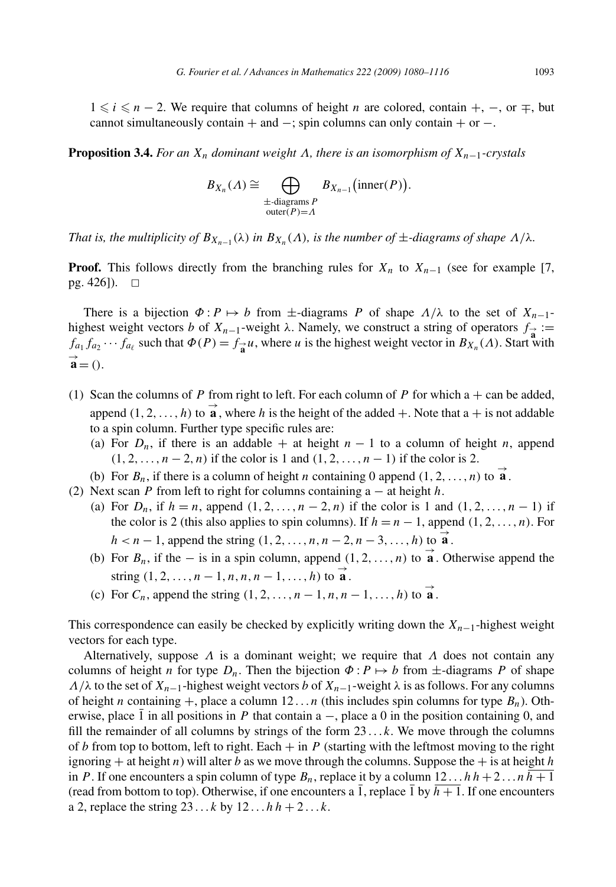$1 \leqslant i \leqslant n-2$. We require that columns of height $n$ are colored, contain $+$, $-$, or $\mp$, but cannot simultaneously contain $+$ and $-$; spin columns can only contain $+$ or $-$.

**Proposition 3.4.** *For an $X_n$ dominant weight $\Lambda$, there is an isomorphism of $X_{n-1}$-crystals*

$$B_{X_n}(\Lambda) \cong \bigoplus_{\substack{\pm\text{-diagrams } P\\ \text{outer}(P)=\Lambda}} B_{X_{n-1}}\big(\text{inner}(P)\big).$$

*That is, the multiplicity of $B_{X_{n-1}}(\lambda)$ in $B_{X_n}(\Lambda)$, is the number of $\pm$-diagrams of shape $\Lambda/\lambda$.*

**Proof.** This follows directly from the branching rules for $X_n$ to $X_{n-1}$ (see for example [7, pg. 426]). $\square$

There is a bijection $\Phi : P \mapsto b$ from $\pm$-diagrams $P$ of shape $\Lambda/\lambda$ to the set of $X_{n-1}$-highest weight vectors $b$ of $X_{n-1}$-weight $\lambda$. Namely, we construct a string of operators $f_{\vec{\mathbf{a}}} := f_{a_1} f_{a_2} \cdots f_{a_\ell}$ such that $\Phi(P) = f_{\vec{\mathbf{a}}} u$, where $u$ is the highest weight vector in $B_{X_n}(\Lambda)$. Start with $\vec{\mathbf{a}} = ()$.

(1) Scan the columns of $P$ from right to left. For each column of $P$ for which a $+$ can be added, append $(1, 2, \ldots, h)$ to $\vec{\mathbf{a}}$, where $h$ is the height of the added $+$. Note that a $+$ is not addable to a spin column. Further type specific rules are:
   - (a) For $D_n$, if there is an addable $+$ at height $n-1$ to a column of height $n$, append $(1, 2, \ldots, n-2, n)$ if the color is 1 and $(1, 2, \ldots, n-1)$ if the color is 2.
   - (b) For $B_n$, if there is a column of height $n$ containing 0 append $(1, 2, \ldots, n)$ to $\vec{\mathbf{a}}$.

(2) Next scan $P$ from left to right for columns containing a $-$ at height $h$.
   - (a) For $D_n$, if $h = n$, append $(1, 2, \ldots, n-2, n)$ if the color is 1 and $(1, 2, \ldots, n-1)$ if the color is 2 (this also applies to spin columns). If $h = n-1$, append $(1, 2, \ldots, n)$. For $h < n-1$, append the string $(1, 2, \ldots, n, n-2, n-3, \ldots, h)$ to $\vec{\mathbf{a}}$.
   - (b) For $B_n$, if the $-$ is in a spin column, append $(1, 2, \ldots, n)$ to $\vec{\mathbf{a}}$. Otherwise append the string $(1, 2, \ldots, n-1, n, n, n-1, \ldots, h)$ to $\vec{\mathbf{a}}$.
   - (c) For $C_n$, append the string $(1, 2, \ldots, n-1, n, n-1, \ldots, h)$ to $\vec{\mathbf{a}}$.

This correspondence can easily be checked by explicitly writing down the $X_{n-1}$-highest weight vectors for each type.

Alternatively, suppose $\Lambda$ is a dominant weight; we require that $\Lambda$ does not contain any columns of height $n$ for type $D_n$. Then the bijection $\Phi : P \mapsto b$ from $\pm$-diagrams $P$ of shape $\Lambda/\lambda$ to the set of $X_{n-1}$-highest weight vectors $b$ of $X_{n-1}$-weight $\lambda$ is as follows. For any columns of height $n$ containing $+$, place a column $12\ldots n$ (this includes spin columns for type $B_n$). Otherwise, place $\bar{1}$ in all positions in $P$ that contain a $-$, place a 0 in the position containing 0, and fill the remainder of all columns by strings of the form $23\ldots k$. We move through the columns of $b$ from top to bottom, left to right. Each $+$ in $P$ (starting with the leftmost moving to the right ignoring $+$ at height $n$) will alter $b$ as we move through the columns. Suppose the $+$ is at height $h$ in $P$. If one encounters a spin column of type $B_n$, replace it by a column $12\ldots h\, h+2\ldots n\, \overline{h+1}$ (read from bottom to top). Otherwise, if one encounters a $\bar{1}$, replace $\bar{1}$ by $\overline{h+1}$. If one encounters a 2, replace the string $23\ldots k$ by $12\ldots h\, h+2\ldots k$.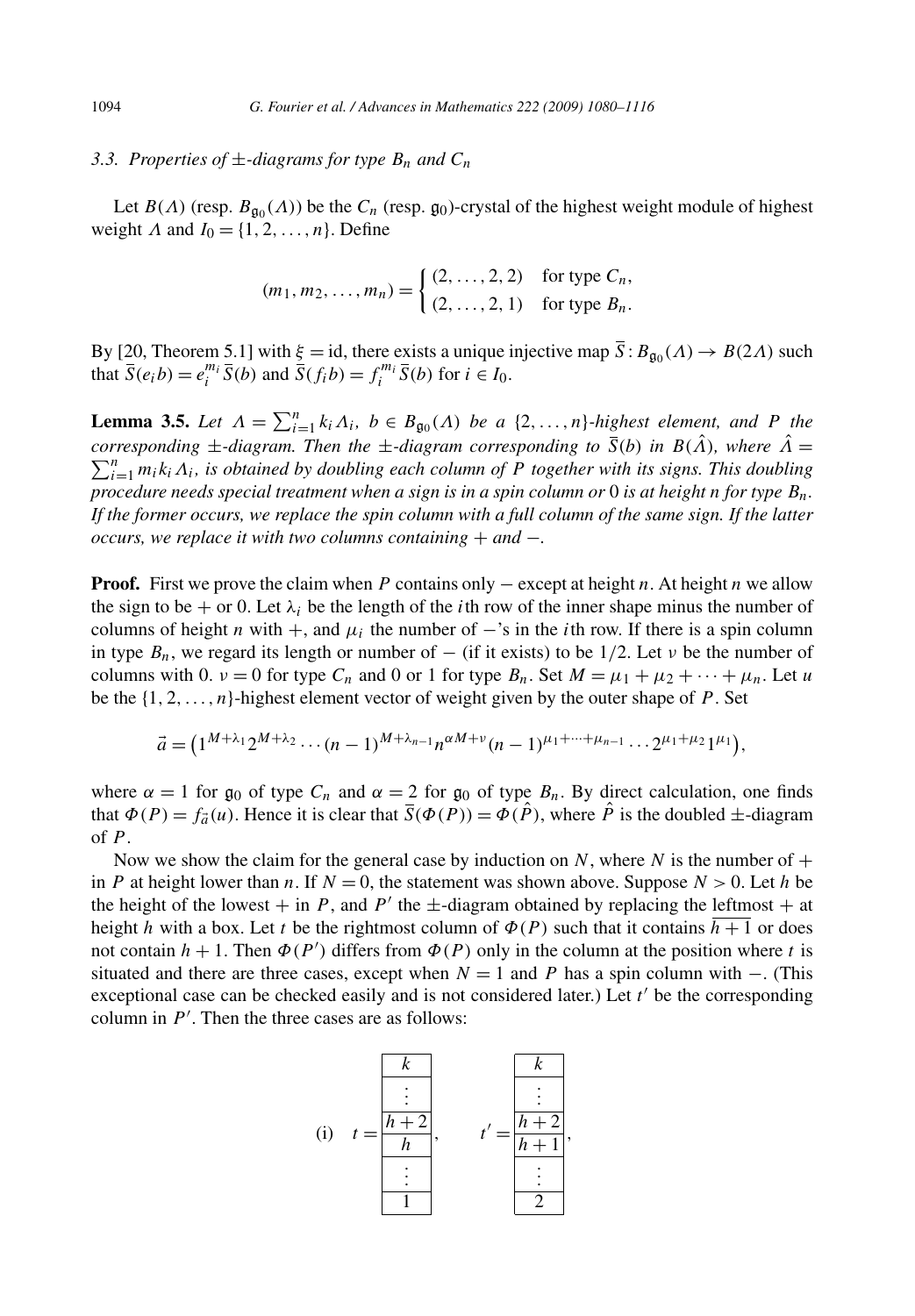### 3.3. Properties of ±-diagrams for type $B_n$ and $C_n$

Let $B(\Lambda)$ (resp. $B_{\mathfrak{g}_0}(\Lambda)$) be the $C_n$ (resp. $\mathfrak{g}_0$)-crystal of the highest weight module of highest weight $\Lambda$ and $I_0 = \{1, 2, \dots, n\}$. Define

$$(m_1, m_2, \dots, m_n) = \begin{cases} (2, \dots, 2, 2) & \text{for type } C_n, \\ (2, \dots, 2, 1) & \text{for type } B_n. \end{cases}$$

By [20, Theorem 5.1] with $\xi = \mathrm{id}$, there exists a unique injective map $\overline{S} : B_{\mathfrak{g}_0}(\Lambda) \to B(2\Lambda)$ such that $\overline{S}(e_i b) = e_i^{m_i} \overline{S}(b)$ and $\overline{S}(f_i b) = f_i^{m_i} \overline{S}(b)$ for $i \in I_0$.

**Lemma 3.5.** *Let $\Lambda = \sum_{i=1}^n k_i \Lambda_i$, $b \in B_{\mathfrak{g}_0}(\Lambda)$ be a $\{2, \dots, n\}$-highest element, and $P$ the corresponding ±-diagram. Then the ±-diagram corresponding to $\overline{S}(b)$ in $B(\hat{\Lambda})$, where $\hat{\Lambda} = \sum_{i=1}^n m_i k_i \Lambda_i$, is obtained by doubling each column of $P$ together with its signs. This doubling procedure needs special treatment when a sign is in a spin column or* 0 *is at height $n$ for type $B_n$. If the former occurs, we replace the spin column with a full column of the same sign. If the latter occurs, we replace it with two columns containing + and −.*

**Proof.** First we prove the claim when $P$ contains only − except at height $n$. At height $n$ we allow the sign to be + or 0. Let $\lambda_i$ be the length of the $i$th row of the inner shape minus the number of columns of height $n$ with +, and $\mu_i$ the number of −'s in the $i$th row. If there is a spin column in type $B_n$, we regard its length or number of − (if it exists) to be $1/2$. Let $\nu$ be the number of columns with 0. $\nu = 0$ for type $C_n$ and 0 or 1 for type $B_n$. Set $M = \mu_1 + \mu_2 + \cdots + \mu_n$. Let $u$ be the $\{1, 2, \dots, n\}$-highest element vector of weight given by the outer shape of $P$. Set

$$\vec{a} = \left(1^{M+\lambda_1} 2^{M+\lambda_2} \cdots (n-1)^{M+\lambda_{n-1}} n^{\alpha M+\nu} (n-1)^{\mu_1+\cdots+\mu_{n-1}} \cdots 2^{\mu_1+\mu_2} 1^{\mu_1}\right),$$

where $\alpha = 1$ for $\mathfrak{g}_0$ of type $C_n$ and $\alpha = 2$ for $\mathfrak{g}_0$ of type $B_n$. By direct calculation, one finds that $\Phi(P) = f_{\vec{a}}(u)$. Hence it is clear that $\overline{S}(\Phi(P)) = \Phi(\hat{P})$, where $\hat{P}$ is the doubled ±-diagram of $P$.

Now we show the claim for the general case by induction on $N$, where $N$ is the number of + in $P$ at height lower than $n$. If $N = 0$, the statement was shown above. Suppose $N > 0$. Let $h$ be the height of the lowest + in $P$, and $P'$ the ±-diagram obtained by replacing the leftmost + at height $h$ with a box. Let $t$ be the rightmost column of $\Phi(P)$ such that it contains $\overline{h+1}$ or does not contain $h+1$. Then $\Phi(P')$ differs from $\Phi(P)$ only in the column at the position where $t$ is situated and there are three cases, except when $N = 1$ and $P$ has a spin column with −. (This exceptional case can be checked easily and is not considered later.) Let $t'$ be the corresponding column in $P'$. Then the three cases are as follows:

$$\text{(i)}\quad t = \begin{array}{|c|}\hline k \\ \hline \vdots \\ \hline h+2 \\ \hline h \\ \hline \vdots \\ \hline 1 \\ \hline \end{array}, \qquad t' = \begin{array}{|c|}\hline k \\ \hline \vdots \\ \hline h+2 \\ \hline h+1 \\ \hline \vdots \\ \hline 2 \\ \hline \end{array},$$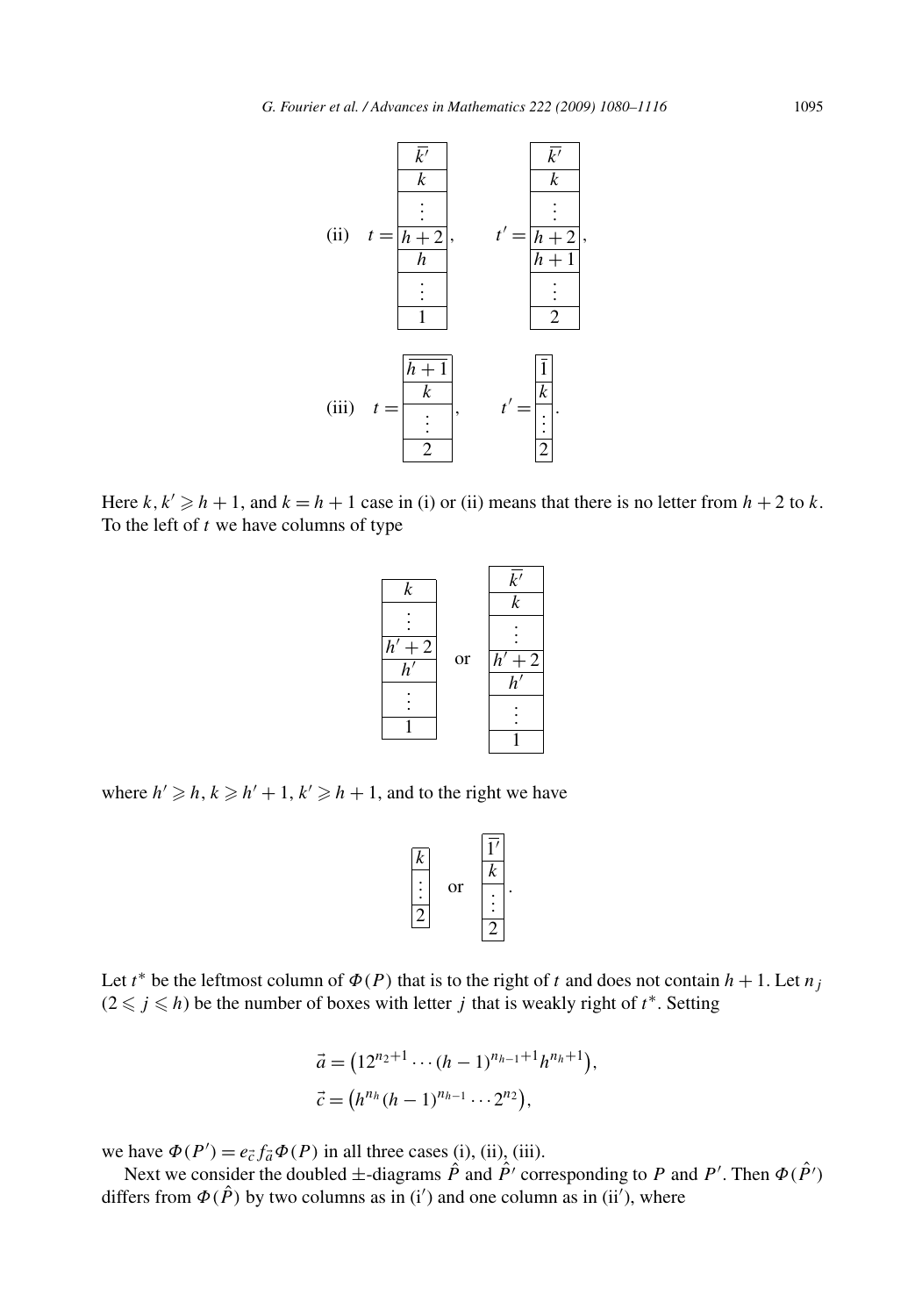(ii) $t = \begin{array}{|c|}\hline \overline{k'} \\ \hline k \\ \hline \vdots \\ \hline h+2 \\ \hline h \\ \hline \vdots \\ \hline 1 \\ \hline \end{array}, \qquad t' = \begin{array}{|c|}\hline \overline{k'} \\ \hline k \\ \hline \vdots \\ \hline h+2 \\ \hline h+1 \\ \hline \vdots \\ \hline 2 \\ \hline \end{array},$

(iii) $t = \begin{array}{|c|}\hline \overline{h+1} \\ \hline k \\ \hline \vdots \\ \hline 2 \\ \hline \end{array}, \qquad t' = \begin{array}{|c|}\hline \bar{1} \\ \hline k \\ \hline \vdots \\ \hline 2 \\ \hline \end{array}.$

Here $k, k' \geqslant h+1$, and $k = h+1$ case in (i) or (ii) means that there is no letter from $h+2$ to $k$. To the left of $t$ we have columns of type

$$\begin{array}{|c|}\hline k \\ \hline \vdots \\ \hline h'+2 \\ \hline h' \\ \hline \vdots \\ \hline 1 \\ \hline \end{array} \quad \text{or} \quad \begin{array}{|c|}\hline \overline{k'} \\ \hline k \\ \hline \vdots \\ \hline h'+2 \\ \hline h' \\ \hline \vdots \\ \hline 1 \\ \hline \end{array}$$

where $h' \geqslant h$, $k \geqslant h'+1$, $k' \geqslant h+1$, and to the right we have

$$\begin{array}{|c|}\hline k \\ \hline \vdots \\ \hline 2 \\ \hline \end{array} \quad \text{or} \quad \begin{array}{|c|}\hline \overline{1'} \\ \hline k \\ \hline \vdots \\ \hline 2 \\ \hline \end{array}.$$

Let $t^*$ be the leftmost column of $\Phi(P)$ that is to the right of $t$ and does not contain $h+1$. Let $n_j$ $(2 \leqslant j \leqslant h)$ be the number of boxes with letter $j$ that is weakly right of $t^*$. Setting

$$\vec{a} = \left(12^{n_2+1} \cdots (h-1)^{n_{h-1}+1} h^{n_h+1}\right),$$
$$\vec{c} = \left(h^{n_h}(h-1)^{n_{h-1}} \cdots 2^{n_2}\right),$$

we have $\Phi(P') = e_{\vec{c}} f_{\vec{a}} \Phi(P)$ in all three cases (i), (ii), (iii).

Next we consider the doubled $\pm$-diagrams $\hat{P}$ and $\hat{P}'$ corresponding to $P$ and $P'$. Then $\Phi(\hat{P}')$ differs from $\Phi(\hat{P})$ by two columns as in (i$'$) and one column as in (ii$'$), where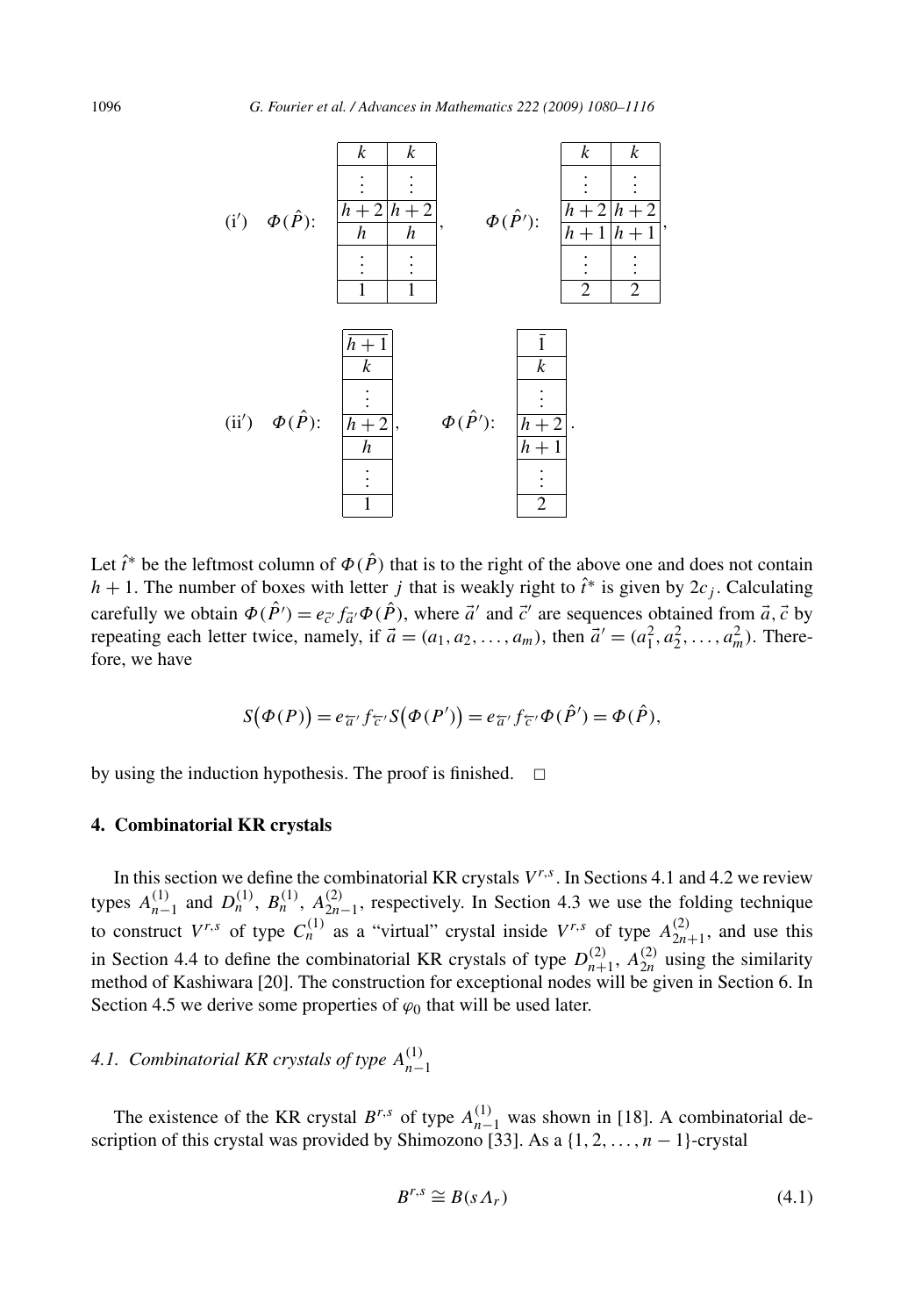(i′) $\Phi(\hat{P})$:

$$\begin{array}{|c|c|}\hline k & k \\ \hline \vdots & \vdots \\ \hline h+2 & h+2 \\ \hline h & h \\ \hline \vdots & \vdots \\ \hline 1 & 1 \\ \hline \end{array}, \qquad \Phi(\hat{P}'): \begin{array}{|c|c|}\hline k & k \\ \hline \vdots & \vdots \\ \hline h+2 & h+2 \\ \hline h+1 & h+1 \\ \hline \vdots & \vdots \\ \hline 2 & 2 \\ \hline \end{array},$$

(ii′) $\Phi(\hat{P})$:

$$\begin{array}{|c|}\hline \overline{h+1} \\ \hline k \\ \hline \vdots \\ \hline h+2 \\ \hline h \\ \hline \vdots \\ \hline 1 \\ \hline \end{array}, \qquad \Phi(\hat{P}'): \begin{array}{|c|}\hline \bar{1} \\ \hline k \\ \hline \vdots \\ \hline h+2 \\ \hline h+1 \\ \hline \vdots \\ \hline 2 \\ \hline \end{array}.$$

Let $\hat{t}^*$ be the leftmost column of $\Phi(\hat{P})$ that is to the right of the above one and does not contain $h+1$. The number of boxes with letter $j$ that is weakly right to $\hat{t}^*$ is given by $2c_j$. Calculating carefully we obtain $\Phi(\hat{P}') = e_{\vec{c}'} f_{\vec{a}'} \Phi(\hat{P})$, where $\vec{a}'$ and $\vec{c}'$ are sequences obtained from $\vec{a}, \vec{c}$ by repeating each letter twice, namely, if $\vec{a} = (a_1, a_2, \dots, a_m)$, then $\vec{a}' = (a_1^2, a_2^2, \dots, a_m^2)$. Therefore, we have

$$S\big(\Phi(P)\big) = e_{\overleftarrow{a'}} f_{\overleftarrow{c'}} S\big(\Phi(P')\big) = e_{\overleftarrow{a'}} f_{\overleftarrow{c'}} \Phi(\hat{P}') = \Phi(\hat{P}),$$

by using the induction hypothesis. The proof is finished. $\square$

## 4. Combinatorial KR crystals

In this section we define the combinatorial KR crystals $V^{r,s}$. In Sections 4.1 and 4.2 we review types $A_{n-1}^{(1)}$ and $D_n^{(1)}$, $B_n^{(1)}$, $A_{2n-1}^{(2)}$, respectively. In Section 4.3 we use the folding technique to construct $V^{r,s}$ of type $C_n^{(1)}$ as a "virtual" crystal inside $V^{r,s}$ of type $A_{2n+1}^{(2)}$, and use this in Section 4.4 to define the combinatorial KR crystals of type $D_{n+1}^{(2)}$, $A_{2n}^{(2)}$ using the similarity method of Kashiwara [20]. The construction for exceptional nodes will be given in Section 6. In Section 4.5 we derive some properties of $\varphi_0$ that will be used later.

### 4.1. Combinatorial KR crystals of type $A_{n-1}^{(1)}$

The existence of the KR crystal $B^{r,s}$ of type $A_{n-1}^{(1)}$ was shown in [18]. A combinatorial description of this crystal was provided by Shimozono [33]. As a $\{1, 2, \dots, n-1\}$-crystal

$$B^{r,s} \cong B(s\Lambda_r) \tag{4.1}$$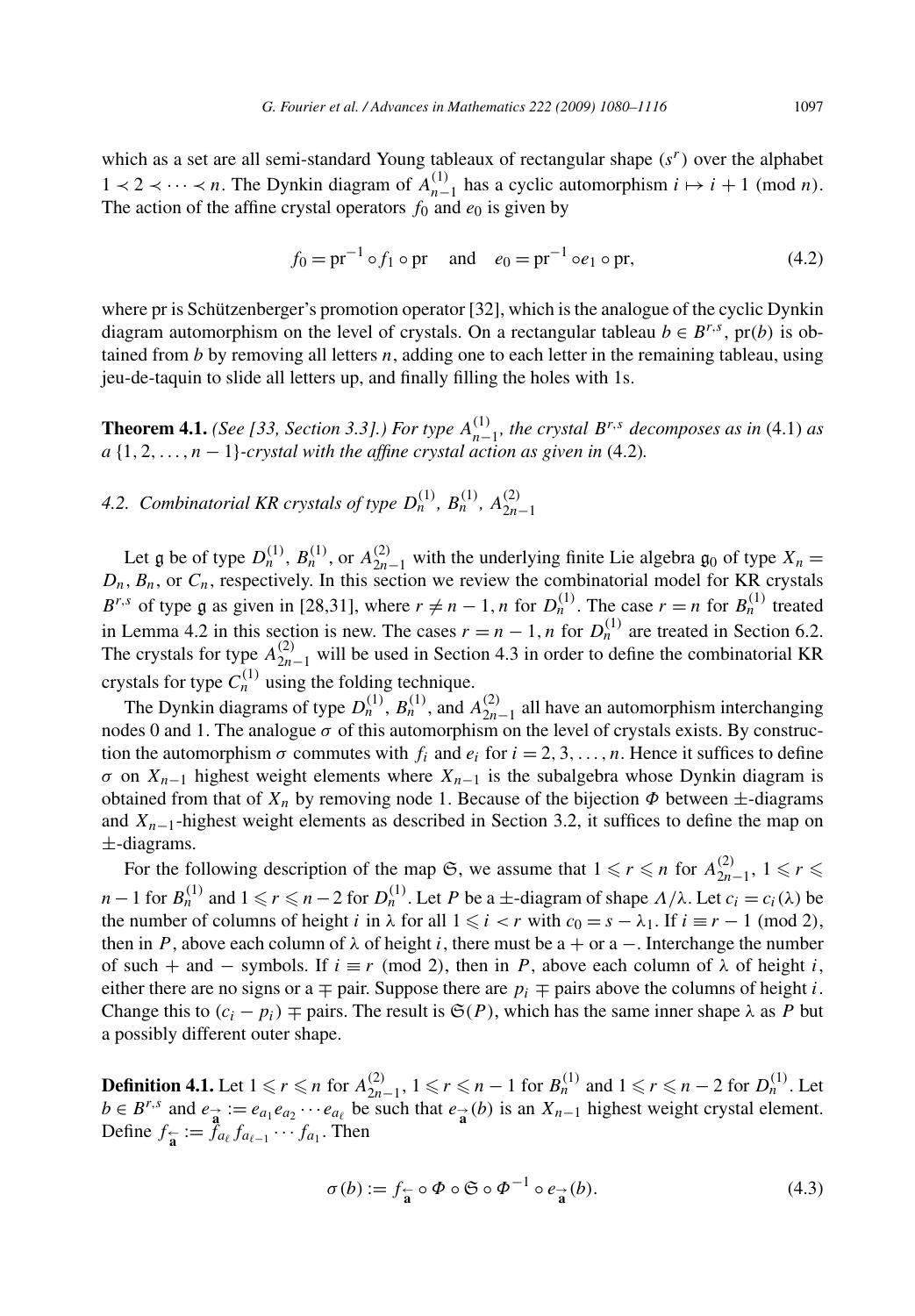which as a set are all semi-standard Young tableaux of rectangular shape $(s^r)$ over the alphabet $1 \prec 2 \prec \cdots \prec n$. The Dynkin diagram of $A_{n-1}^{(1)}$ has a cyclic automorphism $i \mapsto i+1 \pmod{n}$. The action of the affine crystal operators $f_0$ and $e_0$ is given by

$$f_0 = \mathrm{pr}^{-1} \circ f_1 \circ \mathrm{pr} \quad \text{and} \quad e_0 = \mathrm{pr}^{-1} \circ e_1 \circ \mathrm{pr}, \tag{4.2}$$

where pr is Schützenberger's promotion operator [32], which is the analogue of the cyclic Dynkin diagram automorphism on the level of crystals. On a rectangular tableau $b \in B^{r,s}$, $\mathrm{pr}(b)$ is obtained from $b$ by removing all letters $n$, adding one to each letter in the remaining tableau, using jeu-de-taquin to slide all letters up, and finally filling the holes with 1s.

**Theorem 4.1.** *(See [33, Section 3.3].) For type $A_{n-1}^{(1)}$, the crystal $B^{r,s}$ decomposes as in* (4.1) *as a $\{1, 2, \ldots, n-1\}$-crystal with the affine crystal action as given in* (4.2)*.*

## 4.2. Combinatorial KR crystals of type $D_n^{(1)}$, $B_n^{(1)}$, $A_{2n-1}^{(2)}$

Let $\mathfrak{g}$ be of type $D_n^{(1)}$, $B_n^{(1)}$, or $A_{2n-1}^{(2)}$ with the underlying finite Lie algebra $\mathfrak{g}_0$ of type $X_n = D_n, B_n$, or $C_n$, respectively. In this section we review the combinatorial model for KR crystals $B^{r,s}$ of type $\mathfrak{g}$ as given in [28,31], where $r \neq n-1, n$ for $D_n^{(1)}$. The case $r = n$ for $B_n^{(1)}$ treated in Lemma 4.2 in this section is new. The cases $r = n-1, n$ for $D_n^{(1)}$ are treated in Section 6.2. The crystals for type $A_{2n-1}^{(2)}$ will be used in Section 4.3 in order to define the combinatorial KR crystals for type $C_n^{(1)}$ using the folding technique.

The Dynkin diagrams of type $D_n^{(1)}$, $B_n^{(1)}$, and $A_{2n-1}^{(2)}$ all have an automorphism interchanging nodes 0 and 1. The analogue $\sigma$ of this automorphism on the level of crystals exists. By construction the automorphism $\sigma$ commutes with $f_i$ and $e_i$ for $i = 2, 3, \ldots, n$. Hence it suffices to define $\sigma$ on $X_{n-1}$ highest weight elements where $X_{n-1}$ is the subalgebra whose Dynkin diagram is obtained from that of $X_n$ by removing node 1. Because of the bijection $\Phi$ between $\pm$-diagrams and $X_{n-1}$-highest weight elements as described in Section 3.2, it suffices to define the map on $\pm$-diagrams.

For the following description of the map $\mathfrak{S}$, we assume that $1 \leqslant r \leqslant n$ for $A_{2n-1}^{(2)}$, $1 \leqslant r \leqslant n-1$ for $B_n^{(1)}$ and $1 \leqslant r \leqslant n-2$ for $D_n^{(1)}$. Let $P$ be a $\pm$-diagram of shape $\Lambda/\lambda$. Let $c_i = c_i(\lambda)$ be the number of columns of height $i$ in $\lambda$ for all $1 \leqslant i < r$ with $c_0 = s - \lambda_1$. If $i \equiv r-1 \pmod 2$, then in $P$, above each column of $\lambda$ of height $i$, there must be a $+$ or a $-$. Interchange the number of such $+$ and $-$ symbols. If $i \equiv r \pmod 2$, then in $P$, above each column of $\lambda$ of height $i$, either there are no signs or a $\mp$ pair. Suppose there are $p_i$ $\mp$ pairs above the columns of height $i$. Change this to $(c_i - p_i)$ $\mp$ pairs. The result is $\mathfrak{S}(P)$, which has the same inner shape $\lambda$ as $P$ but a possibly different outer shape.

**Definition 4.1.** Let $1 \leqslant r \leqslant n$ for $A_{2n-1}^{(2)}$, $1 \leqslant r \leqslant n-1$ for $B_n^{(1)}$ and $1 \leqslant r \leqslant n-2$ for $D_n^{(1)}$. Let $b \in B^{r,s}$ and $e_{\vec{\mathbf{a}}} := e_{a_1} e_{a_2} \cdots e_{a_\ell}$ be such that $e_{\vec{\mathbf{a}}}(b)$ is an $X_{n-1}$ highest weight crystal element. Define $f_{\overleftarrow{\mathbf{a}}} := f_{a_\ell} f_{a_{\ell-1}} \cdots f_{a_1}$. Then

$$\sigma(b) := f_{\overleftarrow{\mathbf{a}}} \circ \Phi \circ \mathfrak{S} \circ \Phi^{-1} \circ e_{\vec{\mathbf{a}}}(b). \tag{4.3}$$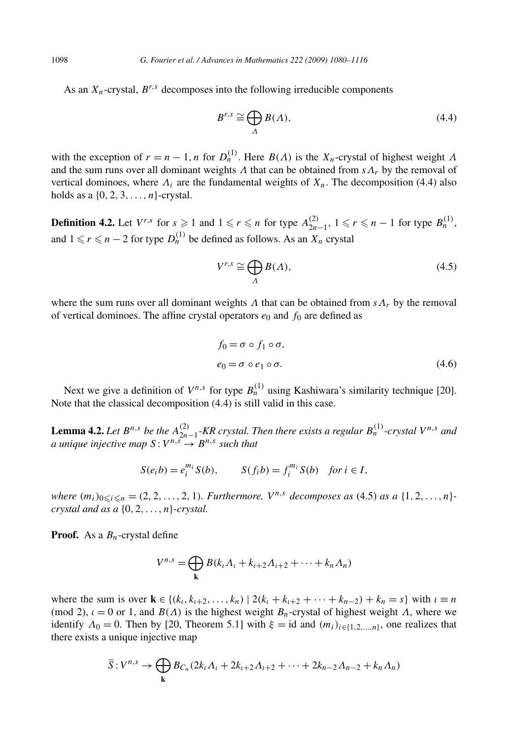As an $X_n$-crystal, $B^{r,s}$ decomposes into the following irreducible components

$$B^{r,s} \cong \bigoplus_{\Lambda} B(\Lambda), \tag{4.4}$$

with the exception of $r = n-1, n$ for $D_n^{(1)}$. Here $B(\Lambda)$ is the $X_n$-crystal of highest weight $\Lambda$ and the sum runs over all dominant weights $\Lambda$ that can be obtained from $s\Lambda_r$ by the removal of vertical dominoes, where $\Lambda_i$ are the fundamental weights of $X_n$. The decomposition (4.4) also holds as a $\{0, 2, 3, \dots, n\}$-crystal.

**Definition 4.2.** Let $V^{r,s}$ for $s \geqslant 1$ and $1 \leqslant r \leqslant n$ for type $A_{2n-1}^{(2)}$, $1 \leqslant r \leqslant n-1$ for type $B_n^{(1)}$, and $1 \leqslant r \leqslant n-2$ for type $D_n^{(1)}$ be defined as follows. As an $X_n$ crystal

$$V^{r,s} \cong \bigoplus_{\Lambda} B(\Lambda), \tag{4.5}$$

where the sum runs over all dominant weights $\Lambda$ that can be obtained from $s\Lambda_r$ by the removal of vertical dominoes. The affine crystal operators $e_0$ and $f_0$ are defined as

$$\begin{aligned} f_0 &= \sigma \circ f_1 \circ \sigma, \\ e_0 &= \sigma \circ e_1 \circ \sigma. \end{aligned} \tag{4.6}$$

Next we give a definition of $V^{n,s}$ for type $B_n^{(1)}$ using Kashiwara's similarity technique [20]. Note that the classical decomposition (4.4) is still valid in this case.

**Lemma 4.2.** *Let $B^{n,s}$ be the $A_{2n-1}^{(2)}$-KR crystal. Then there exists a regular $B_n^{(1)}$-crystal $V^{n,s}$ and a unique injective map $S : V^{n,s} \to B^{n,s}$ such that*

$$S(e_i b) = e_i^{m_i} S(b), \qquad S(f_i b) = f_i^{m_i} S(b) \quad \text{for } i \in I,$$

*where $(m_i)_{0 \leqslant i \leqslant n} = (2, 2, \dots, 2, 1)$. Furthermore, $V^{n,s}$ decomposes as (4.5) as a $\{1, 2, \dots, n\}$-crystal and as a $\{0, 2, \dots, n\}$-crystal.*

**Proof.** As a $B_n$-crystal define

$$V^{n,s} = \bigoplus_{\mathbf{k}} B(k_\iota \Lambda_\iota + k_{\iota+2}\Lambda_{\iota+2} + \cdots + k_n \Lambda_n)$$

where the sum is over $\mathbf{k} \in \{(k_\iota, k_{\iota+2}, \dots, k_n) \mid 2(k_\iota + k_{\iota+2} + \cdots + k_{n-2}) + k_n = s\}$ with $\iota \equiv n \pmod 2$, $\iota = 0$ or $1$, and $B(\Lambda)$ is the highest weight $B_n$-crystal of highest weight $\Lambda$, where we identify $\Lambda_0 = 0$. Then by [20, Theorem 5.1] with $\xi = \mathrm{id}$ and $(m_i)_{i \in \{1,2,\dots,n\}}$, one realizes that there exists a unique injective map

$$\overline{S} : V^{n,s} \to \bigoplus_{\mathbf{k}} B_{C_n}(2k_\iota \Lambda_\iota + 2k_{\iota+2}\Lambda_{\iota+2} + \cdots + 2k_{n-2}\Lambda_{n-2} + k_n \Lambda_n)$$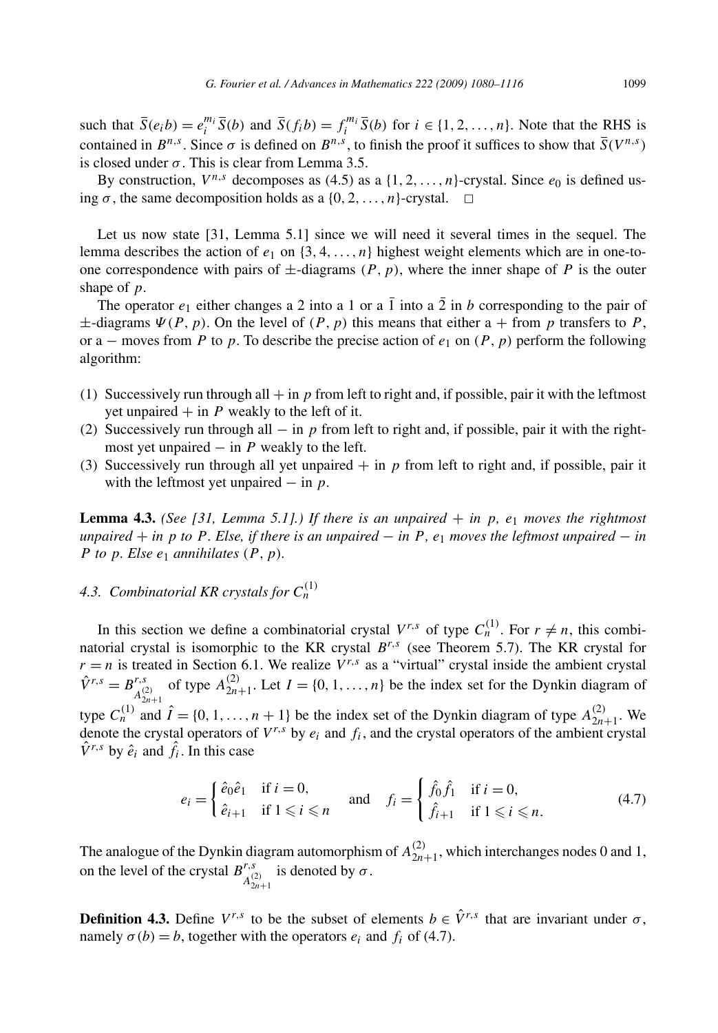such that $\overline{S}(e_i b) = e_i^{m_i} \overline{S}(b)$ and $\overline{S}(f_i b) = f_i^{m_i} \overline{S}(b)$ for $i \in \{1, 2, \dots, n\}$. Note that the RHS is contained in $B^{n,s}$. Since $\sigma$ is defined on $B^{n,s}$, to finish the proof it suffices to show that $\overline{S}(V^{n,s})$ is closed under $\sigma$. This is clear from Lemma 3.5.

By construction, $V^{n,s}$ decomposes as (4.5) as a $\{1, 2, \dots, n\}$-crystal. Since $e_0$ is defined using $\sigma$, the same decomposition holds as a $\{0, 2, \dots, n\}$-crystal. $\square$

Let us now state [31, Lemma 5.1] since we will need it several times in the sequel. The lemma describes the action of $e_1$ on $\{3, 4, \dots, n\}$ highest weight elements which are in one-to-one correspondence with pairs of $\pm$-diagrams $(P, p)$, where the inner shape of $P$ is the outer shape of $p$.

The operator $e_1$ either changes a 2 into a 1 or a $\bar{1}$ into a $\bar{2}$ in $b$ corresponding to the pair of $\pm$-diagrams $\Psi(P, p)$. On the level of $(P, p)$ this means that either a $+$ from $p$ transfers to $P$, or a $-$ moves from $P$ to $p$. To describe the precise action of $e_1$ on $(P, p)$ perform the following algorithm:

1. Successively run through all $+$ in $p$ from left to right and, if possible, pair it with the leftmost yet unpaired $+$ in $P$ weakly to the left of it.
2. Successively run through all $-$ in $p$ from left to right and, if possible, pair it with the rightmost yet unpaired $-$ in $P$ weakly to the left.
3. Successively run through all yet unpaired $+$ in $p$ from left to right and, if possible, pair it with the leftmost yet unpaired $-$ in $p$.

**Lemma 4.3.** *(See [31, Lemma 5.1].) If there is an unpaired $+$ in $p$, $e_1$ moves the rightmost unpaired $+$ in $p$ to $P$. Else, if there is an unpaired $-$ in $P$, $e_1$ moves the leftmost unpaired $-$ in $P$ to $p$. Else $e_1$ annihilates $(P, p)$.*

### 4.3. Combinatorial KR crystals for $C_n^{(1)}$

In this section we define a combinatorial crystal $V^{r,s}$ of type $C_n^{(1)}$. For $r \neq n$, this combinatorial crystal is isomorphic to the KR crystal $B^{r,s}$ (see Theorem 5.7). The KR crystal for $r = n$ is treated in Section 6.1. We realize $V^{r,s}$ as a "virtual" crystal inside the ambient crystal $\hat{V}^{r,s} = B^{r,s}_{A^{(2)}_{2n+1}}$ of type $A^{(2)}_{2n+1}$. Let $I = \{0, 1, \dots, n\}$ be the index set for the Dynkin diagram of type $C_n^{(1)}$ and $\hat{I} = \{0, 1, \dots, n+1\}$ be the index set of the Dynkin diagram of type $A^{(2)}_{2n+1}$. We denote the crystal operators of $V^{r,s}$ by $e_i$ and $f_i$, and the crystal operators of the ambient crystal $\hat{V}^{r,s}$ by $\hat{e}_i$ and $\hat{f}_i$. In this case

$$e_i = \begin{cases} \hat{e}_0 \hat{e}_1 & \text{if } i = 0, \\ \hat{e}_{i+1} & \text{if } 1 \leqslant i \leqslant n \end{cases} \quad \text{and} \quad f_i = \begin{cases} \hat{f}_0 \hat{f}_1 & \text{if } i = 0, \\ \hat{f}_{i+1} & \text{if } 1 \leqslant i \leqslant n. \end{cases} \tag{4.7}$$

The analogue of the Dynkin diagram automorphism of $A^{(2)}_{2n+1}$, which interchanges nodes 0 and 1, on the level of the crystal $B^{r,s}_{A^{(2)}_{2n+1}}$ is denoted by $\sigma$.

**Definition 4.3.** Define $V^{r,s}$ to be the subset of elements $b \in \hat{V}^{r,s}$ that are invariant under $\sigma$, namely $\sigma(b) = b$, together with the operators $e_i$ and $f_i$ of (4.7).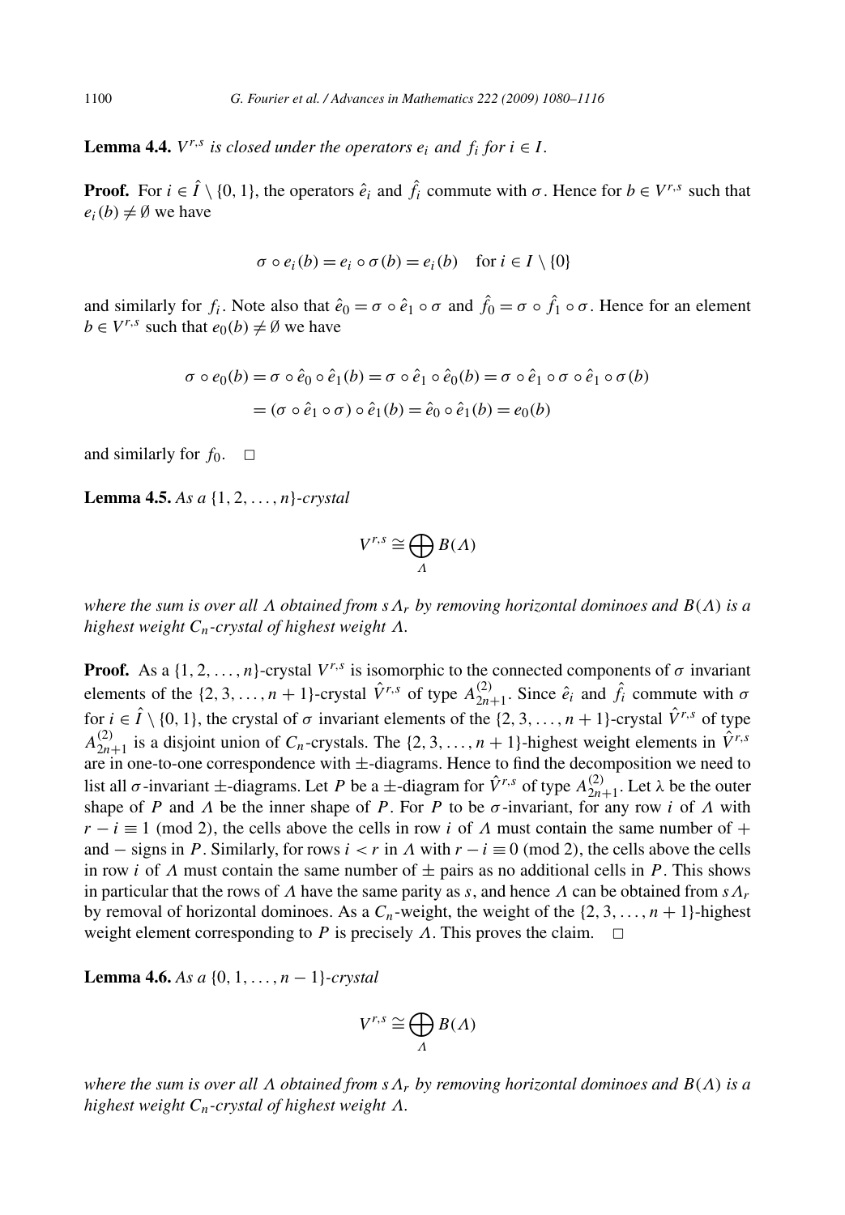**Lemma 4.4.** *$V^{r,s}$ is closed under the operators $e_i$ and $f_i$ for $i \in I$.*

**Proof.** For $i \in \hat{I} \setminus \{0, 1\}$, the operators $\hat{e}_i$ and $\hat{f}_i$ commute with $\sigma$. Hence for $b \in V^{r,s}$ such that $e_i(b) \neq \emptyset$ we have

$$\sigma \circ e_i(b) = e_i \circ \sigma(b) = e_i(b) \quad \text{for } i \in I \setminus \{0\}$$

and similarly for $f_i$. Note also that $\hat{e}_0 = \sigma \circ \hat{e}_1 \circ \sigma$ and $\hat{f}_0 = \sigma \circ \hat{f}_1 \circ \sigma$. Hence for an element $b \in V^{r,s}$ such that $e_0(b) \neq \emptyset$ we have

$$\begin{aligned}\sigma \circ e_0(b) &= \sigma \circ \hat{e}_0 \circ \hat{e}_1(b) = \sigma \circ \hat{e}_1 \circ \hat{e}_0(b) = \sigma \circ \hat{e}_1 \circ \sigma \circ \hat{e}_1 \circ \sigma(b) \\ &= (\sigma \circ \hat{e}_1 \circ \sigma) \circ \hat{e}_1(b) = \hat{e}_0 \circ \hat{e}_1(b) = e_0(b)\end{aligned}$$

and similarly for $f_0$. $\square$

**Lemma 4.5.** *As a $\{1, 2, \ldots, n\}$-crystal*

$$V^{r,s} \cong \bigoplus_{\Lambda} B(\Lambda)$$

*where the sum is over all $\Lambda$ obtained from $s\Lambda_r$ by removing horizontal dominoes and $B(\Lambda)$ is a highest weight $C_n$-crystal of highest weight $\Lambda$.*

**Proof.** As a $\{1, 2, \ldots, n\}$-crystal $V^{r,s}$ is isomorphic to the connected components of $\sigma$ invariant elements of the $\{2, 3, \ldots, n+1\}$-crystal $\hat{V}^{r,s}$ of type $A_{2n+1}^{(2)}$. Since $\hat{e}_i$ and $\hat{f}_i$ commute with $\sigma$ for $i \in \hat{I} \setminus \{0, 1\}$, the crystal of $\sigma$ invariant elements of the $\{2, 3, \ldots, n+1\}$-crystal $\hat{V}^{r,s}$ of type $A_{2n+1}^{(2)}$ is a disjoint union of $C_n$-crystals. The $\{2, 3, \ldots, n+1\}$-highest weight elements in $\hat{V}^{r,s}$ are in one-to-one correspondence with $\pm$-diagrams. Hence to find the decomposition we need to list all $\sigma$-invariant $\pm$-diagrams. Let $P$ be a $\pm$-diagram for $\hat{V}^{r,s}$ of type $A_{2n+1}^{(2)}$. Let $\lambda$ be the outer shape of $P$ and $\Lambda$ be the inner shape of $P$. For $P$ to be $\sigma$-invariant, for any row $i$ of $\Lambda$ with $r - i \equiv 1 \pmod 2$, the cells above the cells in row $i$ of $\Lambda$ must contain the same number of $+$ and $-$ signs in $P$. Similarly, for rows $i < r$ in $\Lambda$ with $r - i \equiv 0 \pmod 2$, the cells above the cells in row $i$ of $\Lambda$ must contain the same number of $\pm$ pairs as no additional cells in $P$. This shows in particular that the rows of $\Lambda$ have the same parity as $s$, and hence $\Lambda$ can be obtained from $s\Lambda_r$ by removal of horizontal dominoes. As a $C_n$-weight, the weight of the $\{2, 3, \ldots, n+1\}$-highest weight element corresponding to $P$ is precisely $\Lambda$. This proves the claim. $\square$

**Lemma 4.6.** *As a $\{0, 1, \ldots, n-1\}$-crystal*

$$V^{r,s} \cong \bigoplus_{\Lambda} B(\Lambda)$$

*where the sum is over all $\Lambda$ obtained from $s\Lambda_r$ by removing horizontal dominoes and $B(\Lambda)$ is a highest weight $C_n$-crystal of highest weight $\Lambda$.*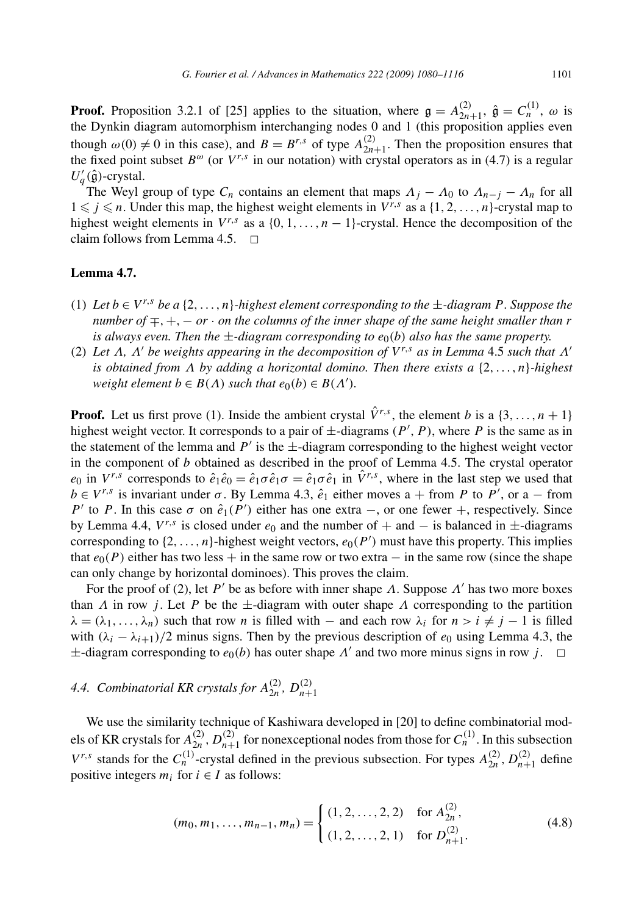**Proof.** Proposition 3.2.1 of [25] applies to the situation, where $\mathfrak{g} = A_{2n+1}^{(2)}$, $\hat{\mathfrak{g}} = C_n^{(1)}$, $\omega$ is the Dynkin diagram automorphism interchanging nodes 0 and 1 (this proposition applies even though $\omega(0) \neq 0$ in this case), and $B = B^{r,s}$ of type $A_{2n+1}^{(2)}$. Then the proposition ensures that the fixed point subset $B^\omega$ (or $V^{r,s}$ in our notation) with crystal operators as in (4.7) is a regular $U_q'(\hat{\mathfrak{g}})$-crystal.

The Weyl group of type $C_n$ contains an element that maps $\Lambda_j - \Lambda_0$ to $\Lambda_{n-j} - \Lambda_n$ for all $1 \leqslant j \leqslant n$. Under this map, the highest weight elements in $V^{r,s}$ as a $\{1, 2, \ldots, n\}$-crystal map to highest weight elements in $V^{r,s}$ as a $\{0, 1, \ldots, n-1\}$-crystal. Hence the decomposition of the claim follows from Lemma 4.5. $\square$

**Lemma 4.7.**

1. *Let $b \in V^{r,s}$ be a $\{2, \ldots, n\}$-highest element corresponding to the $\pm$-diagram $P$. Suppose the number of $\mp, +, -$ or $\cdot$ on the columns of the inner shape of the same height smaller than $r$ is always even. Then the $\pm$-diagram corresponding to $e_0(b)$ also has the same property.*
2. *Let $\Lambda$, $\Lambda'$ be weights appearing in the decomposition of $V^{r,s}$ as in Lemma 4.5 such that $\Lambda'$ is obtained from $\Lambda$ by adding a horizontal domino. Then there exists a $\{2, \ldots, n\}$-highest weight element $b \in B(\Lambda)$ such that $e_0(b) \in B(\Lambda')$.*

**Proof.** Let us first prove (1). Inside the ambient crystal $\hat{V}^{r,s}$, the element $b$ is a $\{3, \ldots, n+1\}$ highest weight vector. It corresponds to a pair of $\pm$-diagrams $(P', P)$, where $P$ is the same as in the statement of the lemma and $P'$ is the $\pm$-diagram corresponding to the highest weight vector in the component of $b$ obtained as described in the proof of Lemma 4.5. The crystal operator $e_0$ in $V^{r,s}$ corresponds to $\hat{e}_1\hat{e}_0 = \hat{e}_1\sigma\hat{e}_1\sigma = \hat{e}_1\sigma\hat{e}_1$ in $\hat{V}^{r,s}$, where in the last step we used that $b \in V^{r,s}$ is invariant under $\sigma$. By Lemma 4.3, $\hat{e}_1$ either moves a $+$ from $P$ to $P'$, or a $-$ from $P'$ to $P$. In this case $\sigma$ on $\hat{e}_1(P')$ either has one extra $-$, or one fewer $+$, respectively. Since by Lemma 4.4, $V^{r,s}$ is closed under $e_0$ and the number of $+$ and $-$ is balanced in $\pm$-diagrams corresponding to $\{2, \ldots, n\}$-highest weight vectors, $e_0(P')$ must have this property. This implies that $e_0(P)$ either has two less $+$ in the same row or two extra $-$ in the same row (since the shape can only change by horizontal dominoes). This proves the claim.

For the proof of (2), let $P'$ be as before with inner shape $\Lambda$. Suppose $\Lambda'$ has two more boxes than $\Lambda$ in row $j$. Let $P$ be the $\pm$-diagram with outer shape $\Lambda$ corresponding to the partition $\lambda = (\lambda_1, \ldots, \lambda_n)$ such that row $n$ is filled with $-$ and each row $\lambda_i$ for $n > i \neq j-1$ is filled with $(\lambda_i - \lambda_{i+1})/2$ minus signs. Then by the previous description of $e_0$ using Lemma 4.3, the $\pm$-diagram corresponding to $e_0(b)$ has outer shape $\Lambda'$ and two more minus signs in row $j$. $\square$

### 4.4. Combinatorial KR crystals for $A_{2n}^{(2)}$, $D_{n+1}^{(2)}$

We use the similarity technique of Kashiwara developed in [20] to define combinatorial models of KR crystals for $A_{2n}^{(2)}$, $D_{n+1}^{(2)}$ for nonexceptional nodes from those for $C_n^{(1)}$. In this subsection $V^{r,s}$ stands for the $C_n^{(1)}$-crystal defined in the previous subsection. For types $A_{2n}^{(2)}$, $D_{n+1}^{(2)}$ define positive integers $m_i$ for $i \in I$ as follows:

$$(m_0, m_1, \ldots, m_{n-1}, m_n) = \begin{cases} (1, 2, \ldots, 2, 2) & \text{for } A_{2n}^{(2)}, \\ (1, 2, \ldots, 2, 1) & \text{for } D_{n+1}^{(2)}. \end{cases} \tag{4.8}$$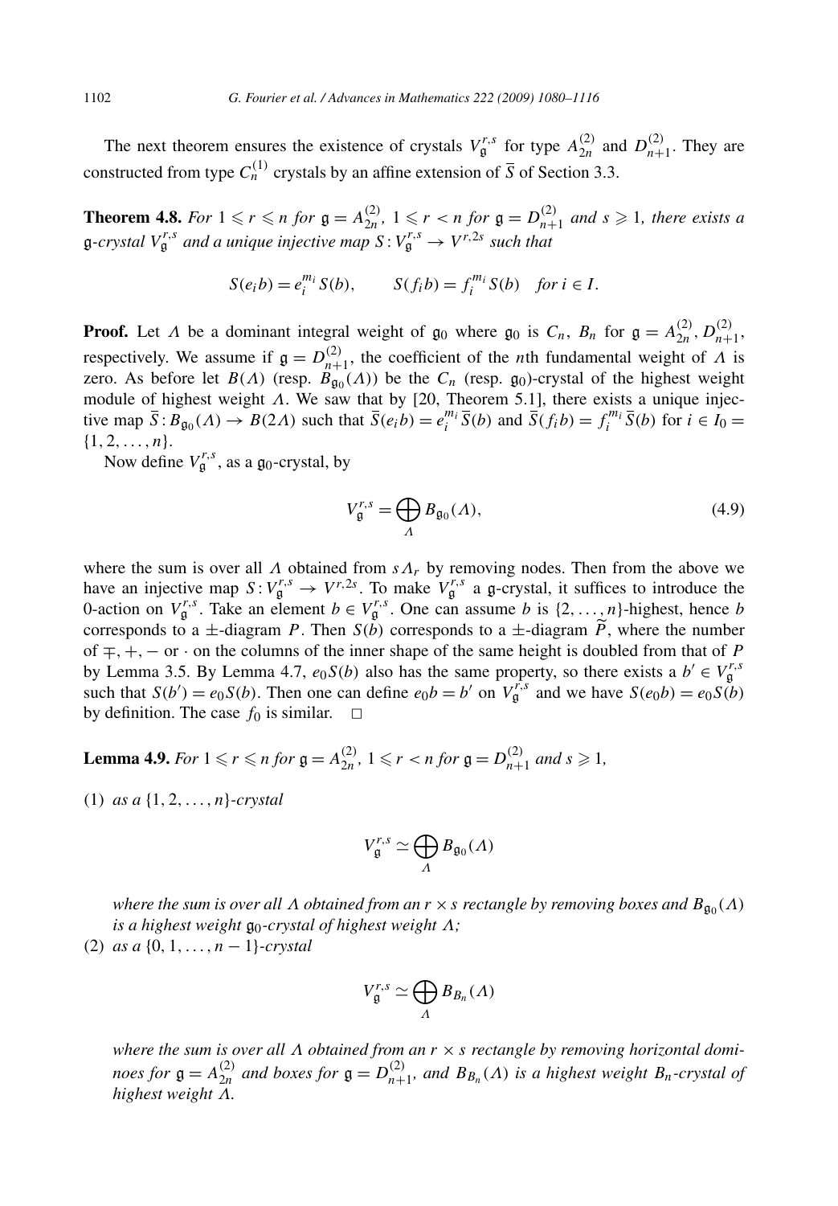The next theorem ensures the existence of crystals $V_{\mathfrak{g}}^{r,s}$ for type $A_{2n}^{(2)}$ and $D_{n+1}^{(2)}$. They are constructed from type $C_n^{(1)}$ crystals by an affine extension of $\overline{S}$ of Section 3.3.

**Theorem 4.8.** *For $1 \leqslant r \leqslant n$ for $\mathfrak{g} = A_{2n}^{(2)}$, $1 \leqslant r < n$ for $\mathfrak{g} = D_{n+1}^{(2)}$ and $s \geqslant 1$, there exists a $\mathfrak{g}$-crystal $V_{\mathfrak{g}}^{r,s}$ and a unique injective map $S : V_{\mathfrak{g}}^{r,s} \to V^{r,2s}$ such that*

$$S(e_i b) = e_i^{m_i} S(b), \qquad S(f_i b) = f_i^{m_i} S(b) \quad \text{for } i \in I.$$

**Proof.** Let $\Lambda$ be a dominant integral weight of $\mathfrak{g}_0$ where $\mathfrak{g}_0$ is $C_n$, $B_n$ for $\mathfrak{g} = A_{2n}^{(2)}, D_{n+1}^{(2)}$, respectively. We assume if $\mathfrak{g} = D_{n+1}^{(2)}$, the coefficient of the $n$th fundamental weight of $\Lambda$ is zero. As before let $B(\Lambda)$ (resp. $B_{\mathfrak{g}_0}(\Lambda)$) be the $C_n$ (resp. $\mathfrak{g}_0$)-crystal of the highest weight module of highest weight $\Lambda$. We saw that by [20, Theorem 5.1], there exists a unique injective map $\overline{S} : B_{\mathfrak{g}_0}(\Lambda) \to B(2\Lambda)$ such that $\overline{S}(e_i b) = e_i^{m_i} \overline{S}(b)$ and $\overline{S}(f_i b) = f_i^{m_i} \overline{S}(b)$ for $i \in I_0 = \{1, 2, \ldots, n\}$.

Now define $V_{\mathfrak{g}}^{r,s}$, as a $\mathfrak{g}_0$-crystal, by

$$V_{\mathfrak{g}}^{r,s} = \bigoplus_{\Lambda} B_{\mathfrak{g}_0}(\Lambda), \tag{4.9}$$

where the sum is over all $\Lambda$ obtained from $s\Lambda_r$ by removing nodes. Then from the above we have an injective map $S : V_{\mathfrak{g}}^{r,s} \to V^{r,2s}$. To make $V_{\mathfrak{g}}^{r,s}$ a $\mathfrak{g}$-crystal, it suffices to introduce the 0-action on $V_{\mathfrak{g}}^{r,s}$. Take an element $b \in V_{\mathfrak{g}}^{r,s}$. One can assume $b$ is $\{2, \ldots, n\}$-highest, hence $b$ corresponds to a $\pm$-diagram $P$. Then $S(b)$ corresponds to a $\pm$-diagram $\widetilde{P}$, where the number of $\mp, +, -$ or $\cdot$ on the columns of the inner shape of the same height is doubled from that of $P$ by Lemma 3.5. By Lemma 4.7, $e_0 S(b)$ also has the same property, so there exists a $b' \in V_{\mathfrak{g}}^{r,s}$ such that $S(b') = e_0 S(b)$. Then one can define $e_0 b = b'$ on $V_{\mathfrak{g}}^{r,s}$ and we have $S(e_0 b) = e_0 S(b)$ by definition. The case $f_0$ is similar. $\square$

**Lemma 4.9.** *For $1 \leqslant r \leqslant n$ for $\mathfrak{g} = A_{2n}^{(2)}$, $1 \leqslant r < n$ for $\mathfrak{g} = D_{n+1}^{(2)}$ and $s \geqslant 1$,*

(1) *as a $\{1, 2, \ldots, n\}$-crystal*

$$V_{\mathfrak{g}}^{r,s} \simeq \bigoplus_{\Lambda} B_{\mathfrak{g}_0}(\Lambda)$$

*where the sum is over all $\Lambda$ obtained from an $r \times s$ rectangle by removing boxes and $B_{\mathfrak{g}_0}(\Lambda)$ is a highest weight $\mathfrak{g}_0$-crystal of highest weight $\Lambda$;*

(2) *as a $\{0, 1, \ldots, n-1\}$-crystal*

$$V_{\mathfrak{g}}^{r,s} \simeq \bigoplus_{\Lambda} B_{B_n}(\Lambda)$$

*where the sum is over all $\Lambda$ obtained from an $r \times s$ rectangle by removing horizontal dominoes for $\mathfrak{g} = A_{2n}^{(2)}$ and boxes for $\mathfrak{g} = D_{n+1}^{(2)}$, and $B_{B_n}(\Lambda)$ is a highest weight $B_n$-crystal of highest weight $\Lambda$.*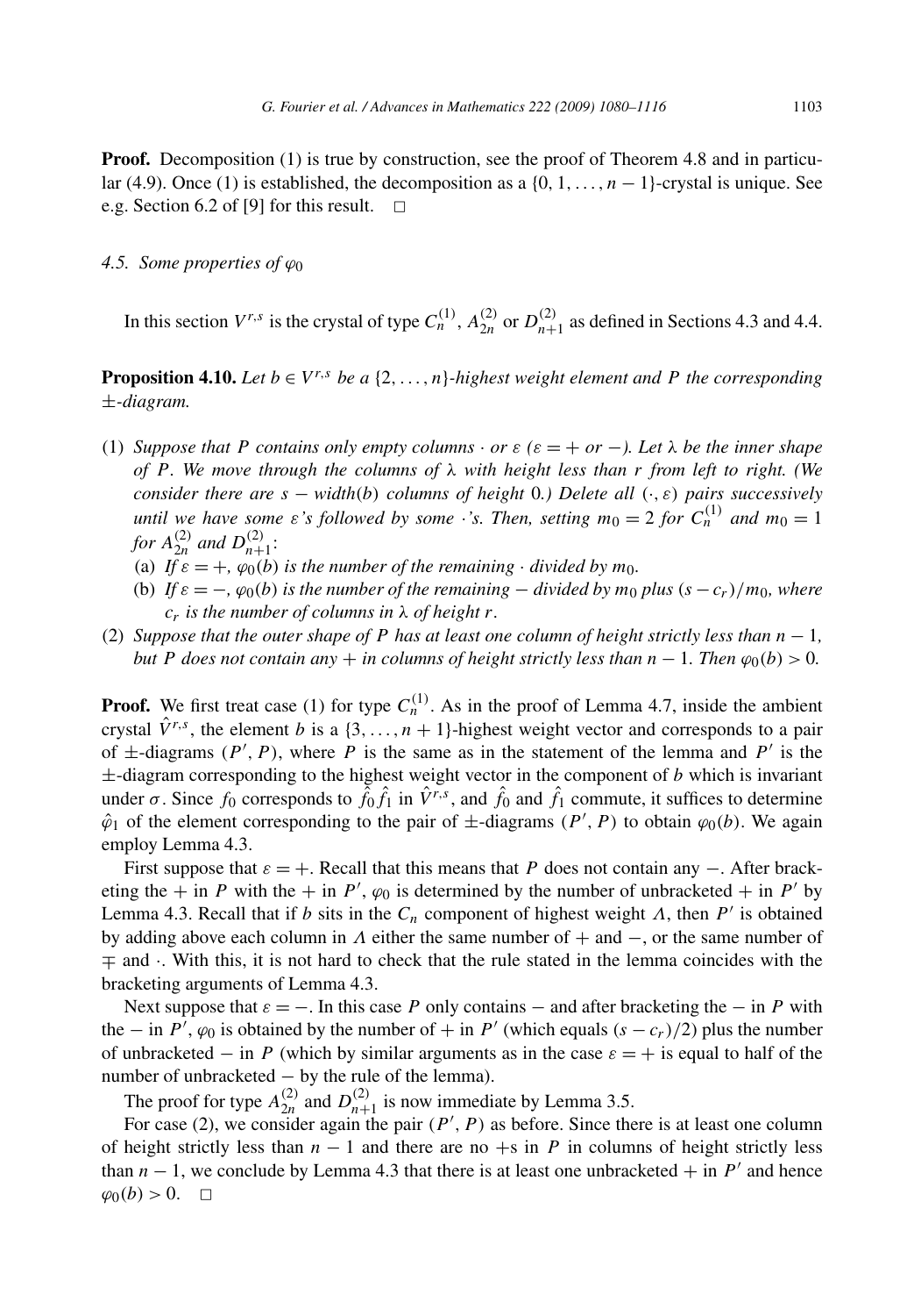**Proof.** Decomposition (1) is true by construction, see the proof of Theorem 4.8 and in particular (4.9). Once (1) is established, the decomposition as a $\{0, 1, \ldots, n-1\}$-crystal is unique. See e.g. Section 6.2 of [9] for this result. $\square$

### 4.5. Some properties of $\varphi_0$

In this section $V^{r,s}$ is the crystal of type $C_n^{(1)}$, $A_{2n}^{(2)}$ or $D_{n+1}^{(2)}$ as defined in Sections 4.3 and 4.4.

**Proposition 4.10.** *Let $b \in V^{r,s}$ be a $\{2, \ldots, n\}$-highest weight element and $P$ the corresponding $\pm$-diagram.*

1. *Suppose that $P$ contains only empty columns $\cdot$ or $\varepsilon$ ($\varepsilon = +$ or $-$). Let $\lambda$ be the inner shape of $P$. We move through the columns of $\lambda$ with height less than $r$ from left to right. (We consider there are $s - \mathrm{width}(b)$ columns of height $0$.) Delete all $(\cdot, \varepsilon)$ pairs successively until we have some $\varepsilon$'s followed by some $\cdot$'s. Then, setting $m_0 = 2$ for $C_n^{(1)}$ and $m_0 = 1$ for $A_{2n}^{(2)}$ and $D_{n+1}^{(2)}$:*
   - (a) *If $\varepsilon = +$, $\varphi_0(b)$ is the number of the remaining $\cdot$ divided by $m_0$.*
   - (b) *If $\varepsilon = -$, $\varphi_0(b)$ is the number of the remaining $-$ divided by $m_0$ plus $(s - c_r)/m_0$, where $c_r$ is the number of columns in $\lambda$ of height $r$.*
2. *Suppose that the outer shape of $P$ has at least one column of height strictly less than $n-1$, but $P$ does not contain any $+$ in columns of height strictly less than $n-1$. Then $\varphi_0(b) > 0$.*

**Proof.** We first treat case (1) for type $C_n^{(1)}$. As in the proof of Lemma 4.7, inside the ambient crystal $\hat{V}^{r,s}$, the element $b$ is a $\{3, \ldots, n+1\}$-highest weight vector and corresponds to a pair of $\pm$-diagrams $(P', P)$, where $P$ is the same as in the statement of the lemma and $P'$ is the $\pm$-diagram corresponding to the highest weight vector in the component of $b$ which is invariant under $\sigma$. Since $f_0$ corresponds to $\hat{f}_0 \hat{f}_1$ in $\hat{V}^{r,s}$, and $\hat{f}_0$ and $\hat{f}_1$ commute, it suffices to determine $\hat{\varphi}_1$ of the element corresponding to the pair of $\pm$-diagrams $(P', P)$ to obtain $\varphi_0(b)$. We again employ Lemma 4.3.

First suppose that $\varepsilon = +$. Recall that this means that $P$ does not contain any $-$. After bracketing the $+$ in $P$ with the $+$ in $P'$, $\varphi_0$ is determined by the number of unbracketed $+$ in $P'$ by Lemma 4.3. Recall that if $b$ sits in the $C_n$ component of highest weight $\Lambda$, then $P'$ is obtained by adding above each column in $\Lambda$ either the same number of $+$ and $-$, or the same number of $\mp$ and $\cdot$. With this, it is not hard to check that the rule stated in the lemma coincides with the bracketing arguments of Lemma 4.3.

Next suppose that $\varepsilon = -$. In this case $P$ only contains $-$ and after bracketing the $-$ in $P$ with the $-$ in $P'$, $\varphi_0$ is obtained by the number of $+$ in $P'$ (which equals $(s - c_r)/2$) plus the number of unbracketed $-$ in $P$ (which by similar arguments as in the case $\varepsilon = +$ is equal to half of the number of unbracketed $-$ by the rule of the lemma).

The proof for type $A_{2n}^{(2)}$ and $D_{n+1}^{(2)}$ is now immediate by Lemma 3.5.

For case (2), we consider again the pair $(P', P)$ as before. Since there is at least one column of height strictly less than $n-1$ and there are no $+$s in $P$ in columns of height strictly less than $n-1$, we conclude by Lemma 4.3 that there is at least one unbracketed $+$ in $P'$ and hence $\varphi_0(b) > 0$. $\square$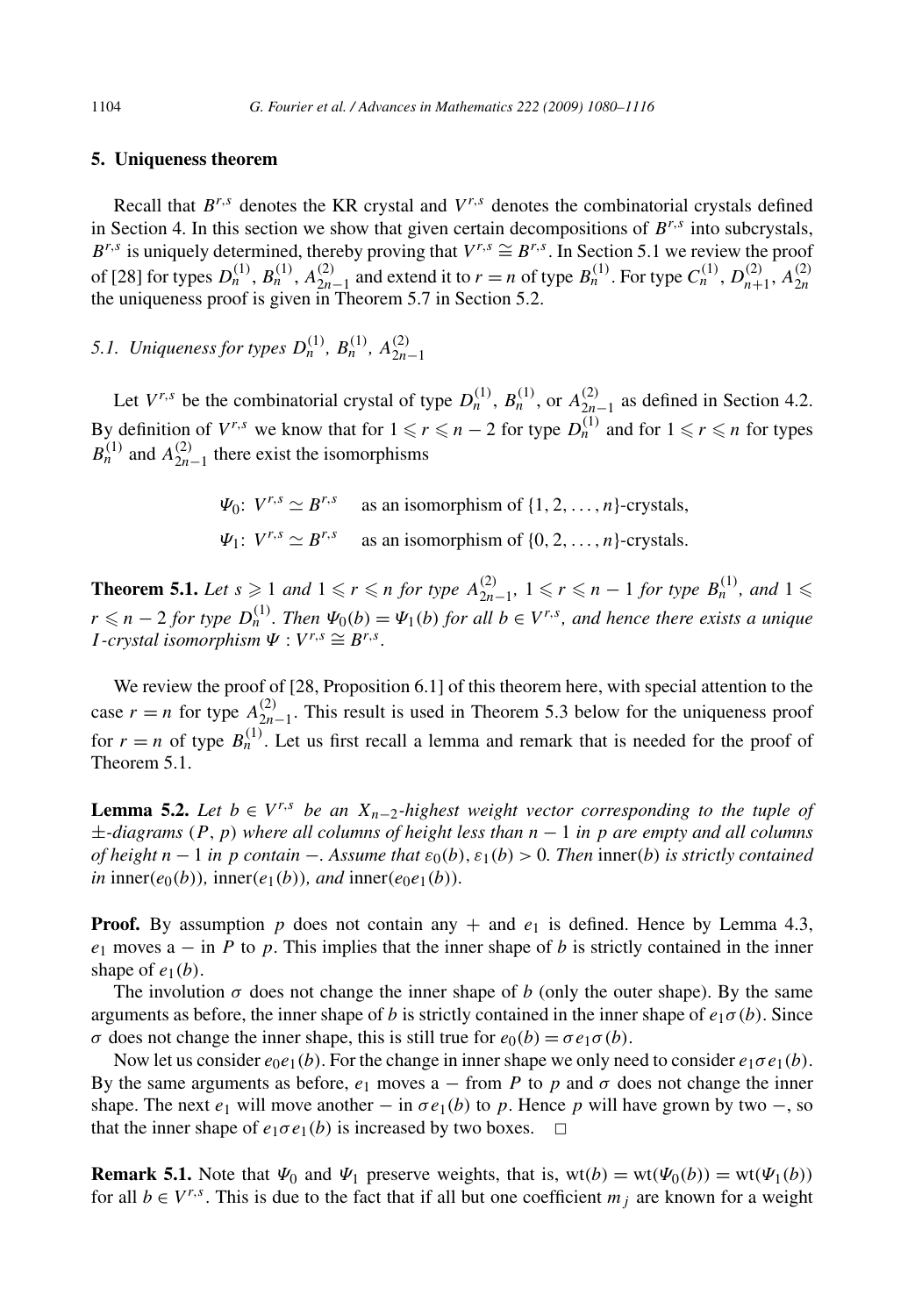## 5. Uniqueness theorem

Recall that $B^{r,s}$ denotes the KR crystal and $V^{r,s}$ denotes the combinatorial crystals defined in Section 4. In this section we show that given certain decompositions of $B^{r,s}$ into subcrystals, $B^{r,s}$ is uniquely determined, thereby proving that $V^{r,s} \cong B^{r,s}$. In Section 5.1 we review the proof of [28] for types $D_n^{(1)}$, $B_n^{(1)}$, $A_{2n-1}^{(2)}$ and extend it to $r = n$ of type $B_n^{(1)}$. For type $C_n^{(1)}$, $D_{n+1}^{(2)}$, $A_{2n}^{(2)}$ the uniqueness proof is given in Theorem 5.7 in Section 5.2.

### 5.1. Uniqueness for types $D_n^{(1)}$, $B_n^{(1)}$, $A_{2n-1}^{(2)}$

Let $V^{r,s}$ be the combinatorial crystal of type $D_n^{(1)}$, $B_n^{(1)}$, or $A_{2n-1}^{(2)}$ as defined in Section 4.2. By definition of $V^{r,s}$ we know that for $1 \leqslant r \leqslant n-2$ for type $D_n^{(1)}$ and for $1 \leqslant r \leqslant n$ for types $B_n^{(1)}$ and $A_{2n-1}^{(2)}$ there exist the isomorphisms

$$\Psi_0\colon V^{r,s} \simeq B^{r,s} \quad \text{as an isomorphism of } \{1,2,\ldots,n\}\text{-crystals,}$$

$$\Psi_1\colon V^{r,s} \simeq B^{r,s} \quad \text{as an isomorphism of } \{0,2,\ldots,n\}\text{-crystals.}$$

**Theorem 5.1.** *Let $s \geqslant 1$ and $1 \leqslant r \leqslant n$ for type $A_{2n-1}^{(2)}$, $1 \leqslant r \leqslant n-1$ for type $B_n^{(1)}$, and $1 \leqslant r \leqslant n-2$ for type $D_n^{(1)}$. Then $\Psi_0(b) = \Psi_1(b)$ for all $b \in V^{r,s}$, and hence there exists a unique $I$-crystal isomorphism $\Psi : V^{r,s} \cong B^{r,s}$.*

We review the proof of [28, Proposition 6.1] of this theorem here, with special attention to the case $r = n$ for type $A_{2n-1}^{(2)}$. This result is used in Theorem 5.3 below for the uniqueness proof for $r = n$ of type $B_n^{(1)}$. Let us first recall a lemma and remark that is needed for the proof of Theorem 5.1.

**Lemma 5.2.** *Let $b \in V^{r,s}$ be an $X_{n-2}$-highest weight vector corresponding to the tuple of $\pm$-diagrams $(P, p)$ where all columns of height less than $n-1$ in $p$ are empty and all columns of height $n-1$ in $p$ contain $-$. Assume that $\varepsilon_0(b), \varepsilon_1(b) > 0$. Then $\mathrm{inner}(b)$ is strictly contained in $\mathrm{inner}(e_0(b))$, $\mathrm{inner}(e_1(b))$, and $\mathrm{inner}(e_0e_1(b))$.*

**Proof.** By assumption $p$ does not contain any $+$ and $e_1$ is defined. Hence by Lemma 4.3, $e_1$ moves a $-$ in $P$ to $p$. This implies that the inner shape of $b$ is strictly contained in the inner shape of $e_1(b)$.

The involution $\sigma$ does not change the inner shape of $b$ (only the outer shape). By the same arguments as before, the inner shape of $b$ is strictly contained in the inner shape of $e_1\sigma(b)$. Since $\sigma$ does not change the inner shape, this is still true for $e_0(b) = \sigma e_1\sigma(b)$.

Now let us consider $e_0e_1(b)$. For the change in inner shape we only need to consider $e_1\sigma e_1(b)$. By the same arguments as before, $e_1$ moves a $-$ from $P$ to $p$ and $\sigma$ does not change the inner shape. The next $e_1$ will move another $-$ in $\sigma e_1(b)$ to $p$. Hence $p$ will have grown by two $-$, so that the inner shape of $e_1\sigma e_1(b)$ is increased by two boxes. $\square$

**Remark 5.1.** Note that $\Psi_0$ and $\Psi_1$ preserve weights, that is, $\mathrm{wt}(b) = \mathrm{wt}(\Psi_0(b)) = \mathrm{wt}(\Psi_1(b))$ for all $b \in V^{r,s}$. This is due to the fact that if all but one coefficient $m_j$ are known for a weight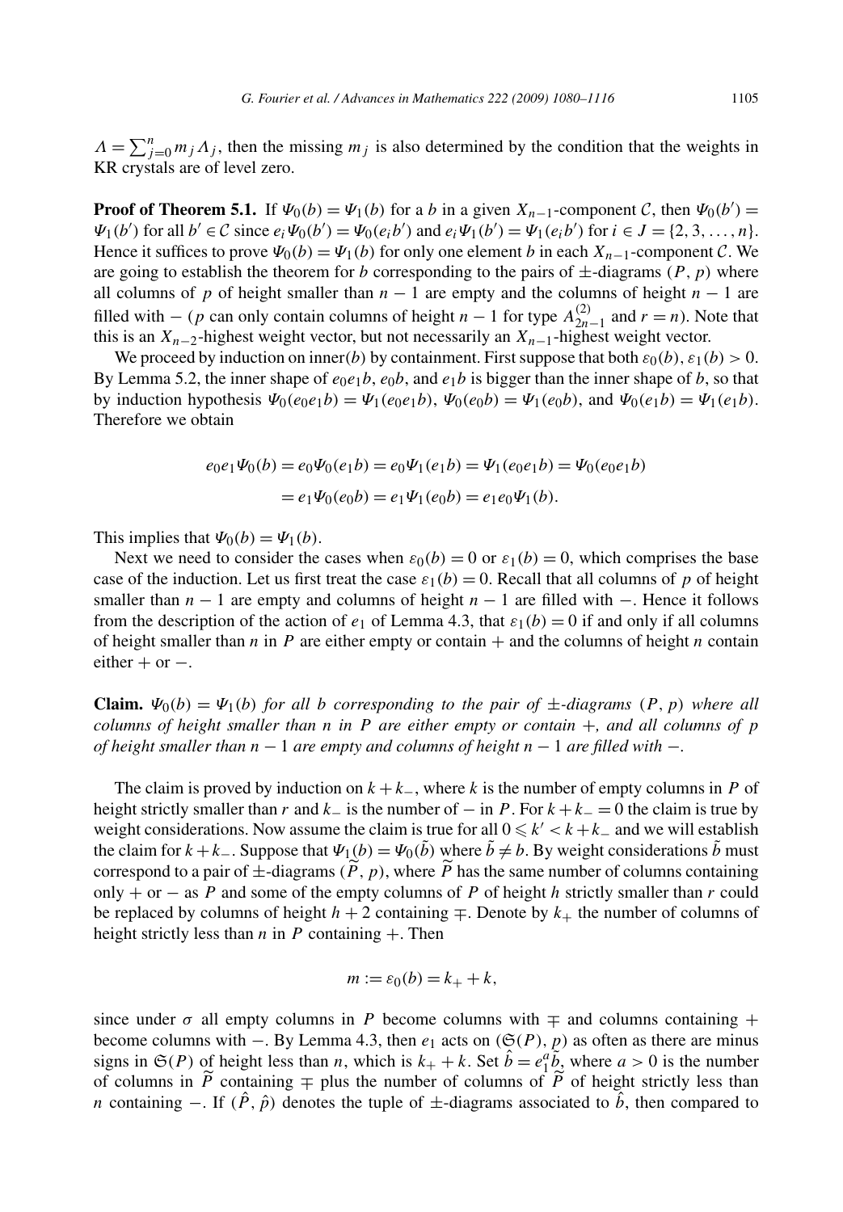$\Lambda = \sum_{j=0}^{n} m_j \Lambda_j$, then the missing $m_j$ is also determined by the condition that the weights in KR crystals are of level zero.

**Proof of Theorem 5.1.** If $\Psi_0(b) = \Psi_1(b)$ for a $b$ in a given $X_{n-1}$-component $\mathcal{C}$, then $\Psi_0(b') = \Psi_1(b')$ for all $b' \in \mathcal{C}$ since $e_i \Psi_0(b') = \Psi_0(e_i b')$ and $e_i \Psi_1(b') = \Psi_1(e_i b')$ for $i \in J = \{2, 3, \ldots, n\}$. Hence it suffices to prove $\Psi_0(b) = \Psi_1(b)$ for only one element $b$ in each $X_{n-1}$-component $\mathcal{C}$. We are going to establish the theorem for $b$ corresponding to the pairs of $\pm$-diagrams $(P, p)$ where all columns of $p$ of height smaller than $n-1$ are empty and the columns of height $n-1$ are filled with $-$ ($p$ can only contain columns of height $n-1$ for type $A_{2n-1}^{(2)}$ and $r = n$). Note that this is an $X_{n-2}$-highest weight vector, but not necessarily an $X_{n-1}$-highest weight vector.

We proceed by induction on inner$(b)$ by containment. First suppose that both $\varepsilon_0(b), \varepsilon_1(b) > 0$. By Lemma 5.2, the inner shape of $e_0 e_1 b$, $e_0 b$, and $e_1 b$ is bigger than the inner shape of $b$, so that by induction hypothesis $\Psi_0(e_0 e_1 b) = \Psi_1(e_0 e_1 b)$, $\Psi_0(e_0 b) = \Psi_1(e_0 b)$, and $\Psi_0(e_1 b) = \Psi_1(e_1 b)$. Therefore we obtain

$$
\begin{aligned}
e_0 e_1 \Psi_0(b) &= e_0 \Psi_0(e_1 b) = e_0 \Psi_1(e_1 b) = \Psi_1(e_0 e_1 b) = \Psi_0(e_0 e_1 b) \\
&= e_1 \Psi_0(e_0 b) = e_1 \Psi_1(e_0 b) = e_1 e_0 \Psi_1(b).
\end{aligned}
$$

This implies that $\Psi_0(b) = \Psi_1(b)$.

Next we need to consider the cases when $\varepsilon_0(b) = 0$ or $\varepsilon_1(b) = 0$, which comprises the base case of the induction. Let us first treat the case $\varepsilon_1(b) = 0$. Recall that all columns of $p$ of height smaller than $n-1$ are empty and columns of height $n-1$ are filled with $-$. Hence it follows from the description of the action of $e_1$ of Lemma 4.3, that $\varepsilon_1(b) = 0$ if and only if all columns of height smaller than $n$ in $P$ are either empty or contain $+$ and the columns of height $n$ contain either $+$ or $-$.

**Claim.** *$\Psi_0(b) = \Psi_1(b)$ for all $b$ corresponding to the pair of $\pm$-diagrams $(P, p)$ where all columns of height smaller than $n$ in $P$ are either empty or contain $+$, and all columns of $p$ of height smaller than $n-1$ are empty and columns of height $n-1$ are filled with $-$.*

The claim is proved by induction on $k + k_-$, where $k$ is the number of empty columns in $P$ of height strictly smaller than $r$ and $k_-$ is the number of $-$ in $P$. For $k + k_- = 0$ the claim is true by weight considerations. Now assume the claim is true for all $0 \leqslant k' < k + k_-$ and we will establish the claim for $k + k_-$. Suppose that $\Psi_1(b) = \Psi_0(\tilde{b})$ where $\tilde{b} \neq b$. By weight considerations $\tilde{b}$ must correspond to a pair of $\pm$-diagrams $(\widetilde{P}, p)$, where $\widetilde{P}$ has the same number of columns containing only $+$ or $-$ as $P$ and some of the empty columns of $P$ of height $h$ strictly smaller than $r$ could be replaced by columns of height $h+2$ containing $\mp$. Denote by $k_+$ the number of columns of height strictly less than $n$ in $P$ containing $+$. Then

$$
m := \varepsilon_0(b) = k_+ + k,
$$

since under $\sigma$ all empty columns in $P$ become columns with $\mp$ and columns containing $+$ become columns with $-$. By Lemma 4.3, then $e_1$ acts on $(\mathfrak{S}(P), p)$ as often as there are minus signs in $\mathfrak{S}(P)$ of height less than $n$, which is $k_+ + k$. Set $\hat{b} = e_1^a \tilde{b}$, where $a > 0$ is the number of columns in $\widetilde{P}$ containing $\mp$ plus the number of columns of $\widetilde{P}$ of height strictly less than $n$ containing $-$. If $(\hat{P}, \hat{p})$ denotes the tuple of $\pm$-diagrams associated to $\hat{b}$, then compared to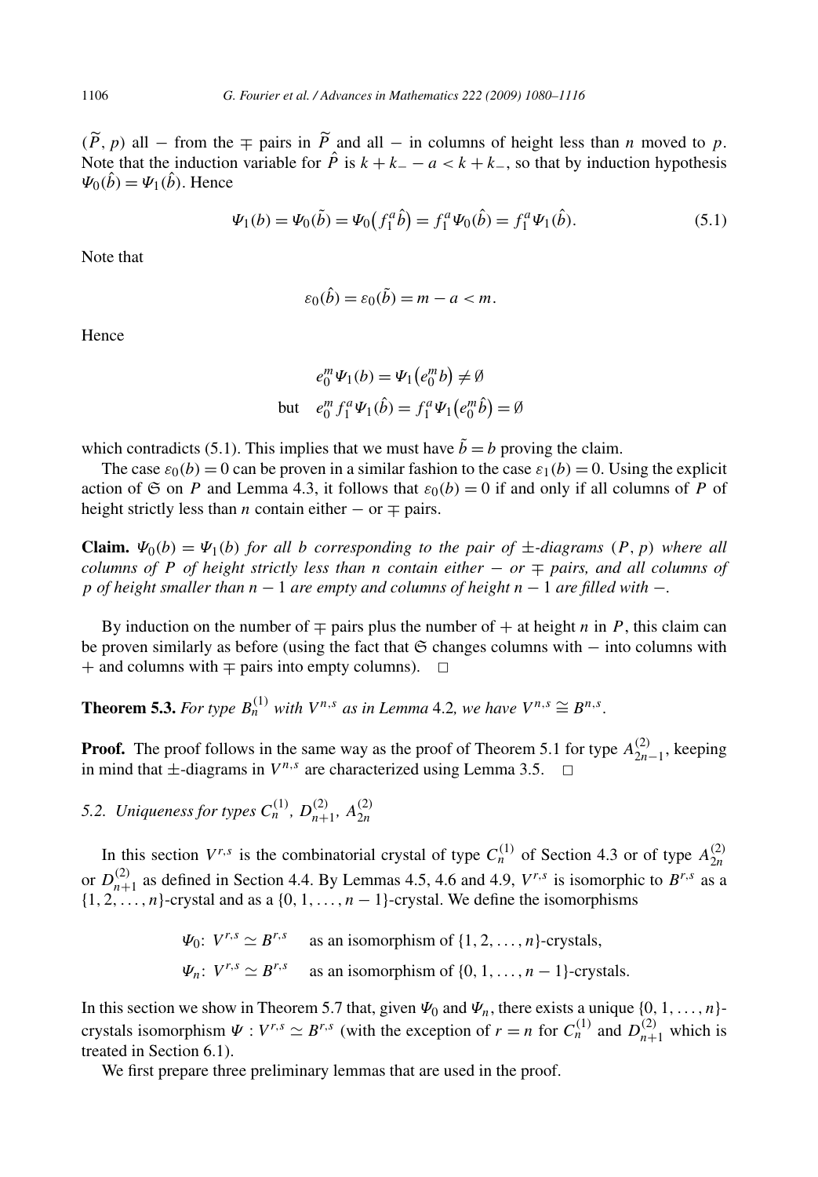$(\widetilde{P}, p)$ all $-$ from the $\mp$ pairs in $\widetilde{P}$ and all $-$ in columns of height less than $n$ moved to $p$. Note that the induction variable for $\hat{P}$ is $k + k_- - a < k + k_-$, so that by induction hypothesis $\Psi_0(\hat{b}) = \Psi_1(\hat{b})$. Hence

$$\Psi_1(b) = \Psi_0(\tilde{b}) = \Psi_0\big(f_1^a \hat{b}\big) = f_1^a \Psi_0(\hat{b}) = f_1^a \Psi_1(\hat{b}). \tag{5.1}$$

Note that

$$\varepsilon_0(\hat{b}) = \varepsilon_0(\tilde{b}) = m - a < m.$$

Hence

$$\begin{aligned} & e_0^m \Psi_1(b) = \Psi_1\big(e_0^m b\big) \neq \emptyset \\ \text{but} \quad & e_0^m f_1^a \Psi_1(\hat{b}) = f_1^a \Psi_1\big(e_0^m \hat{b}\big) = \emptyset \end{aligned}$$

which contradicts (5.1). This implies that we must have $\tilde{b} = b$ proving the claim.

The case $\varepsilon_0(b) = 0$ can be proven in a similar fashion to the case $\varepsilon_1(b) = 0$. Using the explicit action of $\mathfrak{S}$ on $P$ and Lemma 4.3, it follows that $\varepsilon_0(b) = 0$ if and only if all columns of $P$ of height strictly less than $n$ contain either $-$ or $\mp$ pairs.

**Claim.** *$\Psi_0(b) = \Psi_1(b)$ for all $b$ corresponding to the pair of $\pm$-diagrams $(P, p)$ where all columns of $P$ of height strictly less than $n$ contain either $-$ or $\mp$ pairs, and all columns of $p$ of height smaller than $n-1$ are empty and columns of height $n-1$ are filled with $-$.*

By induction on the number of $\mp$ pairs plus the number of $+$ at height $n$ in $P$, this claim can be proven similarly as before (using the fact that $\mathfrak{S}$ changes columns with $-$ into columns with $+$ and columns with $\mp$ pairs into empty columns). $\square$

**Theorem 5.3.** *For type $B_n^{(1)}$ with $V^{n,s}$ as in Lemma 4.2, we have $V^{n,s} \cong B^{n,s}$.*

**Proof.** The proof follows in the same way as the proof of Theorem 5.1 for type $A_{2n-1}^{(2)}$, keeping in mind that $\pm$-diagrams in $V^{n,s}$ are characterized using Lemma 3.5. $\square$

### 5.2. Uniqueness for types $C_n^{(1)}$, $D_{n+1}^{(2)}$, $A_{2n}^{(2)}$

In this section $V^{r,s}$ is the combinatorial crystal of type $C_n^{(1)}$ of Section 4.3 or of type $A_{2n}^{(2)}$ or $D_{n+1}^{(2)}$ as defined in Section 4.4. By Lemmas 4.5, 4.6 and 4.9, $V^{r,s}$ is isomorphic to $B^{r,s}$ as a $\{1, 2, \ldots, n\}$-crystal and as a $\{0, 1, \ldots, n-1\}$-crystal. We define the isomorphisms

$$\begin{aligned} \Psi_0 &: V^{r,s} \simeq B^{r,s} \quad \text{as an isomorphism of } \{1, 2, \ldots, n\}\text{-crystals}, \\ \Psi_n &: V^{r,s} \simeq B^{r,s} \quad \text{as an isomorphism of } \{0, 1, \ldots, n-1\}\text{-crystals}. \end{aligned}$$

In this section we show in Theorem 5.7 that, given $\Psi_0$ and $\Psi_n$, there exists a unique $\{0, 1, \ldots, n\}$-crystals isomorphism $\Psi : V^{r,s} \simeq B^{r,s}$ (with the exception of $r = n$ for $C_n^{(1)}$ and $D_{n+1}^{(2)}$ which is treated in Section 6.1).

We first prepare three preliminary lemmas that are used in the proof.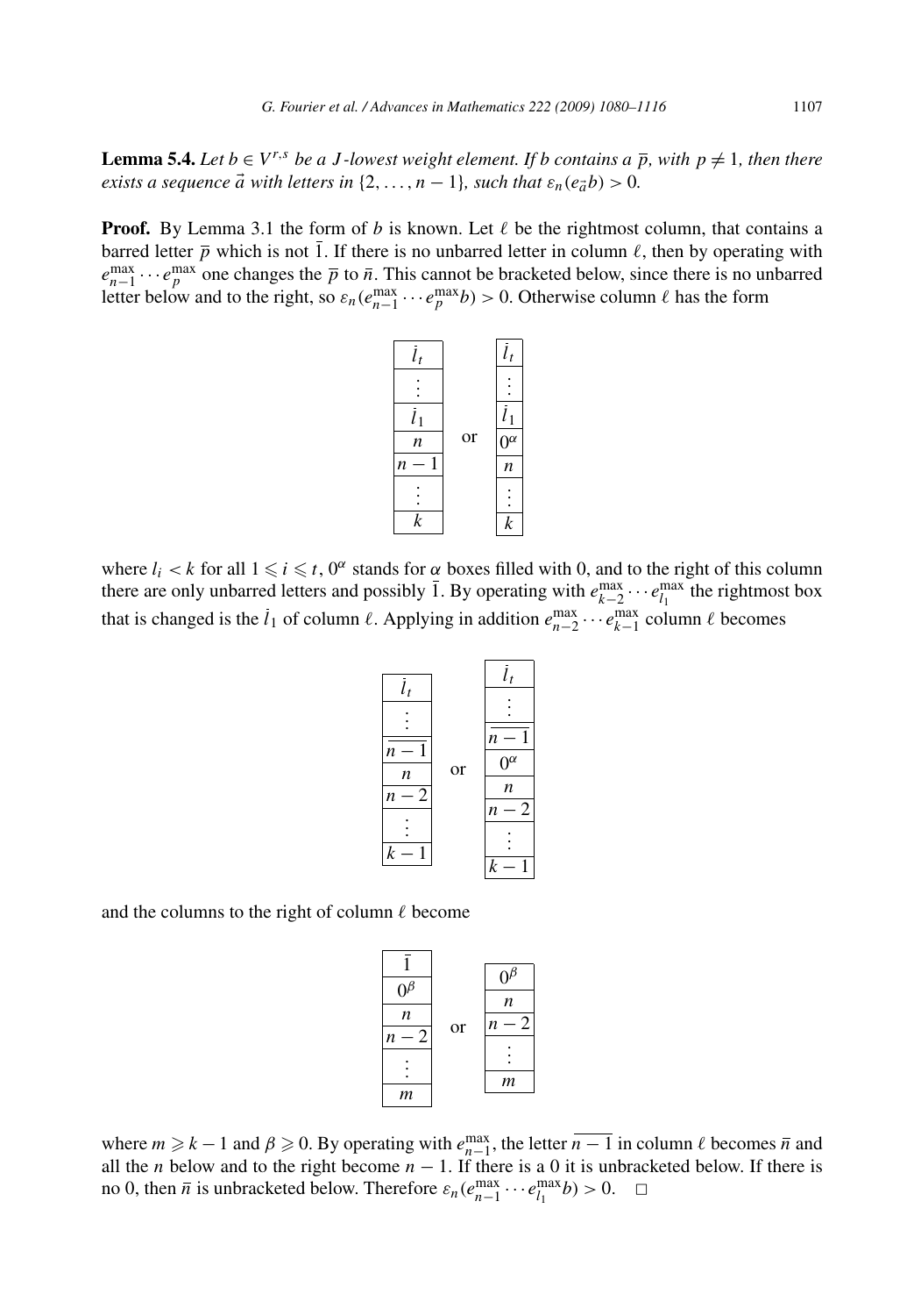**Lemma 5.4.** *Let $b \in V^{r,s}$ be a $J$-lowest weight element. If $b$ contains a $\overline{p}$, with $p \neq 1$, then there exists a sequence $\vec{a}$ with letters in $\{2, \ldots, n-1\}$, such that $\varepsilon_n(e_{\vec{a}} b) > 0$.*

**Proof.** By Lemma 3.1 the form of $b$ is known. Let $\ell$ be the rightmost column, that contains a barred letter $\overline{p}$ which is not $\overline{1}$. If there is no unbarred letter in column $\ell$, then by operating with $e_{n-1}^{\max} \cdots e_p^{\max}$ one changes the $\overline{p}$ to $\bar{n}$. This cannot be bracketed below, since there is no unbarred letter below and to the right, so $\varepsilon_n(e_{n-1}^{\max} \cdots e_p^{\max} b) > 0$. Otherwise column $\ell$ has the form

$$
\begin{array}{|c|}
\hline
\bar{l}_t \\
\hline
\vdots \\
\hline
\bar{l}_1 \\
\hline
n \\
\hline
n-1 \\
\hline
\vdots \\
\hline
k \\
\hline
\end{array}
\quad \text{or} \quad
\begin{array}{|c|}
\hline
\bar{l}_t \\
\hline
\vdots \\
\hline
\bar{l}_1 \\
\hline
0^\alpha \\
\hline
n \\
\hline
\vdots \\
\hline
k \\
\hline
\end{array}
$$

where $l_i < k$ for all $1 \leqslant i \leqslant t$, $0^\alpha$ stands for $\alpha$ boxes filled with 0, and to the right of this column there are only unbarred letters and possibly $\bar{1}$. By operating with $e_{k-2}^{\max} \cdots e_{l_1}^{\max}$ the rightmost box that is changed is the $\bar{l}_1$ of column $\ell$. Applying in addition $e_{n-2}^{\max} \cdots e_{k-1}^{\max}$ column $\ell$ becomes

$$
\begin{array}{|c|}
\hline
\bar{l}_t \\
\hline
\vdots \\
\hline
\overline{n-1} \\
\hline
n \\
\hline
n-2 \\
\hline
\vdots \\
\hline
k-1 \\
\hline
\end{array}
\quad \text{or} \quad
\begin{array}{|c|}
\hline
\bar{l}_t \\
\hline
\vdots \\
\hline
\overline{n-1} \\
\hline
0^\alpha \\
\hline
n \\
\hline
n-2 \\
\hline
\vdots \\
\hline
k-1 \\
\hline
\end{array}
$$

and the columns to the right of column $\ell$ become

$$
\begin{array}{|c|}
\hline
\bar{1} \\
\hline
0^\beta \\
\hline
n \\
\hline
n-2 \\
\hline
\vdots \\
\hline
m \\
\hline
\end{array}
\quad \text{or} \quad
\begin{array}{|c|}
\hline
0^\beta \\
\hline
n \\
\hline
n-2 \\
\hline
\vdots \\
\hline
m \\
\hline
\end{array}
$$

where $m \geqslant k-1$ and $\beta \geqslant 0$. By operating with $e_{n-1}^{\max}$, the letter $\overline{n-1}$ in column $\ell$ becomes $\bar{n}$ and all the $n$ below and to the right become $n-1$. If there is a 0 it is unbracketed below. If there is no 0, then $\bar{n}$ is unbracketed below. Therefore $\varepsilon_n(e_{n-1}^{\max} \cdots e_{l_1}^{\max} b) > 0$. $\square$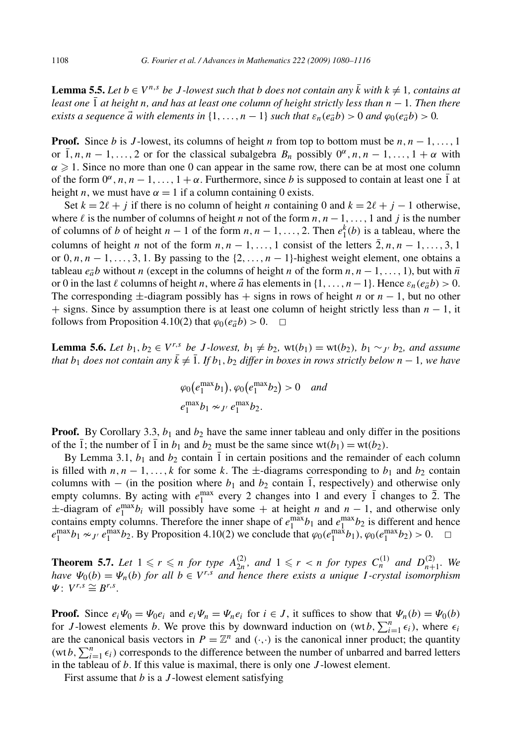**Lemma 5.5.** *Let $b \in V^{n,s}$ be $J$-lowest such that $b$ does not contain any $\bar{k}$ with $k \neq 1$, contains at least one $\bar{1}$ at height $n$, and has at least one column of height strictly less than $n-1$. Then there exists a sequence $\vec{a}$ with elements in $\{1, \ldots, n-1\}$ such that $\varepsilon_n(e_{\vec{a}} b) > 0$ and $\varphi_0(e_{\vec{a}} b) > 0$.*

**Proof.** Since $b$ is $J$-lowest, its columns of height $n$ from top to bottom must be $n, n-1, \ldots, 1$ or $\bar{1}, n, n-1, \ldots, 2$ or for the classical subalgebra $B_n$ possibly $0^\alpha, n, n-1, \ldots, 1+\alpha$ with $\alpha \geqslant 1$. Since no more than one 0 can appear in the same row, there can be at most one column of the form $0^\alpha, n, n-1, \ldots, 1+\alpha$. Furthermore, since $b$ is supposed to contain at least one $\bar{1}$ at height $n$, we must have $\alpha = 1$ if a column containing 0 exists.

Set $k = 2\ell + j$ if there is no column of height $n$ containing 0 and $k = 2\ell + j - 1$ otherwise, where $\ell$ is the number of columns of height $n$ not of the form $n, n-1, \ldots, 1$ and $j$ is the number of columns of $b$ of height $n-1$ of the form $n, n-1, \ldots, 2$. Then $e_1^k(b)$ is a tableau, where the columns of height $n$ not of the form $n, n-1, \ldots, 1$ consist of the letters $\bar{2}, n, n-1, \ldots, 3, 1$ or $0, n, n-1, \ldots, 3, 1$. By passing to the $\{2, \ldots, n-1\}$-highest weight element, one obtains a tableau $e_{\vec{a}} b$ without $n$ (except in the columns of height $n$ of the form $n, n-1, \ldots, 1$), but with $\bar{n}$ or 0 in the last $\ell$ columns of height $n$, where $\vec{a}$ has elements in $\{1, \ldots, n-1\}$. Hence $\varepsilon_n(e_{\vec{a}} b) > 0$. The corresponding $\pm$-diagram possibly has $+$ signs in rows of height $n$ or $n-1$, but no other $+$ signs. Since by assumption there is at least one column of height strictly less than $n-1$, it follows from Proposition 4.10(2) that $\varphi_0(e_{\vec{a}} b) > 0$. $\square$

**Lemma 5.6.** *Let $b_1, b_2 \in V^{r,s}$ be $J$-lowest, $b_1 \neq b_2$, $\mathrm{wt}(b_1) = \mathrm{wt}(b_2)$, $b_1 \sim_{J'} b_2$, and assume that $b_1$ does not contain any $\bar{k} \neq \bar{1}$. If $b_1, b_2$ differ in boxes in rows strictly below $n-1$, we have*

$$\varphi_0\big(e_1^{\max} b_1\big), \varphi_0\big(e_1^{\max} b_2\big) > 0 \quad \text{and}$$
$$e_1^{\max} b_1 \nsim_{J'} e_1^{\max} b_2.$$

**Proof.** By Corollary 3.3, $b_1$ and $b_2$ have the same inner tableau and only differ in the positions of the $\bar{1}$; the number of $\bar{1}$ in $b_1$ and $b_2$ must be the same since $\mathrm{wt}(b_1) = \mathrm{wt}(b_2)$.

By Lemma 3.1, $b_1$ and $b_2$ contain $\bar{1}$ in certain positions and the remainder of each column is filled with $n, n-1, \ldots, k$ for some $k$. The $\pm$-diagrams corresponding to $b_1$ and $b_2$ contain columns with $-$ (in the position where $b_1$ and $b_2$ contain $\bar{1}$, respectively) and otherwise only empty columns. By acting with $e_1^{\max}$ every 2 changes into 1 and every $\bar{1}$ changes to $\bar{2}$. The $\pm$-diagram of $e_1^{\max} b_i$ will possibly have some $+$ at height $n$ and $n-1$, and otherwise only contains empty columns. Therefore the inner shape of $e_1^{\max} b_1$ and $e_1^{\max} b_2$ is different and hence $e_1^{\max} b_1 \nsim_{J'} e_1^{\max} b_2$. By Proposition 4.10(2) we conclude that $\varphi_0(e_1^{\max} b_1), \varphi_0(e_1^{\max} b_2) > 0$. $\square$

**Theorem 5.7.** *Let $1 \leqslant r \leqslant n$ for type $A_{2n}^{(2)}$, and $1 \leqslant r < n$ for types $C_n^{(1)}$ and $D_{n+1}^{(2)}$. We have $\Psi_0(b) = \Psi_n(b)$ for all $b \in V^{r,s}$ and hence there exists a unique $I$-crystal isomorphism $\Psi\colon V^{r,s} \cong B^{r,s}$.*

**Proof.** Since $e_i \Psi_0 = \Psi_0 e_i$ and $e_i \Psi_n = \Psi_n e_i$ for $i \in J$, it suffices to show that $\Psi_n(b) = \Psi_0(b)$ for $J$-lowest elements $b$. We prove this by downward induction on $(\mathrm{wt}\, b, \sum_{i=1}^n \epsilon_i)$, where $\epsilon_i$ are the canonical basis vectors in $P = \mathbb{Z}^n$ and $(\cdot,\cdot)$ is the canonical inner product; the quantity $(\mathrm{wt}\, b, \sum_{i=1}^n \epsilon_i)$ corresponds to the difference between the number of unbarred and barred letters in the tableau of $b$. If this value is maximal, there is only one $J$-lowest element.

First assume that $b$ is a $J$-lowest element satisfying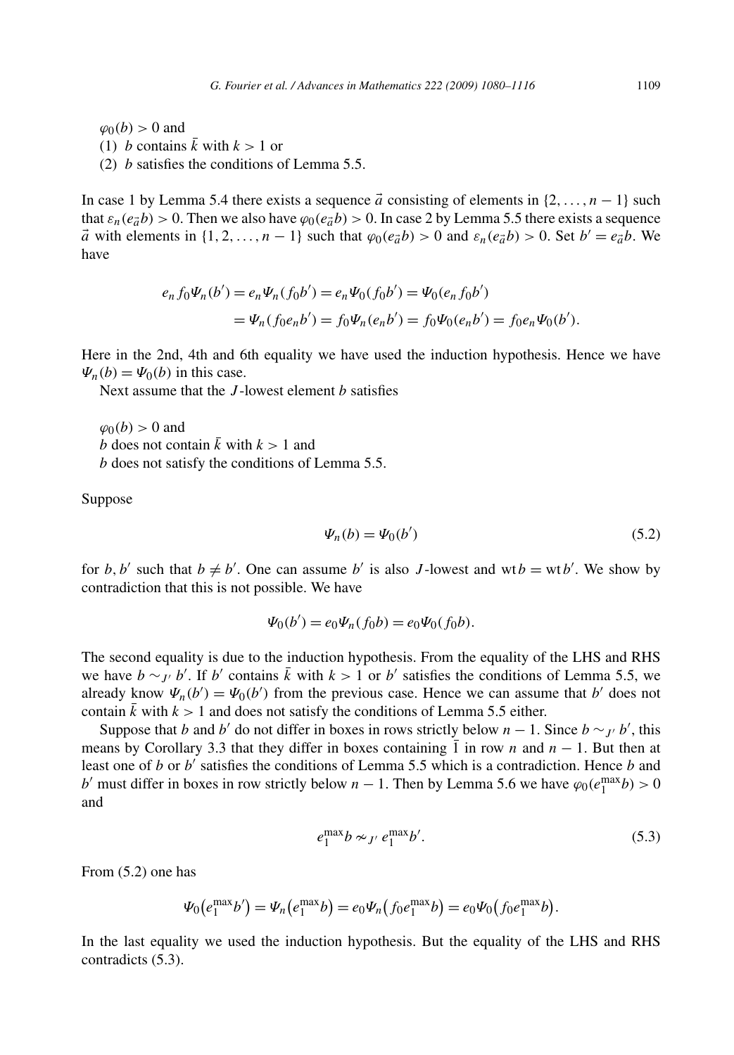$\varphi_0(b) > 0$ and

(1) $b$ contains $\bar{k}$ with $k > 1$ or

(2) $b$ satisfies the conditions of Lemma 5.5.

In case 1 by Lemma 5.4 there exists a sequence $\vec{a}$ consisting of elements in $\{2, \ldots, n-1\}$ such that $\varepsilon_n(e_{\vec{a}}b) > 0$. Then we also have $\varphi_0(e_{\vec{a}}b) > 0$. In case 2 by Lemma 5.5 there exists a sequence $\vec{a}$ with elements in $\{1, 2, \ldots, n-1\}$ such that $\varphi_0(e_{\vec{a}}b) > 0$ and $\varepsilon_n(e_{\vec{a}}b) > 0$. Set $b' = e_{\vec{a}}b$. We have

$$
\begin{aligned}
e_n f_0 \Psi_n(b') &= e_n \Psi_n(f_0 b') = e_n \Psi_0(f_0 b') = \Psi_0(e_n f_0 b') \\
&= \Psi_n(f_0 e_n b') = f_0 \Psi_n(e_n b') = f_0 \Psi_0(e_n b') = f_0 e_n \Psi_0(b').
\end{aligned}
$$

Here in the 2nd, 4th and 6th equality we have used the induction hypothesis. Hence we have $\Psi_n(b) = \Psi_0(b)$ in this case.

Next assume that the $J$-lowest element $b$ satisfies

$\varphi_0(b) > 0$ and

$b$ does not contain $\bar{k}$ with $k > 1$ and

$b$ does not satisfy the conditions of Lemma 5.5.

Suppose

$$
\Psi_n(b) = \Psi_0(b') \tag{5.2}
$$

for $b, b'$ such that $b \neq b'$. One can assume $b'$ is also $J$-lowest and $\operatorname{wt} b = \operatorname{wt} b'$. We show by contradiction that this is not possible. We have

$$
\Psi_0(b') = e_0 \Psi_n(f_0 b) = e_0 \Psi_0(f_0 b).
$$

The second equality is due to the induction hypothesis. From the equality of the LHS and RHS we have $b \sim_{J'} b'$. If $b'$ contains $\bar{k}$ with $k > 1$ or $b'$ satisfies the conditions of Lemma 5.5, we already know $\Psi_n(b') = \Psi_0(b')$ from the previous case. Hence we can assume that $b'$ does not contain $\bar{k}$ with $k > 1$ and does not satisfy the conditions of Lemma 5.5 either.

Suppose that $b$ and $b'$ do not differ in boxes in rows strictly below $n-1$. Since $b \sim_{J'} b'$, this means by Corollary 3.3 that they differ in boxes containing $\bar{1}$ in row $n$ and $n-1$. But then at least one of $b$ or $b'$ satisfies the conditions of Lemma 5.5 which is a contradiction. Hence $b$ and $b'$ must differ in boxes in row strictly below $n-1$. Then by Lemma 5.6 we have $\varphi_0(e_1^{\max} b) > 0$ and

$$
e_1^{\max} b \nsim_{J'} e_1^{\max} b'. \tag{5.3}
$$

From (5.2) one has

$$
\Psi_0\big(e_1^{\max} b'\big) = \Psi_n\big(e_1^{\max} b\big) = e_0 \Psi_n\big(f_0 e_1^{\max} b\big) = e_0 \Psi_0\big(f_0 e_1^{\max} b\big).
$$

In the last equality we used the induction hypothesis. But the equality of the LHS and RHS contradicts (5.3).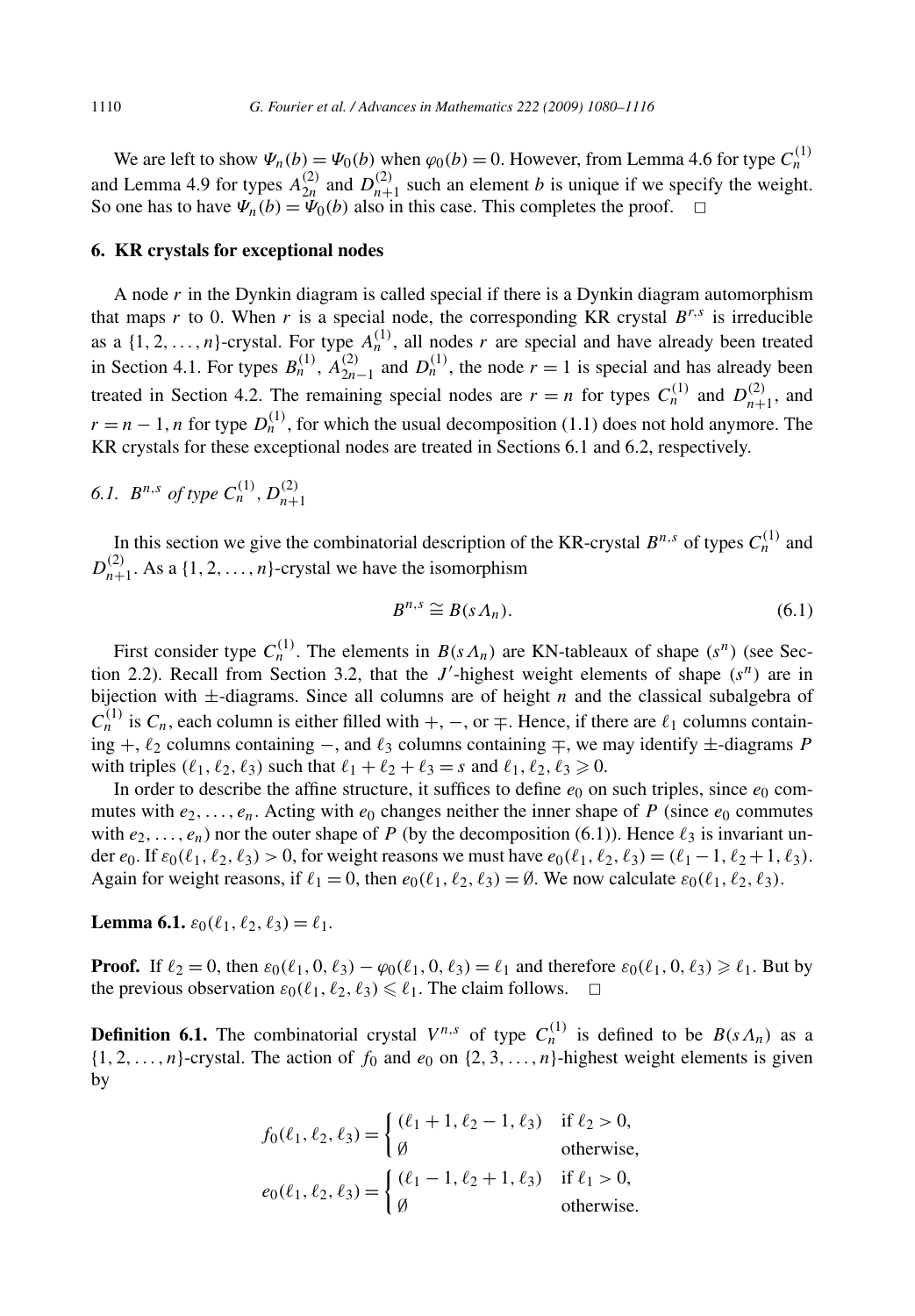We are left to show $\Psi_n(b) = \Psi_0(b)$ when $\varphi_0(b) = 0$. However, from Lemma 4.6 for type $C_n^{(1)}$ and Lemma 4.9 for types $A_{2n}^{(2)}$ and $D_{n+1}^{(2)}$ such an element $b$ is unique if we specify the weight. So one has to have $\Psi_n(b) = \Psi_0(b)$ also in this case. This completes the proof. □

## 6. KR crystals for exceptional nodes

A node $r$ in the Dynkin diagram is called special if there is a Dynkin diagram automorphism that maps $r$ to 0. When $r$ is a special node, the corresponding KR crystal $B^{r,s}$ is irreducible as a $\{1, 2, \ldots, n\}$-crystal. For type $A_n^{(1)}$, all nodes $r$ are special and have already been treated in Section 4.1. For types $B_n^{(1)}$, $A_{2n-1}^{(2)}$ and $D_n^{(1)}$, the node $r = 1$ is special and has already been treated in Section 4.2. The remaining special nodes are $r = n$ for types $C_n^{(1)}$ and $D_{n+1}^{(2)}$, and $r = n-1, n$ for type $D_n^{(1)}$, for which the usual decomposition (1.1) does not hold anymore. The KR crystals for these exceptional nodes are treated in Sections 6.1 and 6.2, respectively.

### 6.1. $B^{n,s}$ of type $C_n^{(1)}$, $D_{n+1}^{(2)}$

In this section we give the combinatorial description of the KR-crystal $B^{n,s}$ of types $C_n^{(1)}$ and $D_{n+1}^{(2)}$. As a $\{1, 2, \ldots, n\}$-crystal we have the isomorphism

$$B^{n,s} \cong B(s\Lambda_n). \tag{6.1}$$

First consider type $C_n^{(1)}$. The elements in $B(s\Lambda_n)$ are KN-tableaux of shape $(s^n)$ (see Section 2.2). Recall from Section 3.2, that the $J'$-highest weight elements of shape $(s^n)$ are in bijection with $\pm$-diagrams. Since all columns are of height $n$ and the classical subalgebra of $C_n^{(1)}$ is $C_n$, each column is either filled with $+$, $-$, or $\mp$. Hence, if there are $\ell_1$ columns containing $+$, $\ell_2$ columns containing $-$, and $\ell_3$ columns containing $\mp$, we may identify $\pm$-diagrams $P$ with triples $(\ell_1, \ell_2, \ell_3)$ such that $\ell_1 + \ell_2 + \ell_3 = s$ and $\ell_1, \ell_2, \ell_3 \geqslant 0$.

In order to describe the affine structure, it suffices to define $e_0$ on such triples, since $e_0$ commutes with $e_2, \ldots, e_n$. Acting with $e_0$ changes neither the inner shape of $P$ (since $e_0$ commutes with $e_2, \ldots, e_n$) nor the outer shape of $P$ (by the decomposition (6.1)). Hence $\ell_3$ is invariant under $e_0$. If $\varepsilon_0(\ell_1, \ell_2, \ell_3) > 0$, for weight reasons we must have $e_0(\ell_1, \ell_2, \ell_3) = (\ell_1 - 1, \ell_2 + 1, \ell_3)$. Again for weight reasons, if $\ell_1 = 0$, then $e_0(\ell_1, \ell_2, \ell_3) = \emptyset$. We now calculate $\varepsilon_0(\ell_1, \ell_2, \ell_3)$.

**Lemma 6.1.** $\varepsilon_0(\ell_1, \ell_2, \ell_3) = \ell_1$.

**Proof.** If $\ell_2 = 0$, then $\varepsilon_0(\ell_1, 0, \ell_3) - \varphi_0(\ell_1, 0, \ell_3) = \ell_1$ and therefore $\varepsilon_0(\ell_1, 0, \ell_3) \geqslant \ell_1$. But by the previous observation $\varepsilon_0(\ell_1, \ell_2, \ell_3) \leqslant \ell_1$. The claim follows. □

**Definition 6.1.** The combinatorial crystal $V^{n,s}$ of type $C_n^{(1)}$ is defined to be $B(s\Lambda_n)$ as a $\{1, 2, \ldots, n\}$-crystal. The action of $f_0$ and $e_0$ on $\{2, 3, \ldots, n\}$-highest weight elements is given by

$$f_0(\ell_1, \ell_2, \ell_3) = \begin{cases} (\ell_1 + 1, \ell_2 - 1, \ell_3) & \text{if } \ell_2 > 0, \\ \emptyset & \text{otherwise}, \end{cases}$$

$$e_0(\ell_1, \ell_2, \ell_3) = \begin{cases} (\ell_1 - 1, \ell_2 + 1, \ell_3) & \text{if } \ell_1 > 0, \\ \emptyset & \text{otherwise}. \end{cases}$$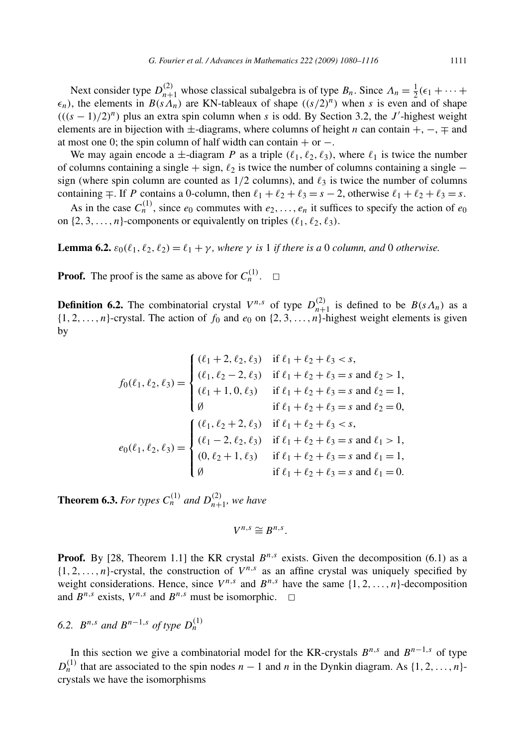Next consider type $D_{n+1}^{(2)}$ whose classical subalgebra is of type $B_n$. Since $\Lambda_n = \frac{1}{2}(\epsilon_1 + \cdots + \epsilon_n)$, the elements in $B(s\Lambda_n)$ are KN-tableaux of shape $((s/2)^n)$ when $s$ is even and of shape $(((s-1)/2)^n)$ plus an extra spin column when $s$ is odd. By Section 3.2, the $J'$-highest weight elements are in bijection with $\pm$-diagrams, where columns of height $n$ can contain $+$, $-$, $\mp$ and at most one 0; the spin column of half width can contain $+$ or $-$.

We may again encode a $\pm$-diagram $P$ as a triple $(\ell_1, \ell_2, \ell_3)$, where $\ell_1$ is twice the number of columns containing a single $+$ sign, $\ell_2$ is twice the number of columns containing a single $-$ sign (where spin column are counted as $1/2$ columns), and $\ell_3$ is twice the number of columns containing $\mp$. If $P$ contains a 0-column, then $\ell_1 + \ell_2 + \ell_3 = s - 2$, otherwise $\ell_1 + \ell_2 + \ell_3 = s$.

As in the case $C_n^{(1)}$, since $e_0$ commutes with $e_2, \ldots, e_n$ it suffices to specify the action of $e_0$ on $\{2, 3, \ldots, n\}$-components or equivalently on triples $(\ell_1, \ell_2, \ell_3)$.

**Lemma 6.2.** *$\varepsilon_0(\ell_1, \ell_2, \ell_2) = \ell_1 + \gamma$, where $\gamma$ is 1 if there is a 0 column, and 0 otherwise.*

**Proof.** The proof is the same as above for $C_n^{(1)}$. $\square$

**Definition 6.2.** The combinatorial crystal $V^{n,s}$ of type $D_{n+1}^{(2)}$ is defined to be $B(s\Lambda_n)$ as a $\{1, 2, \ldots, n\}$-crystal. The action of $f_0$ and $e_0$ on $\{2, 3, \ldots, n\}$-highest weight elements is given by

$$
f_0(\ell_1, \ell_2, \ell_3) = \begin{cases} (\ell_1 + 2, \ell_2, \ell_3) & \text{if } \ell_1 + \ell_2 + \ell_3 < s, \\ (\ell_1, \ell_2 - 2, \ell_3) & \text{if } \ell_1 + \ell_2 + \ell_3 = s \text{ and } \ell_2 > 1, \\ (\ell_1 + 1, 0, \ell_3) & \text{if } \ell_1 + \ell_2 + \ell_3 = s \text{ and } \ell_2 = 1, \\ \emptyset & \text{if } \ell_1 + \ell_2 + \ell_3 = s \text{ and } \ell_2 = 0, \end{cases}
$$

$$
e_0(\ell_1, \ell_2, \ell_3) = \begin{cases} (\ell_1, \ell_2 + 2, \ell_3) & \text{if } \ell_1 + \ell_2 + \ell_3 < s, \\ (\ell_1 - 2, \ell_2, \ell_3) & \text{if } \ell_1 + \ell_2 + \ell_3 = s \text{ and } \ell_1 > 1, \\ (0, \ell_2 + 1, \ell_3) & \text{if } \ell_1 + \ell_2 + \ell_3 = s \text{ and } \ell_1 = 1, \\ \emptyset & \text{if } \ell_1 + \ell_2 + \ell_3 = s \text{ and } \ell_1 = 0. \end{cases}
$$

**Theorem 6.3.** *For types $C_n^{(1)}$ and $D_{n+1}^{(2)}$, we have*

$$
V^{n,s} \cong B^{n,s}.
$$

**Proof.** By [28, Theorem 1.1] the KR crystal $B^{n,s}$ exists. Given the decomposition (6.1) as a $\{1, 2, \ldots, n\}$-crystal, the construction of $V^{n,s}$ as an affine crystal was uniquely specified by weight considerations. Hence, since $V^{n,s}$ and $B^{n,s}$ have the same $\{1, 2, \ldots, n\}$-decomposition and $B^{n,s}$ exists, $V^{n,s}$ and $B^{n,s}$ must be isomorphic. $\square$

### 6.2. $B^{n,s}$ and $B^{n-1,s}$ of type $D_n^{(1)}$

In this section we give a combinatorial model for the KR-crystals $B^{n,s}$ and $B^{n-1,s}$ of type $D_n^{(1)}$ that are associated to the spin nodes $n-1$ and $n$ in the Dynkin diagram. As $\{1, 2, \ldots, n\}$-crystals we have the isomorphisms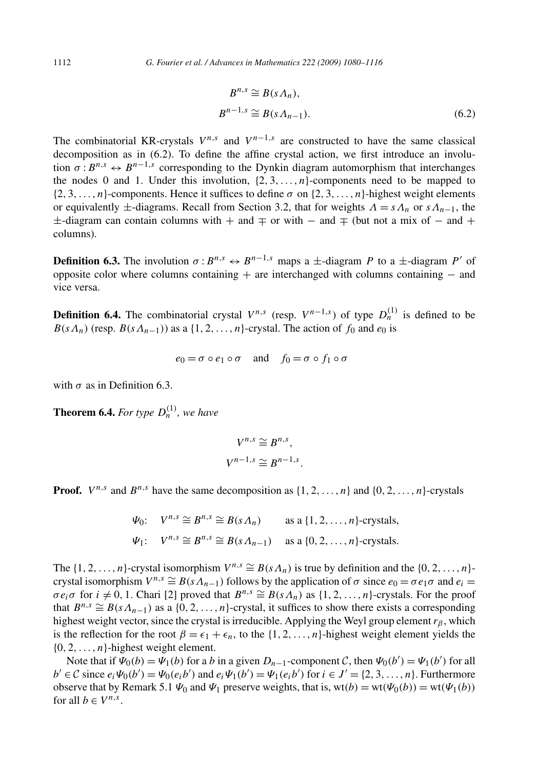$$
\begin{aligned}
B^{n,s} &\cong B(s\Lambda_n),\\
B^{n-1,s} &\cong B(s\Lambda_{n-1}).
\end{aligned}
\tag{6.2}
$$

The combinatorial KR-crystals $V^{n,s}$ and $V^{n-1,s}$ are constructed to have the same classical decomposition as in (6.2). To define the affine crystal action, we first introduce an involution $\sigma : B^{n,s} \leftrightarrow B^{n-1,s}$ corresponding to the Dynkin diagram automorphism that interchanges the nodes 0 and 1. Under this involution, $\{2,3,\dots,n\}$-components need to be mapped to $\{2,3,\dots,n\}$-components. Hence it suffices to define $\sigma$ on $\{2,3,\dots,n\}$-highest weight elements or equivalently $\pm$-diagrams. Recall from Section 3.2, that for weights $\Lambda = s\Lambda_n$ or $s\Lambda_{n-1}$, the $\pm$-diagram can contain columns with $+$ and $\mp$ or with $-$ and $\mp$ (but not a mix of $-$ and $+$ columns).

**Definition 6.3.** The involution $\sigma : B^{n,s} \leftrightarrow B^{n-1,s}$ maps a $\pm$-diagram $P$ to a $\pm$-diagram $P'$ of opposite color where columns containing $+$ are interchanged with columns containing $-$ and vice versa.

**Definition 6.4.** The combinatorial crystal $V^{n,s}$ (resp. $V^{n-1,s}$) of type $D_n^{(1)}$ is defined to be $B(s\Lambda_n)$ (resp. $B(s\Lambda_{n-1})$) as a $\{1,2,\dots,n\}$-crystal. The action of $f_0$ and $e_0$ is

$$
e_0 = \sigma \circ e_1 \circ \sigma \quad \text{and} \quad f_0 = \sigma \circ f_1 \circ \sigma
$$

with $\sigma$ as in Definition 6.3.

**Theorem 6.4.** *For type $D_n^{(1)}$, we have*

$$
\begin{aligned}
V^{n,s} &\cong B^{n,s},\\
V^{n-1,s} &\cong B^{n-1,s}.
\end{aligned}
$$

**Proof.** $V^{n,s}$ and $B^{n,s}$ have the same decomposition as $\{1,2,\dots,n\}$ and $\{0,2,\dots,n\}$-crystals

$$
\begin{aligned}
&\Psi_0: \quad V^{n,s} \cong B^{n,s} \cong B(s\Lambda_n) \qquad \text{as a } \{1,2,\dots,n\}\text{-crystals},\\
&\Psi_1: \quad V^{n,s} \cong B^{n,s} \cong B(s\Lambda_{n-1}) \quad \text{as a } \{0,2,\dots,n\}\text{-crystals}.
\end{aligned}
$$

The $\{1,2,\dots,n\}$-crystal isomorphism $V^{n,s} \cong B(s\Lambda_n)$ is true by definition and the $\{0,2,\dots,n\}$-crystal isomorphism $V^{n,s} \cong B(s\Lambda_{n-1})$ follows by the application of $\sigma$ since $e_0 = \sigma e_1 \sigma$ and $e_i = \sigma e_i \sigma$ for $i \neq 0, 1$. Chari [2] proved that $B^{n,s} \cong B(s\Lambda_n)$ as $\{1,2,\dots,n\}$-crystals. For the proof that $B^{n,s} \cong B(s\Lambda_{n-1})$ as a $\{0,2,\dots,n\}$-crystal, it suffices to show there exists a corresponding highest weight vector, since the crystal is irreducible. Applying the Weyl group element $r_\beta$, which is the reflection for the root $\beta = \epsilon_1 + \epsilon_n$, to the $\{1,2,\dots,n\}$-highest weight element yields the $\{0,2,\dots,n\}$-highest weight element.

Note that if $\Psi_0(b) = \Psi_1(b)$ for a $b$ in a given $D_{n-1}$-component $\mathcal{C}$, then $\Psi_0(b') = \Psi_1(b')$ for all $b' \in \mathcal{C}$ since $e_i \Psi_0(b') = \Psi_0(e_i b')$ and $e_i \Psi_1(b') = \Psi_1(e_i b')$ for $i \in J' = \{2,3,\dots,n\}$. Furthermore observe that by Remark 5.1 $\Psi_0$ and $\Psi_1$ preserve weights, that is, $\mathrm{wt}(b) = \mathrm{wt}(\Psi_0(b)) = \mathrm{wt}(\Psi_1(b))$ for all $b \in V^{n,s}$.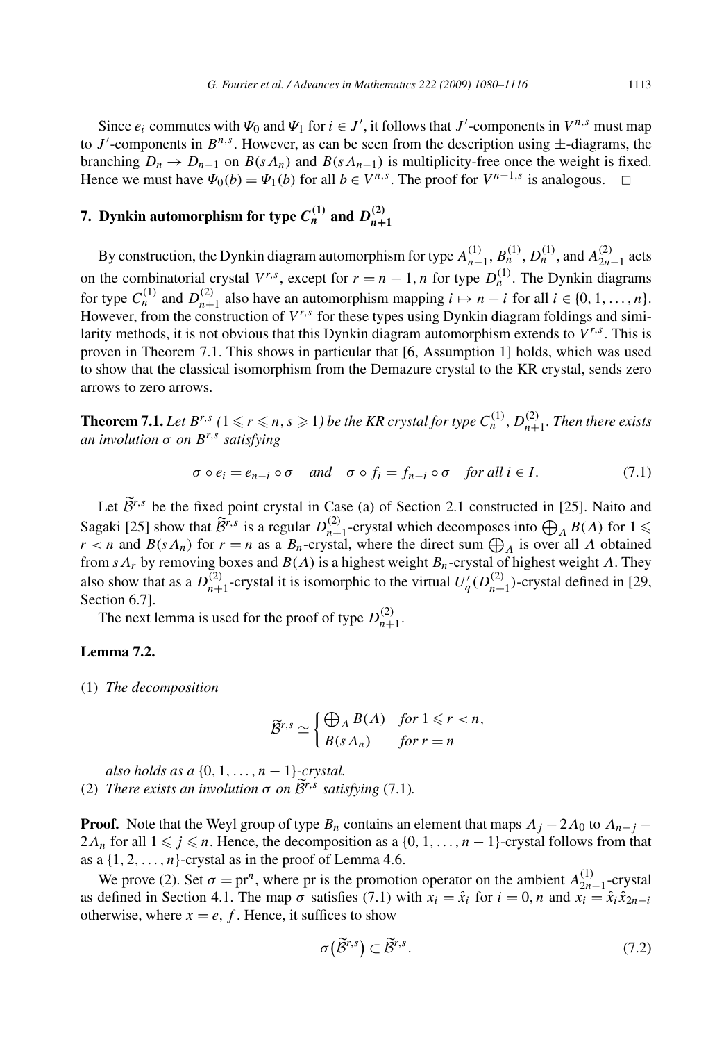Since $e_i$ commutes with $\Psi_0$ and $\Psi_1$ for $i \in J'$, it follows that $J'$-components in $V^{n,s}$ must map to $J'$-components in $B^{n,s}$. However, as can be seen from the description using $\pm$-diagrams, the branching $D_n \to D_{n-1}$ on $B(s\Lambda_n)$ and $B(s\Lambda_{n-1})$ is multiplicity-free once the weight is fixed. Hence we must have $\Psi_0(b) = \Psi_1(b)$ for all $b \in V^{n,s}$. The proof for $V^{n-1,s}$ is analogous. $\square$

## 7. Dynkin automorphism for type $C_n^{(1)}$ and $D_{n+1}^{(2)}$

By construction, the Dynkin diagram automorphism for type $A_{n-1}^{(1)}$, $B_n^{(1)}$, $D_n^{(1)}$, and $A_{2n-1}^{(2)}$ acts on the combinatorial crystal $V^{r,s}$, except for $r = n-1, n$ for type $D_n^{(1)}$. The Dynkin diagrams for type $C_n^{(1)}$ and $D_{n+1}^{(2)}$ also have an automorphism mapping $i \mapsto n-i$ for all $i \in \{0, 1, \ldots, n\}$. However, from the construction of $V^{r,s}$ for these types using Dynkin diagram foldings and similarity methods, it is not obvious that this Dynkin diagram automorphism extends to $V^{r,s}$. This is proven in Theorem 7.1. This shows in particular that [6, Assumption 1] holds, which was used to show that the classical isomorphism from the Demazure crystal to the KR crystal, sends zero arrows to zero arrows.

**Theorem 7.1.** *Let $B^{r,s}$ ($1 \leqslant r \leqslant n$, $s \geqslant 1$) be the KR crystal for type $C_n^{(1)}$, $D_{n+1}^{(2)}$. Then there exists an involution $\sigma$ on $B^{r,s}$ satisfying*

$$\sigma \circ e_i = e_{n-i} \circ \sigma \quad \text{and} \quad \sigma \circ f_i = f_{n-i} \circ \sigma \quad \text{for all } i \in I. \tag{7.1}$$

Let $\widetilde{\mathcal{B}}^{r,s}$ be the fixed point crystal in Case (a) of Section 2.1 constructed in [25]. Naito and Sagaki [25] show that $\widetilde{\mathcal{B}}^{r,s}$ is a regular $D_{n+1}^{(2)}$-crystal which decomposes into $\bigoplus_\Lambda B(\Lambda)$ for $1 \leqslant r < n$ and $B(s\Lambda_n)$ for $r = n$ as a $B_n$-crystal, where the direct sum $\bigoplus_\Lambda$ is over all $\Lambda$ obtained from $s\Lambda_r$ by removing boxes and $B(\Lambda)$ is a highest weight $B_n$-crystal of highest weight $\Lambda$. They also show that as a $D_{n+1}^{(2)}$-crystal it is isomorphic to the virtual $U_q'(D_{n+1}^{(2)})$-crystal defined in [29, Section 6.7].

The next lemma is used for the proof of type $D_{n+1}^{(2)}$.

**Lemma 7.2.**

(1) *The decomposition*

$$\widetilde{\mathcal{B}}^{r,s} \simeq \begin{cases} \bigoplus_\Lambda B(\Lambda) & \text{for } 1 \leqslant r < n, \\ B(s\Lambda_n) & \text{for } r = n \end{cases}$$

*also holds as a $\{0, 1, \ldots, n-1\}$-crystal.*

(2) *There exists an involution $\sigma$ on $\widetilde{\mathcal{B}}^{r,s}$ satisfying* (7.1).

**Proof.** Note that the Weyl group of type $B_n$ contains an element that maps $\Lambda_j - 2\Lambda_0$ to $\Lambda_{n-j} - 2\Lambda_n$ for all $1 \leqslant j \leqslant n$. Hence, the decomposition as a $\{0, 1, \ldots, n-1\}$-crystal follows from that as a $\{1, 2, \ldots, n\}$-crystal as in the proof of Lemma 4.6.

We prove (2). Set $\sigma = \mathrm{pr}^n$, where pr is the promotion operator on the ambient $A_{2n-1}^{(1)}$-crystal as defined in Section 4.1. The map $\sigma$ satisfies (7.1) with $x_i = \hat{x}_i$ for $i = 0, n$ and $x_i = \hat{x}_i \hat{x}_{2n-i}$ otherwise, where $x = e, f$. Hence, it suffices to show

$$\sigma\big(\widetilde{\mathcal{B}}^{r,s}\big) \subset \widetilde{\mathcal{B}}^{r,s}. \tag{7.2}$$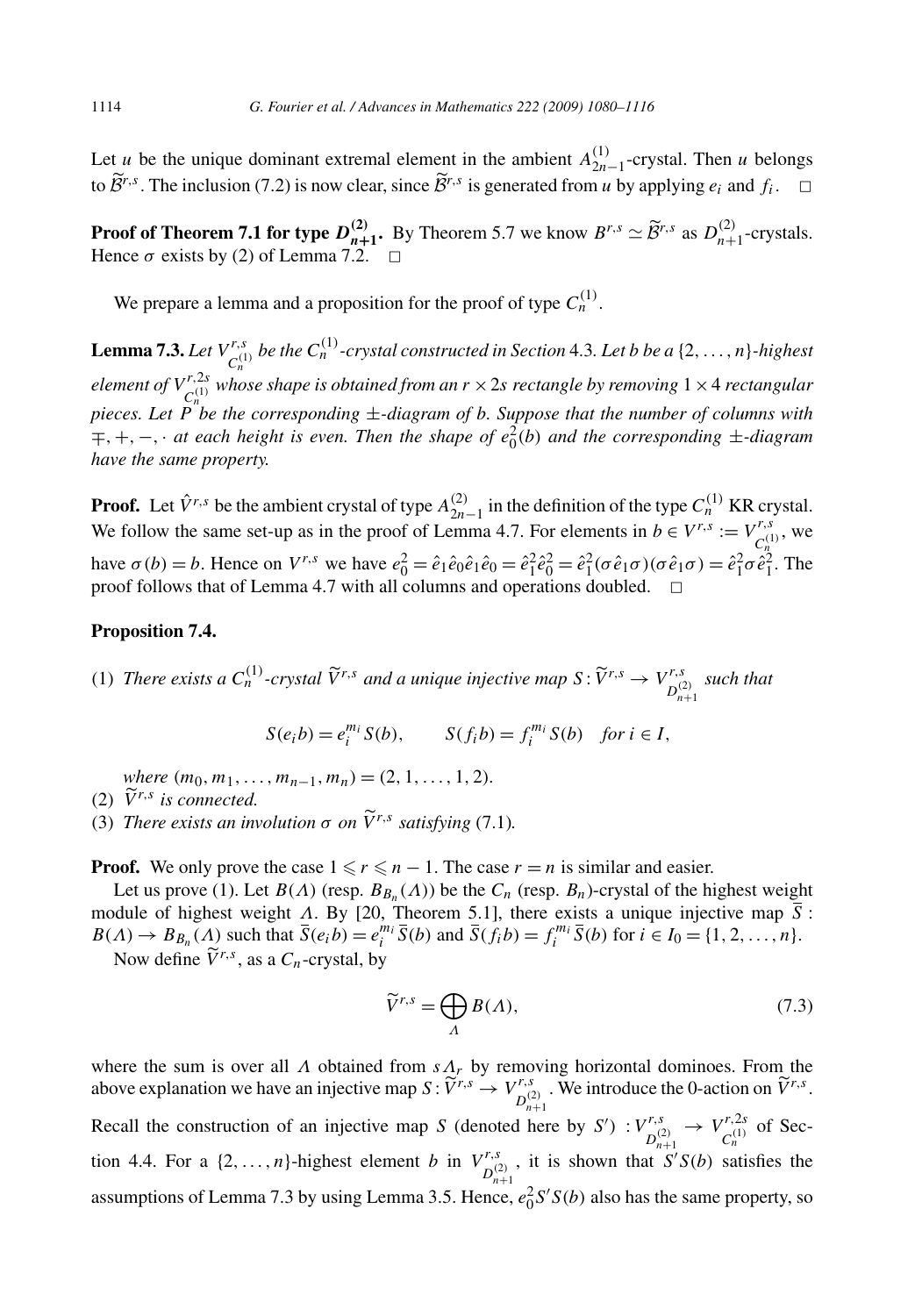Let $u$ be the unique dominant extremal element in the ambient $A_{2n-1}^{(1)}$-crystal. Then $u$ belongs to $\widetilde{\mathcal{B}}^{r,s}$. The inclusion (7.2) is now clear, since $\widetilde{\mathcal{B}}^{r,s}$ is generated from $u$ by applying $e_i$ and $f_i$. $\square$

**Proof of Theorem 7.1 for type $D_{n+1}^{(2)}$.** By Theorem 5.7 we know $B^{r,s} \simeq \widetilde{\mathcal{B}}^{r,s}$ as $D_{n+1}^{(2)}$-crystals. Hence $\sigma$ exists by (2) of Lemma 7.2. $\square$

We prepare a lemma and a proposition for the proof of type $C_n^{(1)}$.

**Lemma 7.3.** *Let $V_{C_n^{(1)}}^{r,s}$ be the $C_n^{(1)}$-crystal constructed in Section 4.3. Let $b$ be a $\{2,\dots,n\}$-highest element of $V_{C_n^{(1)}}^{r,2s}$ whose shape is obtained from an $r \times 2s$ rectangle by removing $1 \times 4$ rectangular pieces. Let $P$ be the corresponding $\pm$-diagram of $b$. Suppose that the number of columns with $\mp, +, -, \cdot$ at each height is even. Then the shape of $e_0^2(b)$ and the corresponding $\pm$-diagram have the same property.*

**Proof.** Let $\hat{V}^{r,s}$ be the ambient crystal of type $A_{2n-1}^{(2)}$ in the definition of the type $C_n^{(1)}$ KR crystal. We follow the same set-up as in the proof of Lemma 4.7. For elements in $b \in V^{r,s} := V_{C_n^{(1)}}^{r,s}$, we have $\sigma(b) = b$. Hence on $V^{r,s}$ we have $e_0^2 = \hat{e}_1\hat{e}_0\hat{e}_1\hat{e}_0 = \hat{e}_1^2\hat{e}_0^2 = \hat{e}_1^2(\sigma\hat{e}_1\sigma)(\sigma\hat{e}_1\sigma) = \hat{e}_1^2\sigma\hat{e}_1^2$. The proof follows that of Lemma 4.7 with all columns and operations doubled. $\square$

**Proposition 7.4.**

(1) *There exists a $C_n^{(1)}$-crystal $\widetilde{V}^{r,s}$ and a unique injective map $S : \widetilde{V}^{r,s} \to V_{D_{n+1}^{(2)}}^{r,s}$ such that*

$$S(e_i b) = e_i^{m_i} S(b), \qquad S(f_i b) = f_i^{m_i} S(b) \quad \textit{for } i \in I,$$

*where $(m_0, m_1, \dots, m_{n-1}, m_n) = (2, 1, \dots, 1, 2)$.*

(2) *$\widetilde{V}^{r,s}$ is connected.*

(3) *There exists an involution $\sigma$ on $\widetilde{V}^{r,s}$ satisfying* (7.1)*.*

**Proof.** We only prove the case $1 \leqslant r \leqslant n-1$. The case $r = n$ is similar and easier.

Let us prove (1). Let $B(\Lambda)$ (resp. $B_{B_n}(\Lambda)$) be the $C_n$ (resp. $B_n$)-crystal of the highest weight module of highest weight $\Lambda$. By [20, Theorem 5.1], there exists a unique injective map $\overline{S} : B(\Lambda) \to B_{B_n}(\Lambda)$ such that $\overline{S}(e_i b) = e_i^{m_i} \overline{S}(b)$ and $\overline{S}(f_i b) = f_i^{m_i} \overline{S}(b)$ for $i \in I_0 = \{1, 2, \dots, n\}$.

Now define $\widetilde{V}^{r,s}$, as a $C_n$-crystal, by

$$\widetilde{V}^{r,s} = \bigoplus_{\Lambda} B(\Lambda), \tag{7.3}$$

where the sum is over all $\Lambda$ obtained from $s\Lambda_r$ by removing horizontal dominoes. From the above explanation we have an injective map $S : \widetilde{V}^{r,s} \to V_{D_{n+1}^{(2)}}^{r,s}$. We introduce the 0-action on $\widetilde{V}^{r,s}$. Recall the construction of an injective map $S$ (denoted here by $S'$) $: V_{D_{n+1}^{(2)}}^{r,s} \to V_{C_n^{(1)}}^{r,2s}$ of Section 4.4. For a $\{2,\dots,n\}$-highest element $b$ in $V_{D_{n+1}^{(2)}}^{r,s}$, it is shown that $S'S(b)$ satisfies the assumptions of Lemma 7.3 by using Lemma 3.5. Hence, $e_0^2 S'S(b)$ also has the same property, so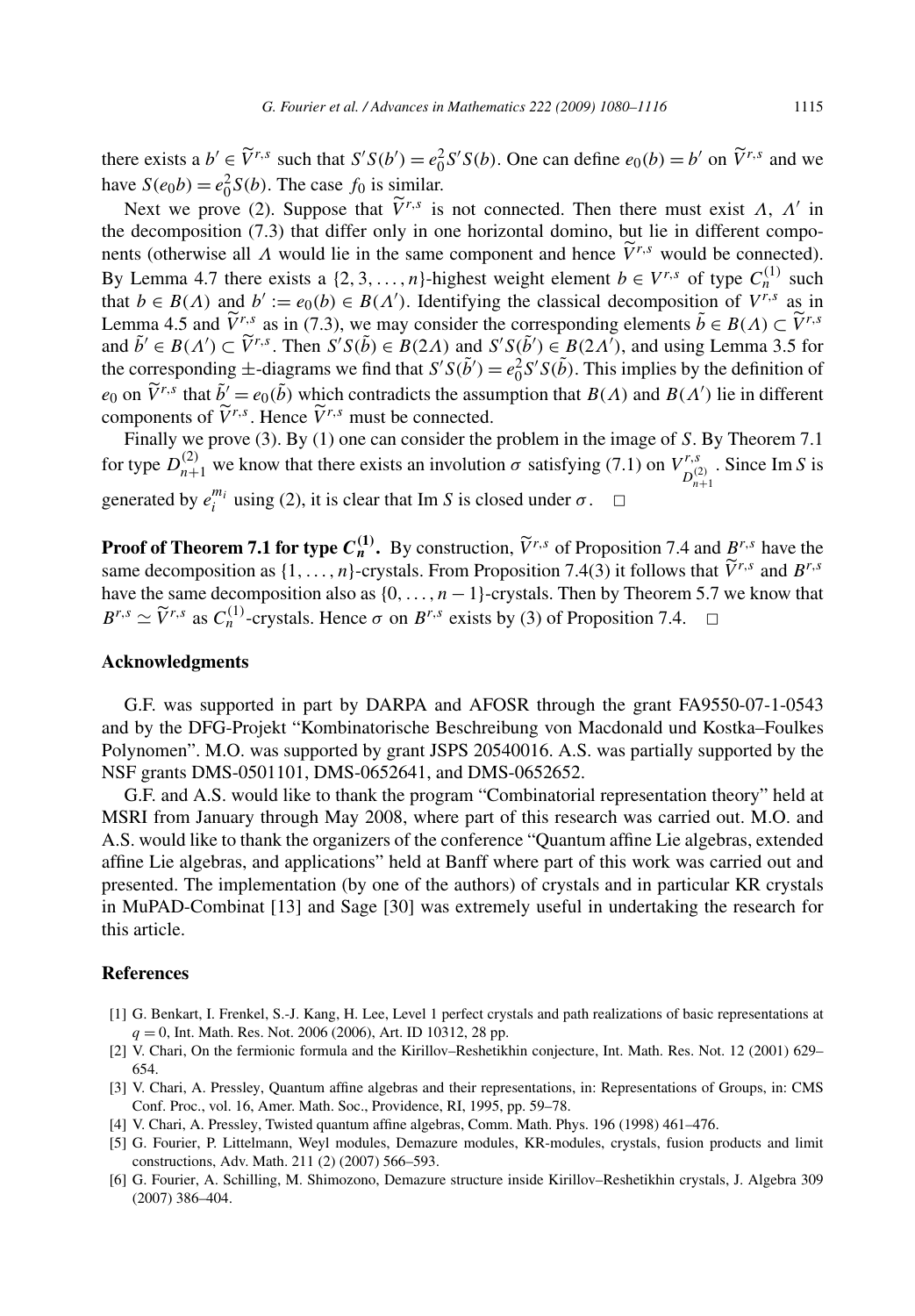there exists a $b' \in \widetilde{V}^{r,s}$ such that $S'S(b') = e_0^2 S'S(b)$. One can define $e_0(b) = b'$ on $\widetilde{V}^{r,s}$ and we have $S(e_0 b) = e_0^2 S(b)$. The case $f_0$ is similar.

Next we prove (2). Suppose that $\widetilde{V}^{r,s}$ is not connected. Then there must exist $\Lambda$, $\Lambda'$ in the decomposition (7.3) that differ only in one horizontal domino, but lie in different components (otherwise all $\Lambda$ would lie in the same component and hence $\widetilde{V}^{r,s}$ would be connected). By Lemma 4.7 there exists a $\{2, 3, \ldots, n\}$-highest weight element $b \in V^{r,s}$ of type $C_n^{(1)}$ such that $b \in B(\Lambda)$ and $b' := e_0(b) \in B(\Lambda')$. Identifying the classical decomposition of $V^{r,s}$ as in Lemma 4.5 and $\widetilde{V}^{r,s}$ as in (7.3), we may consider the corresponding elements $\tilde{b} \in B(\Lambda) \subset \widetilde{V}^{r,s}$ and $\tilde{b}' \in B(\Lambda') \subset \widetilde{V}^{r,s}$. Then $S'S(\tilde{b}) \in B(2\Lambda)$ and $S'S(\tilde{b}') \in B(2\Lambda')$, and using Lemma 3.5 for the corresponding $\pm$-diagrams we find that $S'S(\tilde{b}') = e_0^2 S'S(\tilde{b})$. This implies by the definition of $e_0$ on $\widetilde{V}^{r,s}$ that $\tilde{b}' = e_0(\tilde{b})$ which contradicts the assumption that $B(\Lambda)$ and $B(\Lambda')$ lie in different components of $\widetilde{V}^{r,s}$. Hence $\widetilde{V}^{r,s}$ must be connected.

Finally we prove (3). By (1) one can consider the problem in the image of $S$. By Theorem 7.1 for type $D_{n+1}^{(2)}$ we know that there exists an involution $\sigma$ satisfying (7.1) on $V^{r,s}_{D_{n+1}^{(2)}}$. Since $\operatorname{Im} S$ is generated by $e_i^{m_i}$ using (2), it is clear that $\operatorname{Im} S$ is closed under $\sigma$. $\square$

**Proof of Theorem 7.1 for type $C_n^{(1)}$.** By construction, $\widetilde{V}^{r,s}$ of Proposition 7.4 and $B^{r,s}$ have the same decomposition as $\{1, \ldots, n\}$-crystals. From Proposition 7.4(3) it follows that $\widetilde{V}^{r,s}$ and $B^{r,s}$ have the same decomposition also as $\{0, \ldots, n-1\}$-crystals. Then by Theorem 5.7 we know that $B^{r,s} \simeq \widetilde{V}^{r,s}$ as $C_n^{(1)}$-crystals. Hence $\sigma$ on $B^{r,s}$ exists by (3) of Proposition 7.4. $\square$

## Acknowledgments

G.F. was supported in part by DARPA and AFOSR through the grant FA9550-07-1-0543 and by the DFG-Projekt "Kombinatorische Beschreibung von Macdonald und Kostka–Foulkes Polynomen". M.O. was supported by grant JSPS 20540016. A.S. was partially supported by the NSF grants DMS-0501101, DMS-0652641, and DMS-0652652.

G.F. and A.S. would like to thank the program "Combinatorial representation theory" held at MSRI from January through May 2008, where part of this research was carried out. M.O. and A.S. would like to thank the organizers of the conference "Quantum affine Lie algebras, extended affine Lie algebras, and applications" held at Banff where part of this work was carried out and presented. The implementation (by one of the authors) of crystals and in particular KR crystals in MuPAD-Combinat [13] and Sage [30] was extremely useful in undertaking the research for this article.

## References

[1] G. Benkart, I. Frenkel, S.-J. Kang, H. Lee, Level 1 perfect crystals and path realizations of basic representations at $q = 0$, Int. Math. Res. Not. 2006 (2006), Art. ID 10312, 28 pp.

[2] V. Chari, On the fermionic formula and the Kirillov–Reshetikhin conjecture, Int. Math. Res. Not. 12 (2001) 629–654.

[3] V. Chari, A. Pressley, Quantum affine algebras and their representations, in: Representations of Groups, in: CMS Conf. Proc., vol. 16, Amer. Math. Soc., Providence, RI, 1995, pp. 59–78.

[4] V. Chari, A. Pressley, Twisted quantum affine algebras, Comm. Math. Phys. 196 (1998) 461–476.

[5] G. Fourier, P. Littelmann, Weyl modules, Demazure modules, KR-modules, crystals, fusion products and limit constructions, Adv. Math. 211 (2) (2007) 566–593.

[6] G. Fourier, A. Schilling, M. Shimozono, Demazure structure inside Kirillov–Reshetikhin crystals, J. Algebra 309 (2007) 386–404.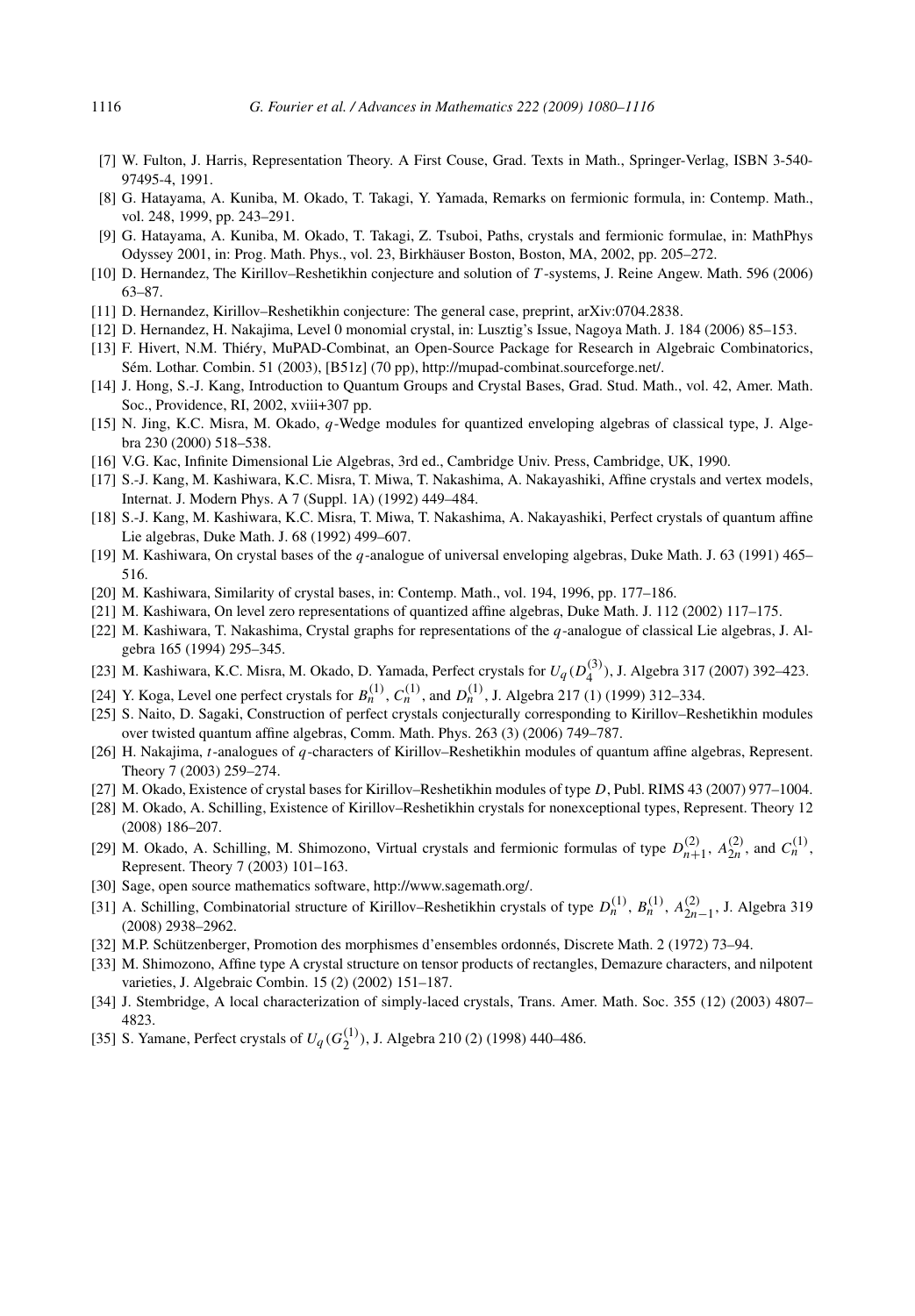[7] W. Fulton, J. Harris, Representation Theory. A First Couse, Grad. Texts in Math., Springer-Verlag, ISBN 3-540-97495-4, 1991.

[8] G. Hatayama, A. Kuniba, M. Okado, T. Takagi, Y. Yamada, Remarks on fermionic formula, in: Contemp. Math., vol. 248, 1999, pp. 243–291.

[9] G. Hatayama, A. Kuniba, M. Okado, T. Takagi, Z. Tsuboi, Paths, crystals and fermionic formulae, in: MathPhys Odyssey 2001, in: Prog. Math. Phys., vol. 23, Birkhäuser Boston, Boston, MA, 2002, pp. 205–272.

[10] D. Hernandez, The Kirillov–Reshetikhin conjecture and solution of $T$-systems, J. Reine Angew. Math. 596 (2006) 63–87.

[11] D. Hernandez, Kirillov–Reshetikhin conjecture: The general case, preprint, arXiv:0704.2838.

[12] D. Hernandez, H. Nakajima, Level 0 monomial crystal, in: Lusztig's Issue, Nagoya Math. J. 184 (2006) 85–153.

[13] F. Hivert, N.M. Thiéry, MuPAD-Combinat, an Open-Source Package for Research in Algebraic Combinatorics, Sém. Lothar. Combin. 51 (2003), [B51z] (70 pp), http://mupad-combinat.sourceforge.net/.

[14] J. Hong, S.-J. Kang, Introduction to Quantum Groups and Crystal Bases, Grad. Stud. Math., vol. 42, Amer. Math. Soc., Providence, RI, 2002, xviii+307 pp.

[15] N. Jing, K.C. Misra, M. Okado, $q$-Wedge modules for quantized enveloping algebras of classical type, J. Algebra 230 (2000) 518–538.

[16] V.G. Kac, Infinite Dimensional Lie Algebras, 3rd ed., Cambridge Univ. Press, Cambridge, UK, 1990.

[17] S.-J. Kang, M. Kashiwara, K.C. Misra, T. Miwa, T. Nakashima, A. Nakayashiki, Affine crystals and vertex models, Internat. J. Modern Phys. A 7 (Suppl. 1A) (1992) 449–484.

[18] S.-J. Kang, M. Kashiwara, K.C. Misra, T. Miwa, T. Nakashima, A. Nakayashiki, Perfect crystals of quantum affine Lie algebras, Duke Math. J. 68 (1992) 499–607.

[19] M. Kashiwara, On crystal bases of the $q$-analogue of universal enveloping algebras, Duke Math. J. 63 (1991) 465–516.

[20] M. Kashiwara, Similarity of crystal bases, in: Contemp. Math., vol. 194, 1996, pp. 177–186.

[21] M. Kashiwara, On level zero representations of quantized affine algebras, Duke Math. J. 112 (2002) 117–175.

[22] M. Kashiwara, T. Nakashima, Crystal graphs for representations of the $q$-analogue of classical Lie algebras, J. Algebra 165 (1994) 295–345.

[23] M. Kashiwara, K.C. Misra, M. Okado, D. Yamada, Perfect crystals for $U_q(D_4^{(3)})$, J. Algebra 317 (2007) 392–423.

[24] Y. Koga, Level one perfect crystals for $B_n^{(1)}$, $C_n^{(1)}$, and $D_n^{(1)}$, J. Algebra 217 (1) (1999) 312–334.

[25] S. Naito, D. Sagaki, Construction of perfect crystals conjecturally corresponding to Kirillov–Reshetikhin modules over twisted quantum affine algebras, Comm. Math. Phys. 263 (3) (2006) 749–787.

[26] H. Nakajima, $t$-analogues of $q$-characters of Kirillov–Reshetikhin modules of quantum affine algebras, Represent. Theory 7 (2003) 259–274.

[27] M. Okado, Existence of crystal bases for Kirillov–Reshetikhin modules of type $D$, Publ. RIMS 43 (2007) 977–1004.

[28] M. Okado, A. Schilling, Existence of Kirillov–Reshetikhin crystals for nonexceptional types, Represent. Theory 12 (2008) 186–207.

[29] M. Okado, A. Schilling, M. Shimozono, Virtual crystals and fermionic formulas of type $D_{n+1}^{(2)}$, $A_{2n}^{(2)}$, and $C_n^{(1)}$, Represent. Theory 7 (2003) 101–163.

[30] Sage, open source mathematics software, http://www.sagemath.org/.

[31] A. Schilling, Combinatorial structure of Kirillov–Reshetikhin crystals of type $D_n^{(1)}$, $B_n^{(1)}$, $A_{2n-1}^{(2)}$, J. Algebra 319 (2008) 2938–2962.

[32] M.P. Schützenberger, Promotion des morphismes d'ensembles ordonnés, Discrete Math. 2 (1972) 73–94.

[33] M. Shimozono, Affine type A crystal structure on tensor products of rectangles, Demazure characters, and nilpotent varieties, J. Algebraic Combin. 15 (2) (2002) 151–187.

[34] J. Stembridge, A local characterization of simply-laced crystals, Trans. Amer. Math. Soc. 355 (12) (2003) 4807–4823.

[35] S. Yamane, Perfect crystals of $U_q(G_2^{(1)})$, J. Algebra 210 (2) (1998) 440–486.